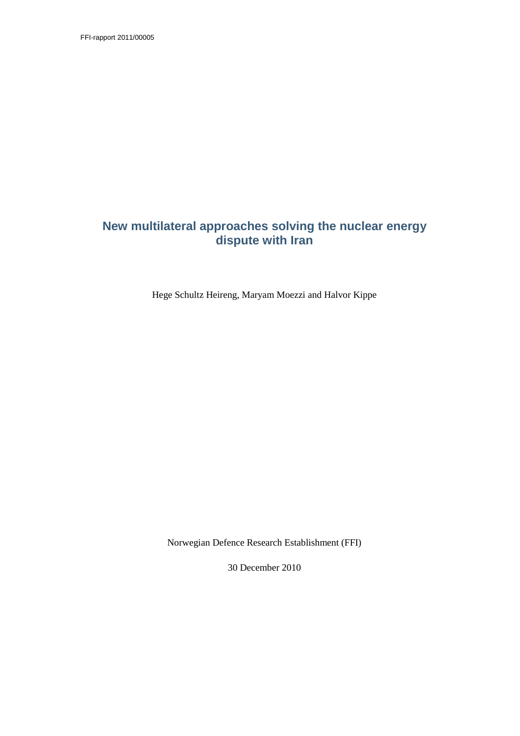FFI-rapport 2011/00005

# New multilateral approaches solving the nuclear energy dispute with Iran

Hege Schultz Heireng, Maryam Moezzi and Halvor Kippe

Norwegian Defence Research Establishment (FFI)

30 December 2010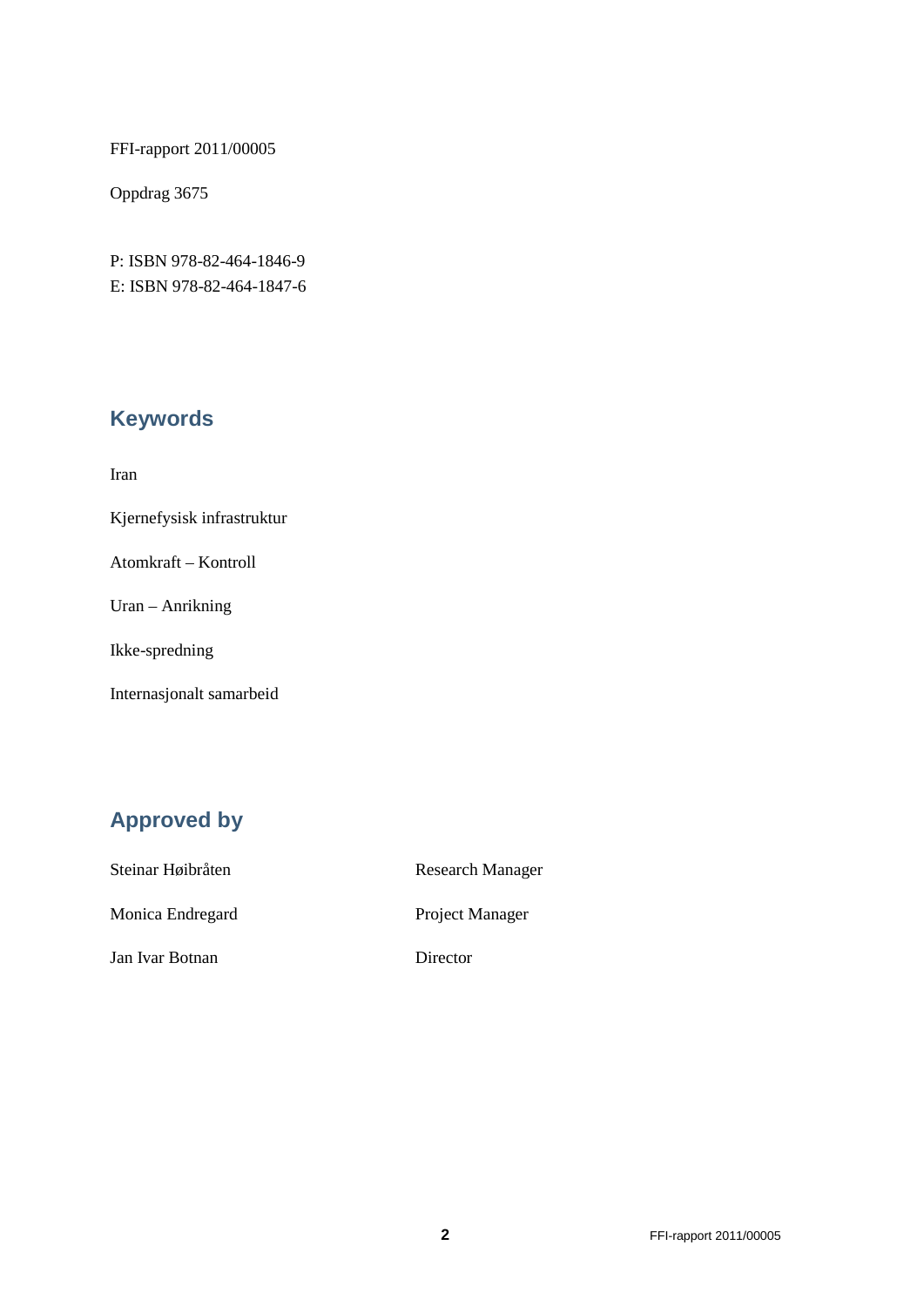FFI-rapport 2011/00005

Oppdrag 3675

P: ISBN 978-82-464-1846-9
E: ISBN 978-82-464-1847-6

## Keywords

Iran

Kjernefysisk infrastruktur

Atomkraft – Kontroll

Uran – Anrikning

Ikke-spredning

Internasjonalt samarbeid

## Approved by

| | |
|---|---|
| Steinar Høibråten | Research Manager |
| Monica Endregard | Project Manager |
| Jan Ivar Botnan | Director |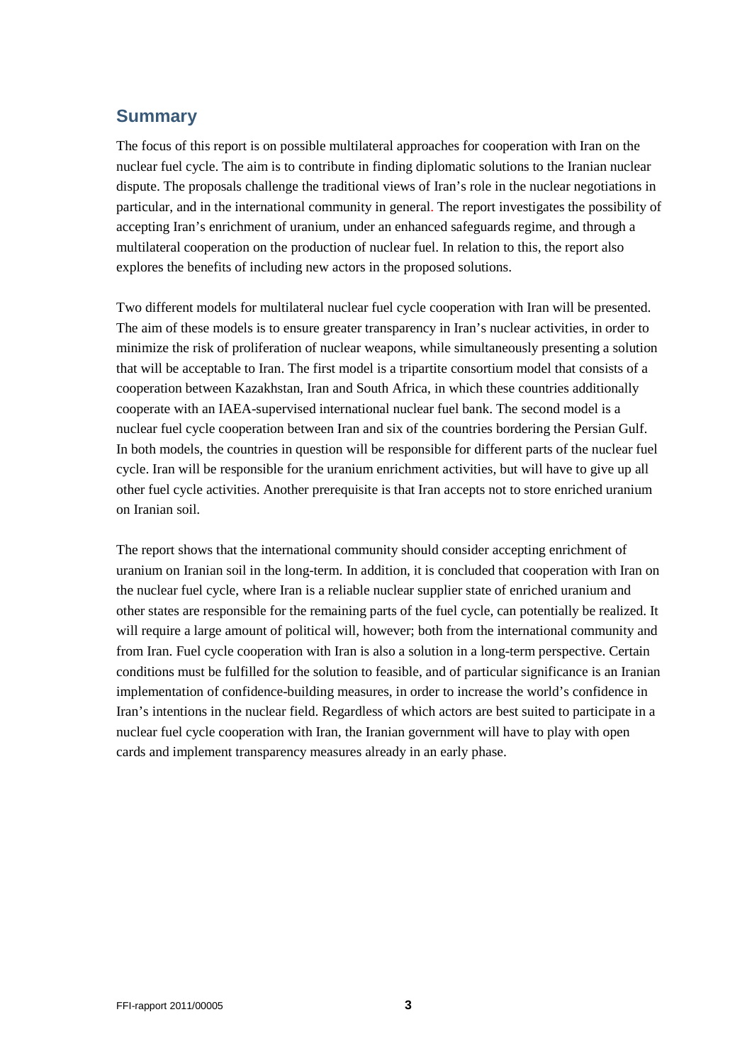## Summary

The focus of this report is on possible multilateral approaches for cooperation with Iran on the nuclear fuel cycle. The aim is to contribute in finding diplomatic solutions to the Iranian nuclear dispute. The proposals challenge the traditional views of Iran's role in the nuclear negotiations in particular, and in the international community in general. The report investigates the possibility of accepting Iran's enrichment of uranium, under an enhanced safeguards regime, and through a multilateral cooperation on the production of nuclear fuel. In relation to this, the report also explores the benefits of including new actors in the proposed solutions.

Two different models for multilateral nuclear fuel cycle cooperation with Iran will be presented. The aim of these models is to ensure greater transparency in Iran's nuclear activities, in order to minimize the risk of proliferation of nuclear weapons, while simultaneously presenting a solution that will be acceptable to Iran. The first model is a tripartite consortium model that consists of a cooperation between Kazakhstan, Iran and South Africa, in which these countries additionally cooperate with an IAEA-supervised international nuclear fuel bank. The second model is a nuclear fuel cycle cooperation between Iran and six of the countries bordering the Persian Gulf. In both models, the countries in question will be responsible for different parts of the nuclear fuel cycle. Iran will be responsible for the uranium enrichment activities, but will have to give up all other fuel cycle activities. Another prerequisite is that Iran accepts not to store enriched uranium on Iranian soil.

The report shows that the international community should consider accepting enrichment of uranium on Iranian soil in the long-term. In addition, it is concluded that cooperation with Iran on the nuclear fuel cycle, where Iran is a reliable nuclear supplier state of enriched uranium and other states are responsible for the remaining parts of the fuel cycle, can potentially be realized. It will require a large amount of political will, however; both from the international community and from Iran. Fuel cycle cooperation with Iran is also a solution in a long-term perspective. Certain conditions must be fulfilled for the solution to feasible, and of particular significance is an Iranian implementation of confidence-building measures, in order to increase the world's confidence in Iran's intentions in the nuclear field. Regardless of which actors are best suited to participate in a nuclear fuel cycle cooperation with Iran, the Iranian government will have to play with open cards and implement transparency measures already in an early phase.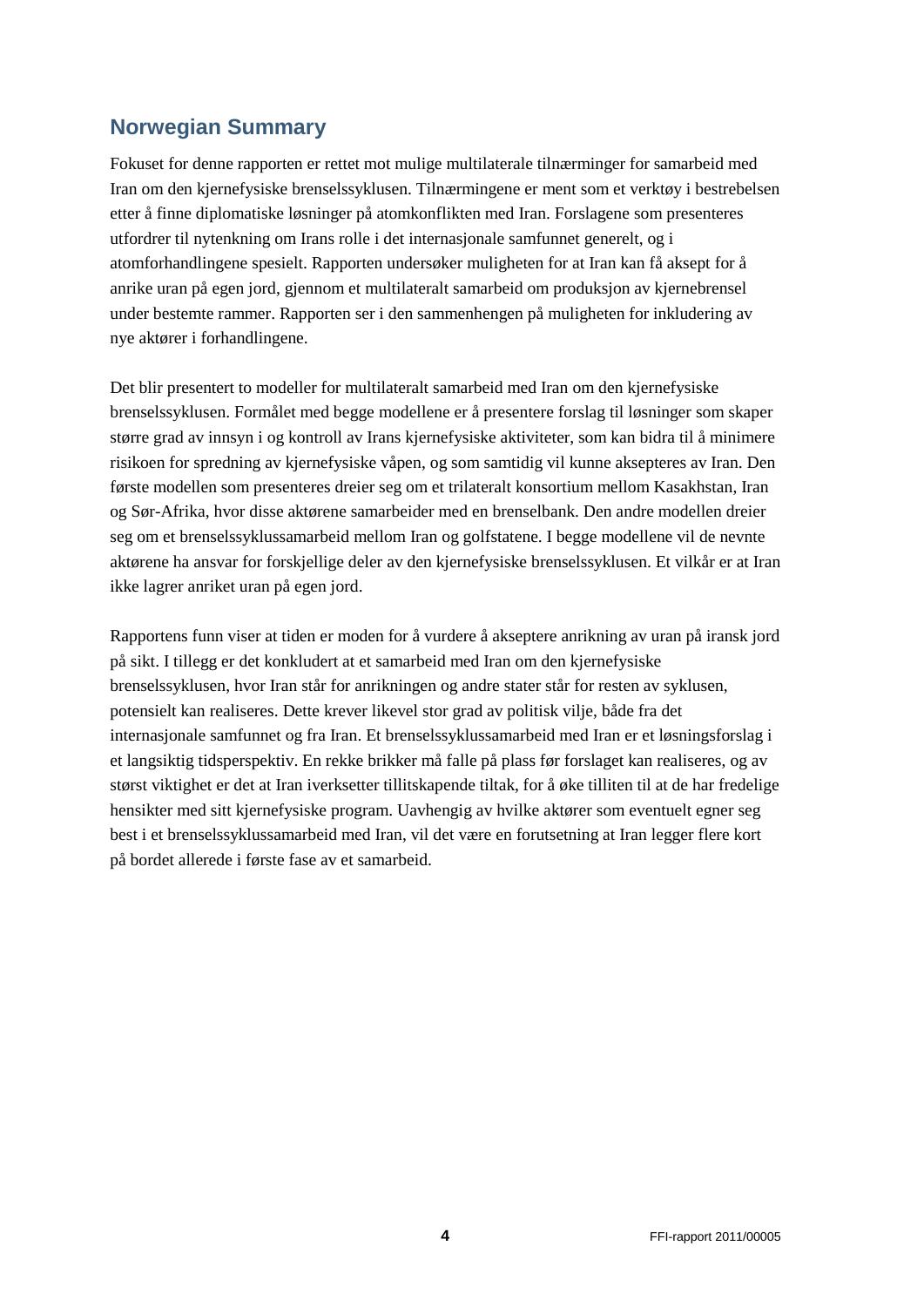## Norwegian Summary

Fokuset for denne rapporten er rettet mot mulige multilaterale tilnærminger for samarbeid med Iran om den kjernefysiske brenselssyklusen. Tilnærmingene er ment som et verktøy i bestrebelsen etter å finne diplomatiske løsninger på atomkonflikten med Iran. Forslagene som presenteres utfordrer til nytenkning om Irans rolle i det internasjonale samfunnet generelt, og i atomforhandlingene spesielt. Rapporten undersøker muligheten for at Iran kan få aksept for å anrike uran på egen jord, gjennom et multilateralt samarbeid om produksjon av kjernebrensel under bestemte rammer. Rapporten ser i den sammenhengen på muligheten for inkludering av nye aktører i forhandlingene.

Det blir presentert to modeller for multilateralt samarbeid med Iran om den kjernefysiske brenselssyklusen. Formålet med begge modellene er å presentere forslag til løsninger som skaper større grad av innsyn i og kontroll av Irans kjernefysiske aktiviteter, som kan bidra til å minimere risikoen for spredning av kjernefysiske våpen, og som samtidig vil kunne aksepteres av Iran. Den første modellen som presenteres dreier seg om et trilateralt konsortium mellom Kasakhstan, Iran og Sør-Afrika, hvor disse aktørene samarbeider med en brenselbank. Den andre modellen dreier seg om et brenselssyklussamarbeid mellom Iran og golfstatene. I begge modellene vil de nevnte aktørene ha ansvar for forskjellige deler av den kjernefysiske brenselssyklusen. Et vilkår er at Iran ikke lagrer anriket uran på egen jord.

Rapportens funn viser at tiden er moden for å vurdere å akseptere anrikning av uran på iransk jord på sikt. I tillegg er det konkludert at et samarbeid med Iran om den kjernefysiske brenselssyklusen, hvor Iran står for anrikningen og andre stater står for resten av syklusen, potensielt kan realiseres. Dette krever likevel stor grad av politisk vilje, både fra det internasjonale samfunnet og fra Iran. Et brenselssyklussamarbeid med Iran er et løsningsforslag i et langsiktig tidsperspektiv. En rekke brikker må falle på plass før forslaget kan realiseres, og av størst viktighet er det at Iran iverksetter tillitskapende tiltak, for å øke tilliten til at de har fredelige hensikter med sitt kjernefysiske program. Uavhengig av hvilke aktører som eventuelt egner seg best i et brenselssyklussamarbeid med Iran, vil det være en forutsetning at Iran legger flere kort på bordet allerede i første fase av et samarbeid.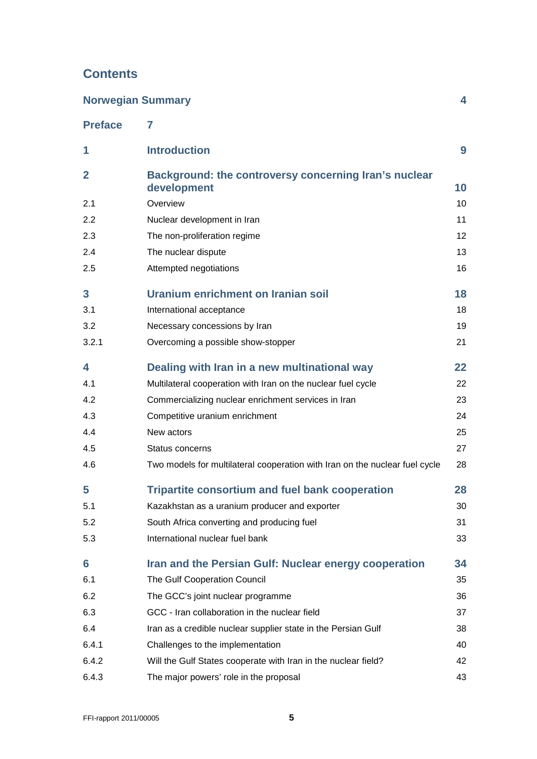## Contents

| | | |
|---|---|---|
| **Norwegian Summary** | | **4** |
| **Preface** | **7** | |
| **1** | **Introduction** | **9** |
| **2** | **Background: the controversy concerning Iran's nuclear development** | **10** |
| 2.1 | Overview | 10 |
| 2.2 | Nuclear development in Iran | 11 |
| 2.3 | The non-proliferation regime | 12 |
| 2.4 | The nuclear dispute | 13 |
| 2.5 | Attempted negotiations | 16 |
| **3** | **Uranium enrichment on Iranian soil** | **18** |
| 3.1 | International acceptance | 18 |
| 3.2 | Necessary concessions by Iran | 19 |
| 3.2.1 | Overcoming a possible show-stopper | 21 |
| **4** | **Dealing with Iran in a new multinational way** | **22** |
| 4.1 | Multilateral cooperation with Iran on the nuclear fuel cycle | 22 |
| 4.2 | Commercializing nuclear enrichment services in Iran | 23 |
| 4.3 | Competitive uranium enrichment | 24 |
| 4.4 | New actors | 25 |
| 4.5 | Status concerns | 27 |
| 4.6 | Two models for multilateral cooperation with Iran on the nuclear fuel cycle | 28 |
| **5** | **Tripartite consortium and fuel bank cooperation** | **28** |
| 5.1 | Kazakhstan as a uranium producer and exporter | 30 |
| 5.2 | South Africa converting and producing fuel | 31 |
| 5.3 | International nuclear fuel bank | 33 |
| **6** | **Iran and the Persian Gulf: Nuclear energy cooperation** | **34** |
| 6.1 | The Gulf Cooperation Council | 35 |
| 6.2 | The GCC's joint nuclear programme | 36 |
| 6.3 | GCC - Iran collaboration in the nuclear field | 37 |
| 6.4 | Iran as a credible nuclear supplier state in the Persian Gulf | 38 |
| 6.4.1 | Challenges to the implementation | 40 |
| 6.4.2 | Will the Gulf States cooperate with Iran in the nuclear field? | 42 |
| 6.4.3 | The major powers' role in the proposal | 43 |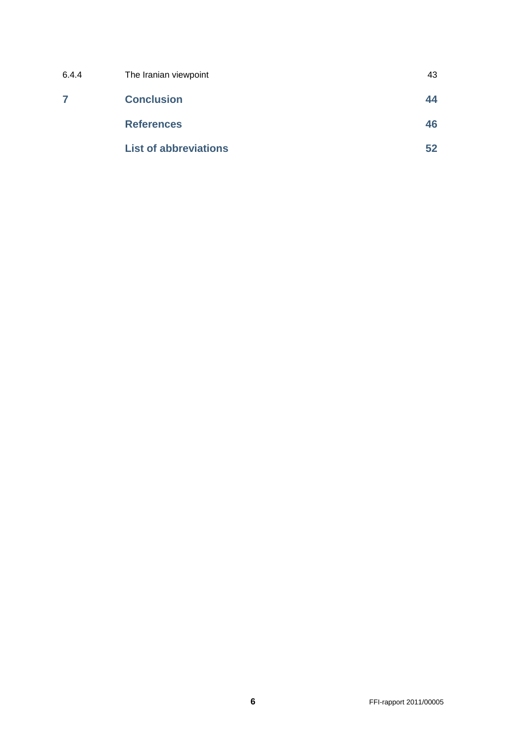| | | |
|---|---|---|
| 6.4.4 | The Iranian viewpoint | 43 |
| **7** | **Conclusion** | **44** |
| | **References** | **46** |
| | **List of abbreviations** | **52** |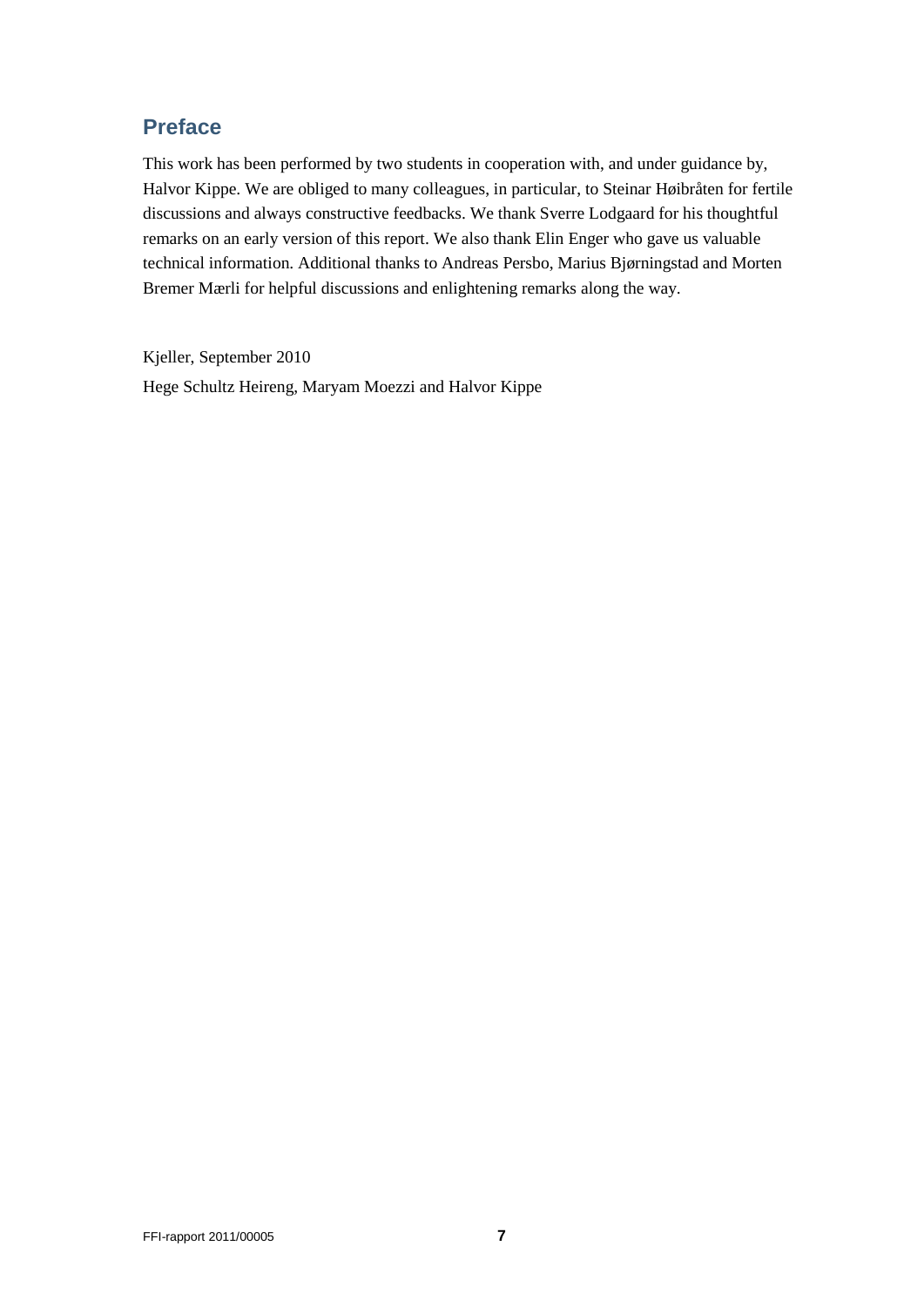## Preface

This work has been performed by two students in cooperation with, and under guidance by, Halvor Kippe. We are obliged to many colleagues, in particular, to Steinar Høibråten for fertile discussions and always constructive feedbacks. We thank Sverre Lodgaard for his thoughtful remarks on an early version of this report. We also thank Elin Enger who gave us valuable technical information. Additional thanks to Andreas Persbo, Marius Bjørningstad and Morten Bremer Mærli for helpful discussions and enlightening remarks along the way.

Kjeller, September 2010

Hege Schultz Heireng, Maryam Moezzi and Halvor Kippe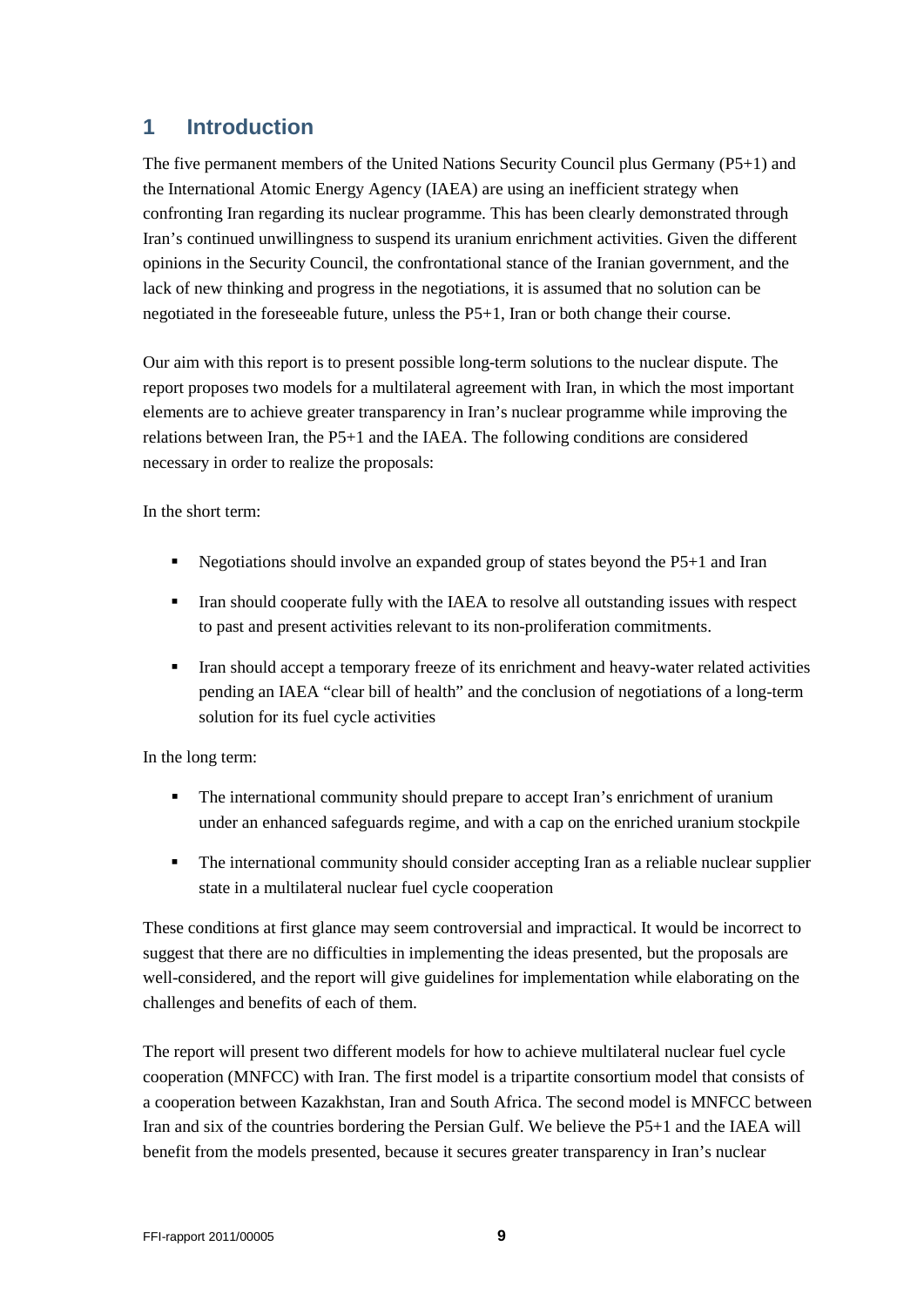# 1 Introduction

The five permanent members of the United Nations Security Council plus Germany (P5+1) and the International Atomic Energy Agency (IAEA) are using an inefficient strategy when confronting Iran regarding its nuclear programme. This has been clearly demonstrated through Iran's continued unwillingness to suspend its uranium enrichment activities. Given the different opinions in the Security Council, the confrontational stance of the Iranian government, and the lack of new thinking and progress in the negotiations, it is assumed that no solution can be negotiated in the foreseeable future, unless the P5+1, Iran or both change their course.

Our aim with this report is to present possible long-term solutions to the nuclear dispute. The report proposes two models for a multilateral agreement with Iran, in which the most important elements are to achieve greater transparency in Iran's nuclear programme while improving the relations between Iran, the P5+1 and the IAEA. The following conditions are considered necessary in order to realize the proposals:

In the short term:

- Negotiations should involve an expanded group of states beyond the P5+1 and Iran
- Iran should cooperate fully with the IAEA to resolve all outstanding issues with respect to past and present activities relevant to its non-proliferation commitments.
- Iran should accept a temporary freeze of its enrichment and heavy-water related activities pending an IAEA "clear bill of health" and the conclusion of negotiations of a long-term solution for its fuel cycle activities

In the long term:

- The international community should prepare to accept Iran's enrichment of uranium under an enhanced safeguards regime, and with a cap on the enriched uranium stockpile
- The international community should consider accepting Iran as a reliable nuclear supplier state in a multilateral nuclear fuel cycle cooperation

These conditions at first glance may seem controversial and impractical. It would be incorrect to suggest that there are no difficulties in implementing the ideas presented, but the proposals are well-considered, and the report will give guidelines for implementation while elaborating on the challenges and benefits of each of them.

The report will present two different models for how to achieve multilateral nuclear fuel cycle cooperation (MNFCC) with Iran. The first model is a tripartite consortium model that consists of a cooperation between Kazakhstan, Iran and South Africa. The second model is MNFCC between Iran and six of the countries bordering the Persian Gulf. We believe the P5+1 and the IAEA will benefit from the models presented, because it secures greater transparency in Iran's nuclear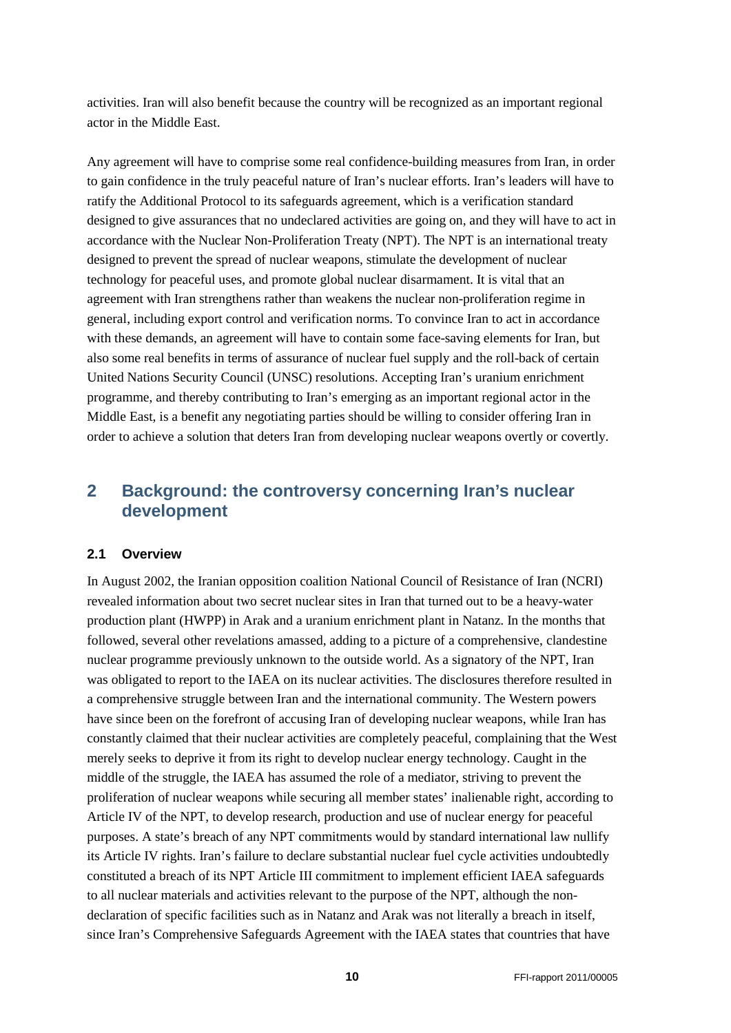activities. Iran will also benefit because the country will be recognized as an important regional actor in the Middle East.

Any agreement will have to comprise some real confidence-building measures from Iran, in order to gain confidence in the truly peaceful nature of Iran's nuclear efforts. Iran's leaders will have to ratify the Additional Protocol to its safeguards agreement, which is a verification standard designed to give assurances that no undeclared activities are going on, and they will have to act in accordance with the Nuclear Non-Proliferation Treaty (NPT). The NPT is an international treaty designed to prevent the spread of nuclear weapons, stimulate the development of nuclear technology for peaceful uses, and promote global nuclear disarmament. It is vital that an agreement with Iran strengthens rather than weakens the nuclear non-proliferation regime in general, including export control and verification norms. To convince Iran to act in accordance with these demands, an agreement will have to contain some face-saving elements for Iran, but also some real benefits in terms of assurance of nuclear fuel supply and the roll-back of certain United Nations Security Council (UNSC) resolutions. Accepting Iran's uranium enrichment programme, and thereby contributing to Iran's emerging as an important regional actor in the Middle East, is a benefit any negotiating parties should be willing to consider offering Iran in order to achieve a solution that deters Iran from developing nuclear weapons overtly or covertly.

# 2 Background: the controversy concerning Iran's nuclear development

## 2.1 Overview

In August 2002, the Iranian opposition coalition National Council of Resistance of Iran (NCRI) revealed information about two secret nuclear sites in Iran that turned out to be a heavy-water production plant (HWPP) in Arak and a uranium enrichment plant in Natanz. In the months that followed, several other revelations amassed, adding to a picture of a comprehensive, clandestine nuclear programme previously unknown to the outside world. As a signatory of the NPT, Iran was obligated to report to the IAEA on its nuclear activities. The disclosures therefore resulted in a comprehensive struggle between Iran and the international community. The Western powers have since been on the forefront of accusing Iran of developing nuclear weapons, while Iran has constantly claimed that their nuclear activities are completely peaceful, complaining that the West merely seeks to deprive it from its right to develop nuclear energy technology. Caught in the middle of the struggle, the IAEA has assumed the role of a mediator, striving to prevent the proliferation of nuclear weapons while securing all member states' inalienable right, according to Article IV of the NPT, to develop research, production and use of nuclear energy for peaceful purposes. A state's breach of any NPT commitments would by standard international law nullify its Article IV rights. Iran's failure to declare substantial nuclear fuel cycle activities undoubtedly constituted a breach of its NPT Article III commitment to implement efficient IAEA safeguards to all nuclear materials and activities relevant to the purpose of the NPT, although the non-declaration of specific facilities such as in Natanz and Arak was not literally a breach in itself, since Iran's Comprehensive Safeguards Agreement with the IAEA states that countries that have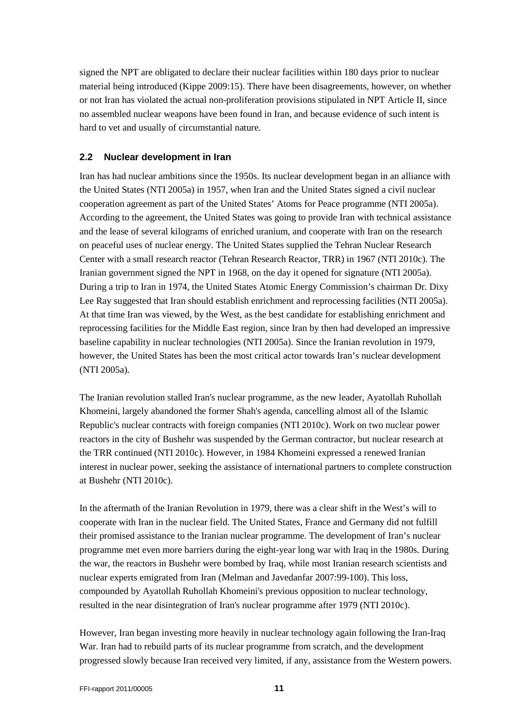signed the NPT are obligated to declare their nuclear facilities within 180 days prior to nuclear material being introduced (Kippe 2009:15). There have been disagreements, however, on whether or not Iran has violated the actual non-proliferation provisions stipulated in NPT Article II, since no assembled nuclear weapons have been found in Iran, and because evidence of such intent is hard to vet and usually of circumstantial nature.

## 2.2 Nuclear development in Iran

Iran has had nuclear ambitions since the 1950s. Its nuclear development began in an alliance with the United States (NTI 2005a) in 1957, when Iran and the United States signed a civil nuclear cooperation agreement as part of the United States' Atoms for Peace programme (NTI 2005a). According to the agreement, the United States was going to provide Iran with technical assistance and the lease of several kilograms of enriched uranium, and cooperate with Iran on the research on peaceful uses of nuclear energy. The United States supplied the Tehran Nuclear Research Center with a small research reactor (Tehran Research Reactor, TRR) in 1967 (NTI 2010c). The Iranian government signed the NPT in 1968, on the day it opened for signature (NTI 2005a). During a trip to Iran in 1974, the United States Atomic Energy Commission's chairman Dr. Dixy Lee Ray suggested that Iran should establish enrichment and reprocessing facilities (NTI 2005a). At that time Iran was viewed, by the West, as the best candidate for establishing enrichment and reprocessing facilities for the Middle East region, since Iran by then had developed an impressive baseline capability in nuclear technologies (NTI 2005a). Since the Iranian revolution in 1979, however, the United States has been the most critical actor towards Iran's nuclear development (NTI 2005a).

The Iranian revolution stalled Iran's nuclear programme, as the new leader, Ayatollah Ruhollah Khomeini, largely abandoned the former Shah's agenda, cancelling almost all of the Islamic Republic's nuclear contracts with foreign companies (NTI 2010c). Work on two nuclear power reactors in the city of Bushehr was suspended by the German contractor, but nuclear research at the TRR continued (NTI 2010c). However, in 1984 Khomeini expressed a renewed Iranian interest in nuclear power, seeking the assistance of international partners to complete construction at Bushehr (NTI 2010c).

In the aftermath of the Iranian Revolution in 1979, there was a clear shift in the West's will to cooperate with Iran in the nuclear field. The United States, France and Germany did not fulfill their promised assistance to the Iranian nuclear programme. The development of Iran's nuclear programme met even more barriers during the eight-year long war with Iraq in the 1980s. During the war, the reactors in Bushehr were bombed by Iraq, while most Iranian research scientists and nuclear experts emigrated from Iran (Melman and Javedanfar 2007:99-100). This loss, compounded by Ayatollah Ruhollah Khomeini's previous opposition to nuclear technology, resulted in the near disintegration of Iran's nuclear programme after 1979 (NTI 2010c).

However, Iran began investing more heavily in nuclear technology again following the Iran-Iraq War. Iran had to rebuild parts of its nuclear programme from scratch, and the development progressed slowly because Iran received very limited, if any, assistance from the Western powers.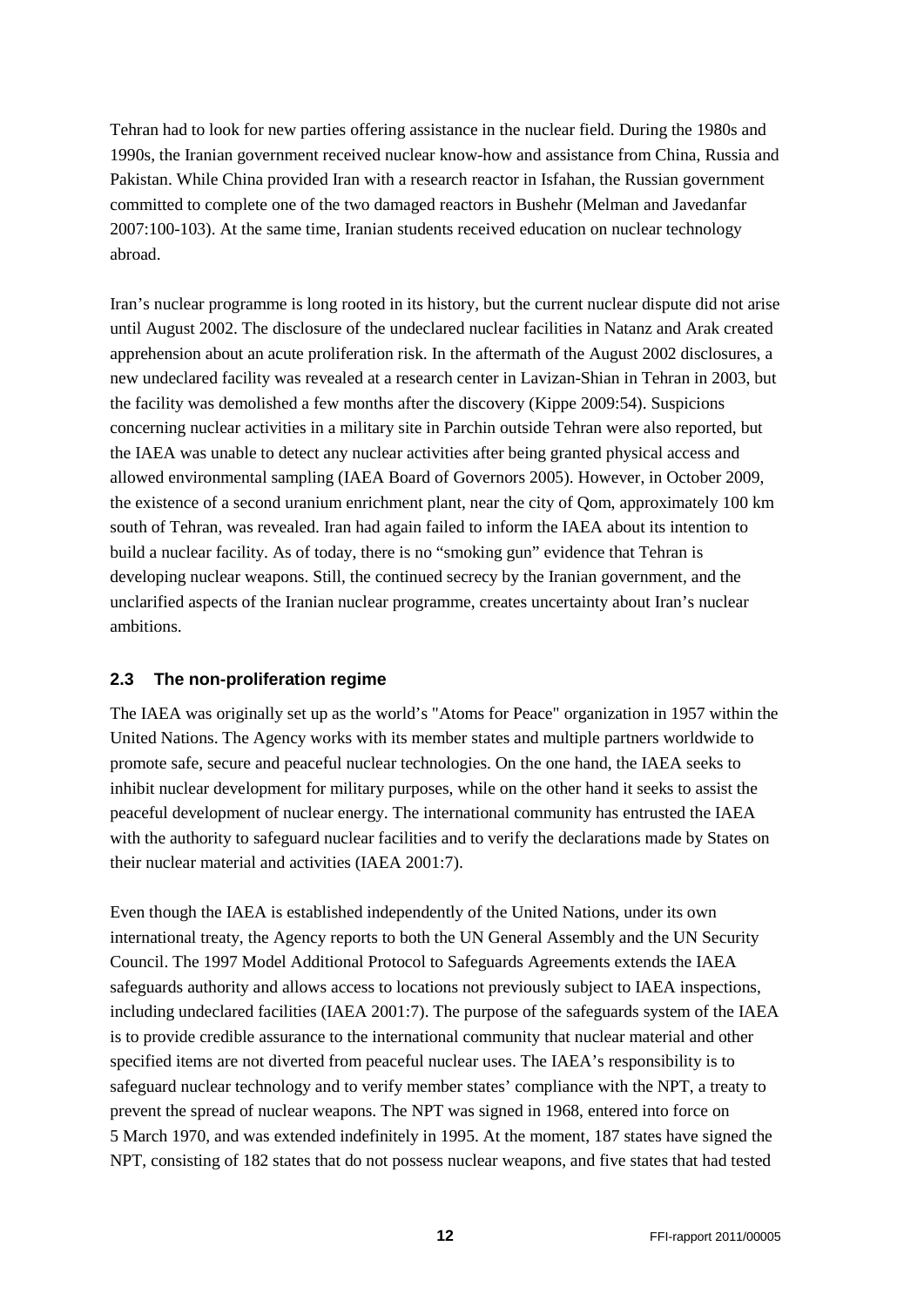Tehran had to look for new parties offering assistance in the nuclear field. During the 1980s and 1990s, the Iranian government received nuclear know-how and assistance from China, Russia and Pakistan. While China provided Iran with a research reactor in Isfahan, the Russian government committed to complete one of the two damaged reactors in Bushehr (Melman and Javedanfar 2007:100-103). At the same time, Iranian students received education on nuclear technology abroad.

Iran's nuclear programme is long rooted in its history, but the current nuclear dispute did not arise until August 2002. The disclosure of the undeclared nuclear facilities in Natanz and Arak created apprehension about an acute proliferation risk. In the aftermath of the August 2002 disclosures, a new undeclared facility was revealed at a research center in Lavizan-Shian in Tehran in 2003, but the facility was demolished a few months after the discovery (Kippe 2009:54). Suspicions concerning nuclear activities in a military site in Parchin outside Tehran were also reported, but the IAEA was unable to detect any nuclear activities after being granted physical access and allowed environmental sampling (IAEA Board of Governors 2005). However, in October 2009, the existence of a second uranium enrichment plant, near the city of Qom, approximately 100 km south of Tehran, was revealed. Iran had again failed to inform the IAEA about its intention to build a nuclear facility. As of today, there is no "smoking gun" evidence that Tehran is developing nuclear weapons. Still, the continued secrecy by the Iranian government, and the unclarified aspects of the Iranian nuclear programme, creates uncertainty about Iran's nuclear ambitions.

### 2.3 The non-proliferation regime

The IAEA was originally set up as the world's "Atoms for Peace" organization in 1957 within the United Nations. The Agency works with its member states and multiple partners worldwide to promote safe, secure and peaceful nuclear technologies. On the one hand, the IAEA seeks to inhibit nuclear development for military purposes, while on the other hand it seeks to assist the peaceful development of nuclear energy. The international community has entrusted the IAEA with the authority to safeguard nuclear facilities and to verify the declarations made by States on their nuclear material and activities (IAEA 2001:7).

Even though the IAEA is established independently of the United Nations, under its own international treaty, the Agency reports to both the UN General Assembly and the UN Security Council. The 1997 Model Additional Protocol to Safeguards Agreements extends the IAEA safeguards authority and allows access to locations not previously subject to IAEA inspections, including undeclared facilities (IAEA 2001:7). The purpose of the safeguards system of the IAEA is to provide credible assurance to the international community that nuclear material and other specified items are not diverted from peaceful nuclear uses. The IAEA's responsibility is to safeguard nuclear technology and to verify member states' compliance with the NPT, a treaty to prevent the spread of nuclear weapons. The NPT was signed in 1968, entered into force on 5 March 1970, and was extended indefinitely in 1995. At the moment, 187 states have signed the NPT, consisting of 182 states that do not possess nuclear weapons, and five states that had tested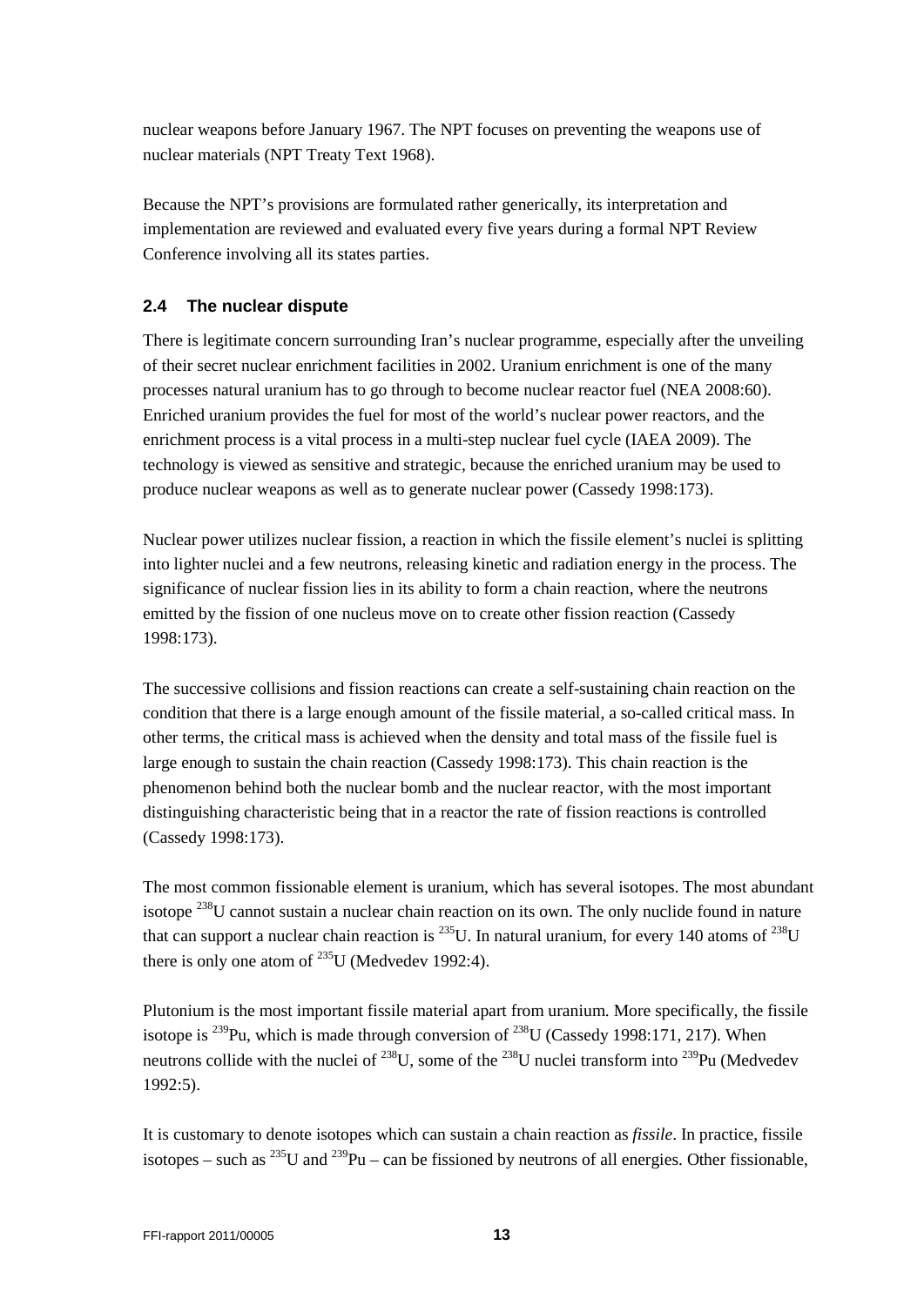nuclear weapons before January 1967. The NPT focuses on preventing the weapons use of nuclear materials (NPT Treaty Text 1968).

Because the NPT's provisions are formulated rather generically, its interpretation and implementation are reviewed and evaluated every five years during a formal NPT Review Conference involving all its states parties.

### 2.4 The nuclear dispute

There is legitimate concern surrounding Iran's nuclear programme, especially after the unveiling of their secret nuclear enrichment facilities in 2002. Uranium enrichment is one of the many processes natural uranium has to go through to become nuclear reactor fuel (NEA 2008:60). Enriched uranium provides the fuel for most of the world's nuclear power reactors, and the enrichment process is a vital process in a multi-step nuclear fuel cycle (IAEA 2009). The technology is viewed as sensitive and strategic, because the enriched uranium may be used to produce nuclear weapons as well as to generate nuclear power (Cassedy 1998:173).

Nuclear power utilizes nuclear fission, a reaction in which the fissile element's nuclei is splitting into lighter nuclei and a few neutrons, releasing kinetic and radiation energy in the process. The significance of nuclear fission lies in its ability to form a chain reaction, where the neutrons emitted by the fission of one nucleus move on to create other fission reaction (Cassedy 1998:173).

The successive collisions and fission reactions can create a self-sustaining chain reaction on the condition that there is a large enough amount of the fissile material, a so-called critical mass. In other terms, the critical mass is achieved when the density and total mass of the fissile fuel is large enough to sustain the chain reaction (Cassedy 1998:173). This chain reaction is the phenomenon behind both the nuclear bomb and the nuclear reactor, with the most important distinguishing characteristic being that in a reactor the rate of fission reactions is controlled (Cassedy 1998:173).

The most common fissionable element is uranium, which has several isotopes. The most abundant isotope $^{238}U$ cannot sustain a nuclear chain reaction on its own. The only nuclide found in nature that can support a nuclear chain reaction is $^{235}U$. In natural uranium, for every 140 atoms of $^{238}U$ there is only one atom of $^{235}U$ (Medvedev 1992:4).

Plutonium is the most important fissile material apart from uranium. More specifically, the fissile isotope is $^{239}Pu$, which is made through conversion of $^{238}U$ (Cassedy 1998:171, 217). When neutrons collide with the nuclei of $^{238}U$, some of the $^{238}U$ nuclei transform into $^{239}Pu$ (Medvedev 1992:5).

It is customary to denote isotopes which can sustain a chain reaction as *fissile*. In practice, fissile isotopes – such as $^{235}U$ and $^{239}Pu$ – can be fissioned by neutrons of all energies. Other fissionable,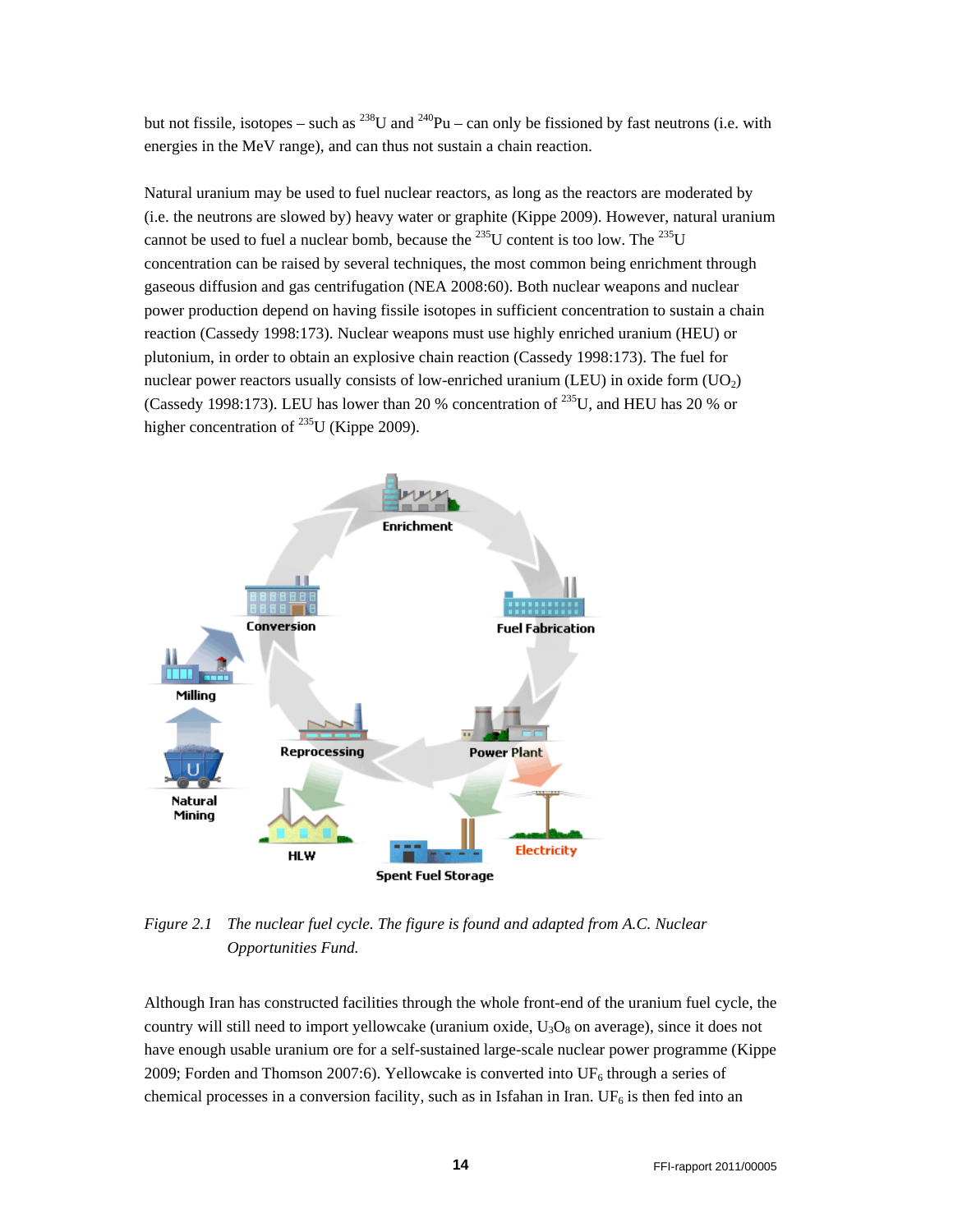but not fissile, isotopes – such as $^{238}U$ and $^{240}Pu$ – can only be fissioned by fast neutrons (i.e. with energies in the MeV range), and can thus not sustain a chain reaction.

Natural uranium may be used to fuel nuclear reactors, as long as the reactors are moderated by (i.e. the neutrons are slowed by) heavy water or graphite (Kippe 2009). However, natural uranium cannot be used to fuel a nuclear bomb, because the $^{235}U$ content is too low. The $^{235}U$ concentration can be raised by several techniques, the most common being enrichment through gaseous diffusion and gas centrifugation (NEA 2008:60). Both nuclear weapons and nuclear power production depend on having fissile isotopes in sufficient concentration to sustain a chain reaction (Cassedy 1998:173). Nuclear weapons must use highly enriched uranium (HEU) or plutonium, in order to obtain an explosive chain reaction (Cassedy 1998:173). The fuel for nuclear power reactors usually consists of low-enriched uranium (LEU) in oxide form ($UO_2$) (Cassedy 1998:173). LEU has lower than 20 % concentration of $^{235}U$, and HEU has 20 % or higher concentration of $^{235}U$ (Kippe 2009).

*Figure 2.1 The nuclear fuel cycle. The figure is found and adapted from A.C. Nuclear Opportunities Fund.*

Although Iran has constructed facilities through the whole front-end of the uranium fuel cycle, the country will still need to import yellowcake (uranium oxide, $U_3O_8$ on average), since it does not have enough usable uranium ore for a self-sustained large-scale nuclear power programme (Kippe 2009; Forden and Thomson 2007:6). Yellowcake is converted into $UF_6$ through a series of chemical processes in a conversion facility, such as in Isfahan in Iran. $UF_6$ is then fed into an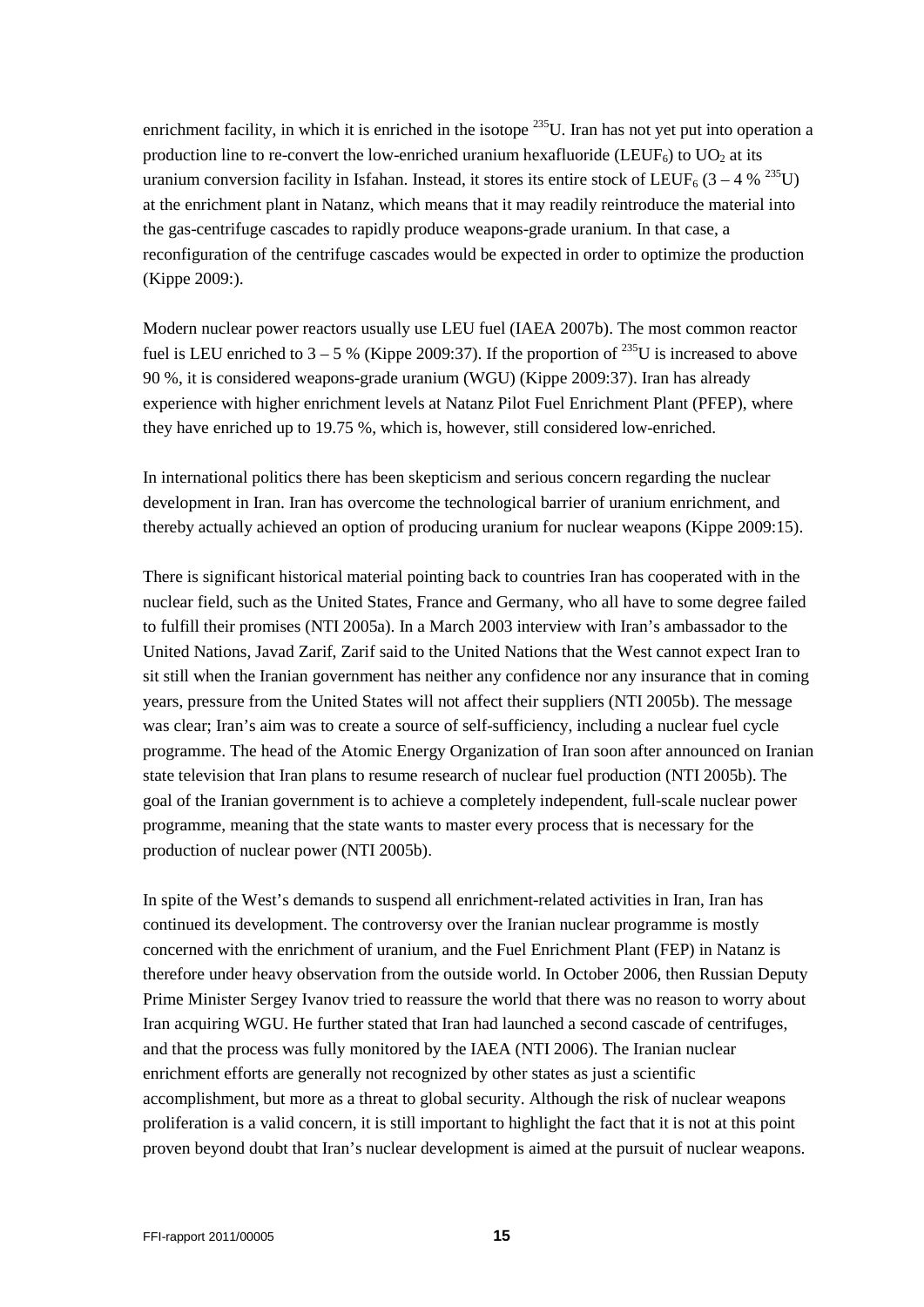enrichment facility, in which it is enriched in the isotope $^{235}U$. Iran has not yet put into operation a production line to re-convert the low-enriched uranium hexafluoride ($LEUF_6$) to $UO_2$ at its uranium conversion facility in Isfahan. Instead, it stores its entire stock of $LEUF_6$ (3 – 4 % $^{235}U$) at the enrichment plant in Natanz, which means that it may readily reintroduce the material into the gas-centrifuge cascades to rapidly produce weapons-grade uranium. In that case, a reconfiguration of the centrifuge cascades would be expected in order to optimize the production (Kippe 2009:).

Modern nuclear power reactors usually use LEU fuel (IAEA 2007b). The most common reactor fuel is LEU enriched to 3 – 5 % (Kippe 2009:37). If the proportion of $^{235}U$ is increased to above 90 %, it is considered weapons-grade uranium (WGU) (Kippe 2009:37). Iran has already experience with higher enrichment levels at Natanz Pilot Fuel Enrichment Plant (PFEP), where they have enriched up to 19.75 %, which is, however, still considered low-enriched.

In international politics there has been skepticism and serious concern regarding the nuclear development in Iran. Iran has overcome the technological barrier of uranium enrichment, and thereby actually achieved an option of producing uranium for nuclear weapons (Kippe 2009:15).

There is significant historical material pointing back to countries Iran has cooperated with in the nuclear field, such as the United States, France and Germany, who all have to some degree failed to fulfill their promises (NTI 2005a). In a March 2003 interview with Iran's ambassador to the United Nations, Javad Zarif, Zarif said to the United Nations that the West cannot expect Iran to sit still when the Iranian government has neither any confidence nor any insurance that in coming years, pressure from the United States will not affect their suppliers (NTI 2005b). The message was clear; Iran's aim was to create a source of self-sufficiency, including a nuclear fuel cycle programme. The head of the Atomic Energy Organization of Iran soon after announced on Iranian state television that Iran plans to resume research of nuclear fuel production (NTI 2005b). The goal of the Iranian government is to achieve a completely independent, full-scale nuclear power programme, meaning that the state wants to master every process that is necessary for the production of nuclear power (NTI 2005b).

In spite of the West's demands to suspend all enrichment-related activities in Iran, Iran has continued its development. The controversy over the Iranian nuclear programme is mostly concerned with the enrichment of uranium, and the Fuel Enrichment Plant (FEP) in Natanz is therefore under heavy observation from the outside world. In October 2006, then Russian Deputy Prime Minister Sergey Ivanov tried to reassure the world that there was no reason to worry about Iran acquiring WGU. He further stated that Iran had launched a second cascade of centrifuges, and that the process was fully monitored by the IAEA (NTI 2006). The Iranian nuclear enrichment efforts are generally not recognized by other states as just a scientific accomplishment, but more as a threat to global security. Although the risk of nuclear weapons proliferation is a valid concern, it is still important to highlight the fact that it is not at this point proven beyond doubt that Iran's nuclear development is aimed at the pursuit of nuclear weapons.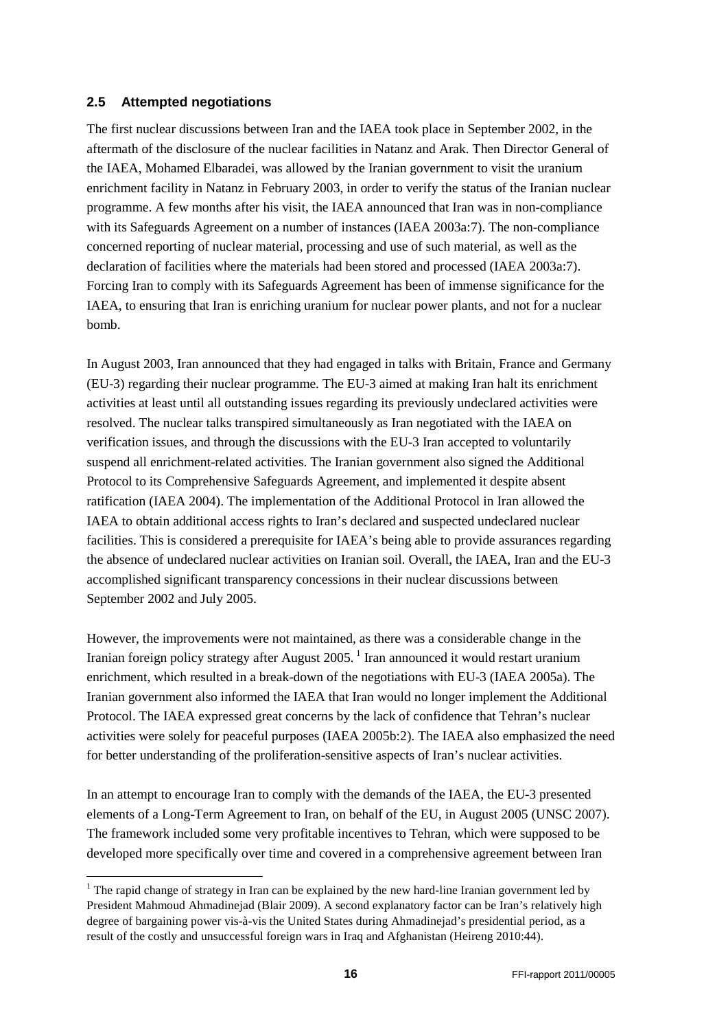## 2.5 Attempted negotiations

The first nuclear discussions between Iran and the IAEA took place in September 2002, in the aftermath of the disclosure of the nuclear facilities in Natanz and Arak. Then Director General of the IAEA, Mohamed Elbaradei, was allowed by the Iranian government to visit the uranium enrichment facility in Natanz in February 2003, in order to verify the status of the Iranian nuclear programme. A few months after his visit, the IAEA announced that Iran was in non-compliance with its Safeguards Agreement on a number of instances (IAEA 2003a:7). The non-compliance concerned reporting of nuclear material, processing and use of such material, as well as the declaration of facilities where the materials had been stored and processed (IAEA 2003a:7). Forcing Iran to comply with its Safeguards Agreement has been of immense significance for the IAEA, to ensuring that Iran is enriching uranium for nuclear power plants, and not for a nuclear bomb.

In August 2003, Iran announced that they had engaged in talks with Britain, France and Germany (EU-3) regarding their nuclear programme. The EU-3 aimed at making Iran halt its enrichment activities at least until all outstanding issues regarding its previously undeclared activities were resolved. The nuclear talks transpired simultaneously as Iran negotiated with the IAEA on verification issues, and through the discussions with the EU-3 Iran accepted to voluntarily suspend all enrichment-related activities. The Iranian government also signed the Additional Protocol to its Comprehensive Safeguards Agreement, and implemented it despite absent ratification (IAEA 2004). The implementation of the Additional Protocol in Iran allowed the IAEA to obtain additional access rights to Iran's declared and suspected undeclared nuclear facilities. This is considered a prerequisite for IAEA's being able to provide assurances regarding the absence of undeclared nuclear activities on Iranian soil. Overall, the IAEA, Iran and the EU-3 accomplished significant transparency concessions in their nuclear discussions between September 2002 and July 2005.

However, the improvements were not maintained, as there was a considerable change in the Iranian foreign policy strategy after August 2005. [1] Iran announced it would restart uranium enrichment, which resulted in a break-down of the negotiations with EU-3 (IAEA 2005a). The Iranian government also informed the IAEA that Iran would no longer implement the Additional Protocol. The IAEA expressed great concerns by the lack of confidence that Tehran's nuclear activities were solely for peaceful purposes (IAEA 2005b:2). The IAEA also emphasized the need for better understanding of the proliferation-sensitive aspects of Iran's nuclear activities.

In an attempt to encourage Iran to comply with the demands of the IAEA, the EU-3 presented elements of a Long-Term Agreement to Iran, on behalf of the EU, in August 2005 (UNSC 2007). The framework included some very profitable incentives to Tehran, which were supposed to be developed more specifically over time and covered in a comprehensive agreement between Iran

[1] The rapid change of strategy in Iran can be explained by the new hard-line Iranian government led by President Mahmoud Ahmadinejad (Blair 2009). A second explanatory factor can be Iran's relatively high degree of bargaining power vis-à-vis the United States during Ahmadinejad's presidential period, as a result of the costly and unsuccessful foreign wars in Iraq and Afghanistan (Heireng 2010:44).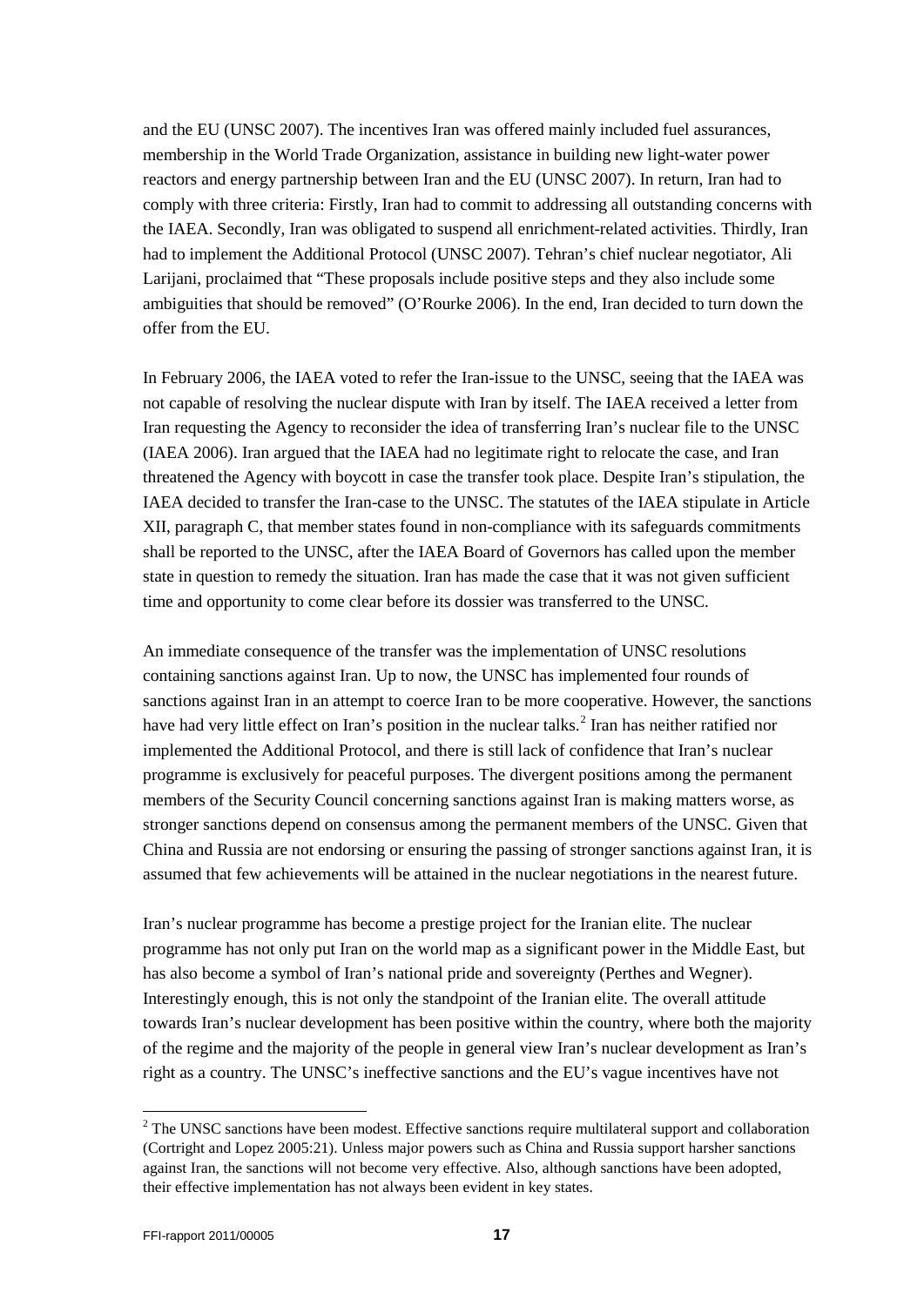and the EU (UNSC 2007). The incentives Iran was offered mainly included fuel assurances, membership in the World Trade Organization, assistance in building new light-water power reactors and energy partnership between Iran and the EU (UNSC 2007). In return, Iran had to comply with three criteria: Firstly, Iran had to commit to addressing all outstanding concerns with the IAEA. Secondly, Iran was obligated to suspend all enrichment-related activities. Thirdly, Iran had to implement the Additional Protocol (UNSC 2007). Tehran's chief nuclear negotiator, Ali Larijani, proclaimed that "These proposals include positive steps and they also include some ambiguities that should be removed" (O'Rourke 2006). In the end, Iran decided to turn down the offer from the EU.

In February 2006, the IAEA voted to refer the Iran-issue to the UNSC, seeing that the IAEA was not capable of resolving the nuclear dispute with Iran by itself. The IAEA received a letter from Iran requesting the Agency to reconsider the idea of transferring Iran's nuclear file to the UNSC (IAEA 2006). Iran argued that the IAEA had no legitimate right to relocate the case, and Iran threatened the Agency with boycott in case the transfer took place. Despite Iran's stipulation, the IAEA decided to transfer the Iran-case to the UNSC. The statutes of the IAEA stipulate in Article XII, paragraph C, that member states found in non-compliance with its safeguards commitments shall be reported to the UNSC, after the IAEA Board of Governors has called upon the member state in question to remedy the situation. Iran has made the case that it was not given sufficient time and opportunity to come clear before its dossier was transferred to the UNSC.

An immediate consequence of the transfer was the implementation of UNSC resolutions containing sanctions against Iran. Up to now, the UNSC has implemented four rounds of sanctions against Iran in an attempt to coerce Iran to be more cooperative. However, the sanctions have had very little effect on Iran's position in the nuclear talks.[2] Iran has neither ratified nor implemented the Additional Protocol, and there is still lack of confidence that Iran's nuclear programme is exclusively for peaceful purposes. The divergent positions among the permanent members of the Security Council concerning sanctions against Iran is making matters worse, as stronger sanctions depend on consensus among the permanent members of the UNSC. Given that China and Russia are not endorsing or ensuring the passing of stronger sanctions against Iran, it is assumed that few achievements will be attained in the nuclear negotiations in the nearest future.

Iran's nuclear programme has become a prestige project for the Iranian elite. The nuclear programme has not only put Iran on the world map as a significant power in the Middle East, but has also become a symbol of Iran's national pride and sovereignty (Perthes and Wegner). Interestingly enough, this is not only the standpoint of the Iranian elite. The overall attitude towards Iran's nuclear development has been positive within the country, where both the majority of the regime and the majority of the people in general view Iran's nuclear development as Iran's right as a country. The UNSC's ineffective sanctions and the EU's vague incentives have not

[2] The UNSC sanctions have been modest. Effective sanctions require multilateral support and collaboration (Cortright and Lopez 2005:21). Unless major powers such as China and Russia support harsher sanctions against Iran, the sanctions will not become very effective. Also, although sanctions have been adopted, their effective implementation has not always been evident in key states.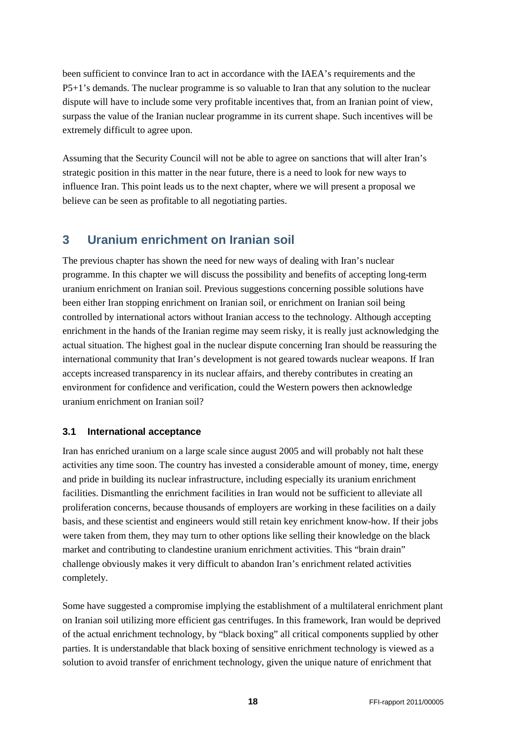been sufficient to convince Iran to act in accordance with the IAEA's requirements and the P5+1's demands. The nuclear programme is so valuable to Iran that any solution to the nuclear dispute will have to include some very profitable incentives that, from an Iranian point of view, surpass the value of the Iranian nuclear programme in its current shape. Such incentives will be extremely difficult to agree upon.

Assuming that the Security Council will not be able to agree on sanctions that will alter Iran's strategic position in this matter in the near future, there is a need to look for new ways to influence Iran. This point leads us to the next chapter, where we will present a proposal we believe can be seen as profitable to all negotiating parties.

# 3 Uranium enrichment on Iranian soil

The previous chapter has shown the need for new ways of dealing with Iran's nuclear programme. In this chapter we will discuss the possibility and benefits of accepting long-term uranium enrichment on Iranian soil. Previous suggestions concerning possible solutions have been either Iran stopping enrichment on Iranian soil, or enrichment on Iranian soil being controlled by international actors without Iranian access to the technology. Although accepting enrichment in the hands of the Iranian regime may seem risky, it is really just acknowledging the actual situation. The highest goal in the nuclear dispute concerning Iran should be reassuring the international community that Iran's development is not geared towards nuclear weapons. If Iran accepts increased transparency in its nuclear affairs, and thereby contributes in creating an environment for confidence and verification, could the Western powers then acknowledge uranium enrichment on Iranian soil?

## 3.1 International acceptance

Iran has enriched uranium on a large scale since august 2005 and will probably not halt these activities any time soon. The country has invested a considerable amount of money, time, energy and pride in building its nuclear infrastructure, including especially its uranium enrichment facilities. Dismantling the enrichment facilities in Iran would not be sufficient to alleviate all proliferation concerns, because thousands of employers are working in these facilities on a daily basis, and these scientist and engineers would still retain key enrichment know-how. If their jobs were taken from them, they may turn to other options like selling their knowledge on the black market and contributing to clandestine uranium enrichment activities. This "brain drain" challenge obviously makes it very difficult to abandon Iran's enrichment related activities completely.

Some have suggested a compromise implying the establishment of a multilateral enrichment plant on Iranian soil utilizing more efficient gas centrifuges. In this framework, Iran would be deprived of the actual enrichment technology, by "black boxing" all critical components supplied by other parties. It is understandable that black boxing of sensitive enrichment technology is viewed as a solution to avoid transfer of enrichment technology, given the unique nature of enrichment that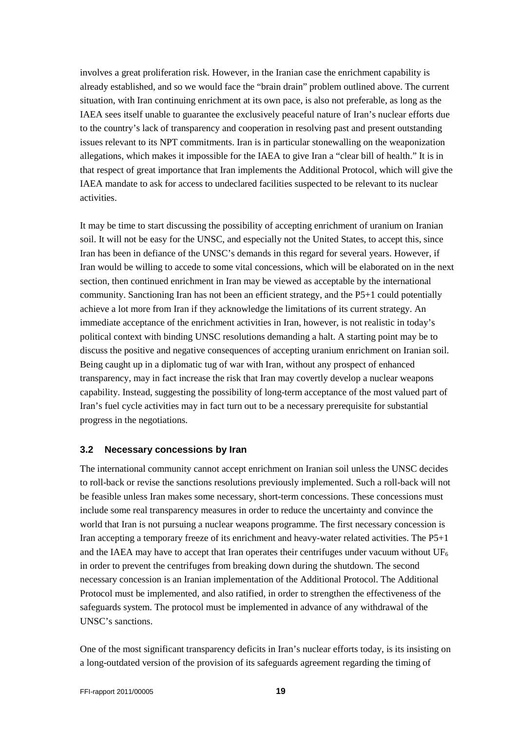involves a great proliferation risk. However, in the Iranian case the enrichment capability is already established, and so we would face the "brain drain" problem outlined above. The current situation, with Iran continuing enrichment at its own pace, is also not preferable, as long as the IAEA sees itself unable to guarantee the exclusively peaceful nature of Iran's nuclear efforts due to the country's lack of transparency and cooperation in resolving past and present outstanding issues relevant to its NPT commitments. Iran is in particular stonewalling on the weaponization allegations, which makes it impossible for the IAEA to give Iran a "clear bill of health." It is in that respect of great importance that Iran implements the Additional Protocol, which will give the IAEA mandate to ask for access to undeclared facilities suspected to be relevant to its nuclear activities.

It may be time to start discussing the possibility of accepting enrichment of uranium on Iranian soil. It will not be easy for the UNSC, and especially not the United States, to accept this, since Iran has been in defiance of the UNSC's demands in this regard for several years. However, if Iran would be willing to accede to some vital concessions, which will be elaborated on in the next section, then continued enrichment in Iran may be viewed as acceptable by the international community. Sanctioning Iran has not been an efficient strategy, and the P5+1 could potentially achieve a lot more from Iran if they acknowledge the limitations of its current strategy. An immediate acceptance of the enrichment activities in Iran, however, is not realistic in today's political context with binding UNSC resolutions demanding a halt. A starting point may be to discuss the positive and negative consequences of accepting uranium enrichment on Iranian soil. Being caught up in a diplomatic tug of war with Iran, without any prospect of enhanced transparency, may in fact increase the risk that Iran may covertly develop a nuclear weapons capability. Instead, suggesting the possibility of long-term acceptance of the most valued part of Iran's fuel cycle activities may in fact turn out to be a necessary prerequisite for substantial progress in the negotiations.

### 3.2 Necessary concessions by Iran

The international community cannot accept enrichment on Iranian soil unless the UNSC decides to roll-back or revise the sanctions resolutions previously implemented. Such a roll-back will not be feasible unless Iran makes some necessary, short-term concessions. These concessions must include some real transparency measures in order to reduce the uncertainty and convince the world that Iran is not pursuing a nuclear weapons programme. The first necessary concession is Iran accepting a temporary freeze of its enrichment and heavy-water related activities. The P5+1 and the IAEA may have to accept that Iran operates their centrifuges under vacuum without $UF_6$ in order to prevent the centrifuges from breaking down during the shutdown. The second necessary concession is an Iranian implementation of the Additional Protocol. The Additional Protocol must be implemented, and also ratified, in order to strengthen the effectiveness of the safeguards system. The protocol must be implemented in advance of any withdrawal of the UNSC's sanctions.

One of the most significant transparency deficits in Iran's nuclear efforts today, is its insisting on a long-outdated version of the provision of its safeguards agreement regarding the timing of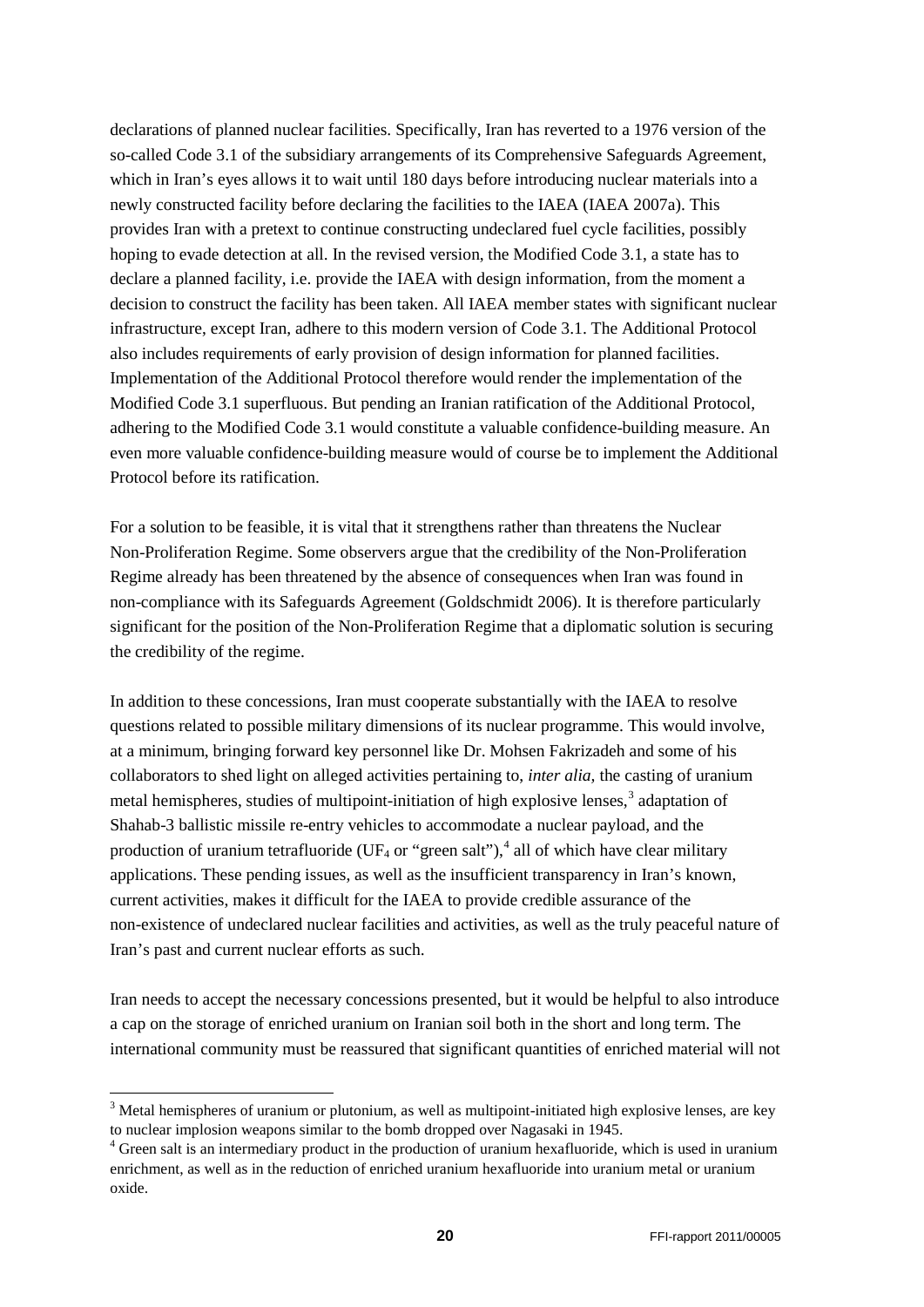declarations of planned nuclear facilities. Specifically, Iran has reverted to a 1976 version of the so-called Code 3.1 of the subsidiary arrangements of its Comprehensive Safeguards Agreement, which in Iran's eyes allows it to wait until 180 days before introducing nuclear materials into a newly constructed facility before declaring the facilities to the IAEA (IAEA 2007a). This provides Iran with a pretext to continue constructing undeclared fuel cycle facilities, possibly hoping to evade detection at all. In the revised version, the Modified Code 3.1, a state has to declare a planned facility, i.e. provide the IAEA with design information, from the moment a decision to construct the facility has been taken. All IAEA member states with significant nuclear infrastructure, except Iran, adhere to this modern version of Code 3.1. The Additional Protocol also includes requirements of early provision of design information for planned facilities. Implementation of the Additional Protocol therefore would render the implementation of the Modified Code 3.1 superfluous. But pending an Iranian ratification of the Additional Protocol, adhering to the Modified Code 3.1 would constitute a valuable confidence-building measure. An even more valuable confidence-building measure would of course be to implement the Additional Protocol before its ratification.

For a solution to be feasible, it is vital that it strengthens rather than threatens the Nuclear Non-Proliferation Regime. Some observers argue that the credibility of the Non-Proliferation Regime already has been threatened by the absence of consequences when Iran was found in non-compliance with its Safeguards Agreement (Goldschmidt 2006). It is therefore particularly significant for the position of the Non-Proliferation Regime that a diplomatic solution is securing the credibility of the regime.

In addition to these concessions, Iran must cooperate substantially with the IAEA to resolve questions related to possible military dimensions of its nuclear programme. This would involve, at a minimum, bringing forward key personnel like Dr. Mohsen Fakrizadeh and some of his collaborators to shed light on alleged activities pertaining to, *inter alia,* the casting of uranium metal hemispheres, studies of multipoint-initiation of high explosive lenses,[3] adaptation of Shahab-3 ballistic missile re-entry vehicles to accommodate a nuclear payload, and the production of uranium tetrafluoride ($UF_4$ or "green salt"),[4] all of which have clear military applications. These pending issues, as well as the insufficient transparency in Iran's known, current activities, makes it difficult for the IAEA to provide credible assurance of the non-existence of undeclared nuclear facilities and activities, as well as the truly peaceful nature of Iran's past and current nuclear efforts as such.

Iran needs to accept the necessary concessions presented, but it would be helpful to also introduce a cap on the storage of enriched uranium on Iranian soil both in the short and long term. The international community must be reassured that significant quantities of enriched material will not

---

[3] Metal hemispheres of uranium or plutonium, as well as multipoint-initiated high explosive lenses, are key to nuclear implosion weapons similar to the bomb dropped over Nagasaki in 1945.

[4] Green salt is an intermediary product in the production of uranium hexafluoride, which is used in uranium enrichment, as well as in the reduction of enriched uranium hexafluoride into uranium metal or uranium oxide.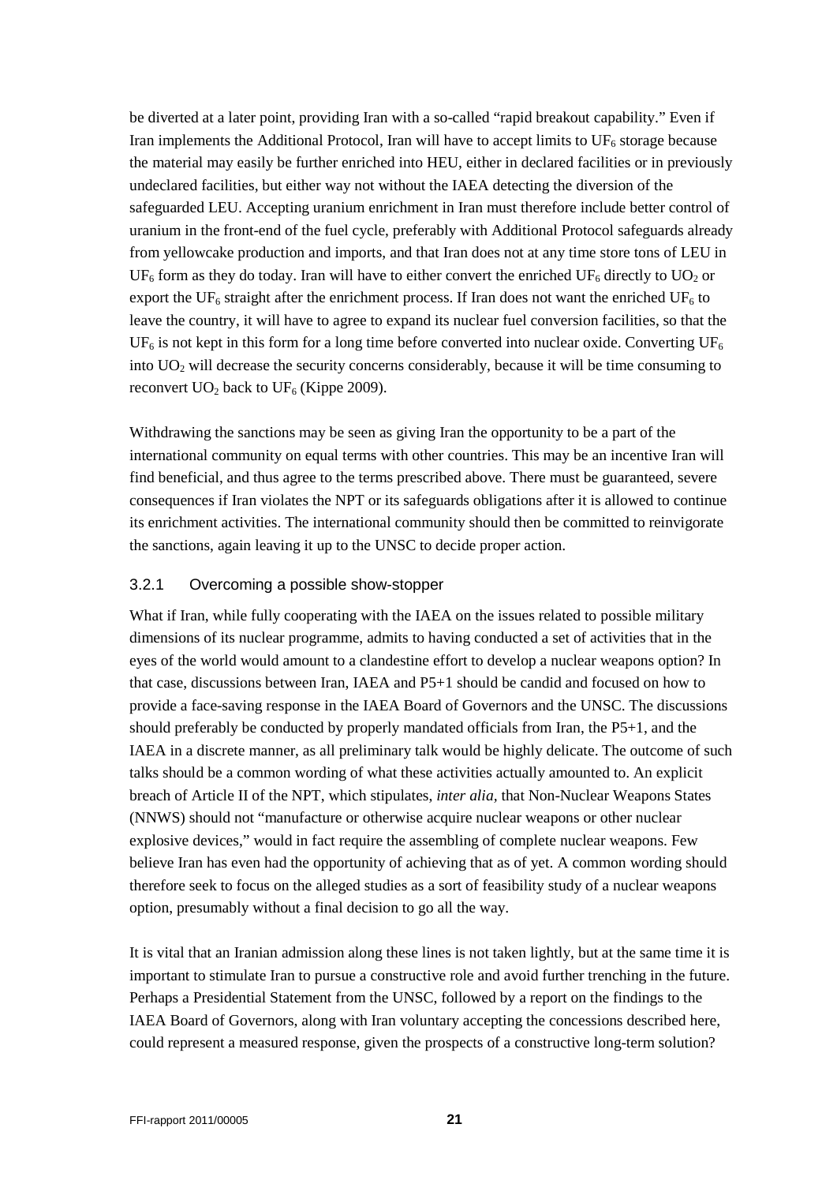be diverted at a later point, providing Iran with a so-called "rapid breakout capability." Even if Iran implements the Additional Protocol, Iran will have to accept limits to $UF_6$ storage because the material may easily be further enriched into HEU, either in declared facilities or in previously undeclared facilities, but either way not without the IAEA detecting the diversion of the safeguarded LEU. Accepting uranium enrichment in Iran must therefore include better control of uranium in the front-end of the fuel cycle, preferably with Additional Protocol safeguards already from yellowcake production and imports, and that Iran does not at any time store tons of LEU in $UF_6$ form as they do today. Iran will have to either convert the enriched $UF_6$ directly to $UO_2$ or export the $UF_6$ straight after the enrichment process. If Iran does not want the enriched $UF_6$ to leave the country, it will have to agree to expand its nuclear fuel conversion facilities, so that the $UF_6$ is not kept in this form for a long time before converted into nuclear oxide. Converting $UF_6$ into $UO_2$ will decrease the security concerns considerably, because it will be time consuming to reconvert $UO_2$ back to $UF_6$ (Kippe 2009).

Withdrawing the sanctions may be seen as giving Iran the opportunity to be a part of the international community on equal terms with other countries. This may be an incentive Iran will find beneficial, and thus agree to the terms prescribed above. There must be guaranteed, severe consequences if Iran violates the NPT or its safeguards obligations after it is allowed to continue its enrichment activities. The international community should then be committed to reinvigorate the sanctions, again leaving it up to the UNSC to decide proper action.

### 3.2.1 Overcoming a possible show-stopper

What if Iran, while fully cooperating with the IAEA on the issues related to possible military dimensions of its nuclear programme, admits to having conducted a set of activities that in the eyes of the world would amount to a clandestine effort to develop a nuclear weapons option? In that case, discussions between Iran, IAEA and P5+1 should be candid and focused on how to provide a face-saving response in the IAEA Board of Governors and the UNSC. The discussions should preferably be conducted by properly mandated officials from Iran, the P5+1, and the IAEA in a discrete manner, as all preliminary talk would be highly delicate. The outcome of such talks should be a common wording of what these activities actually amounted to. An explicit breach of Article II of the NPT, which stipulates, *inter alia*, that Non-Nuclear Weapons States (NNWS) should not "manufacture or otherwise acquire nuclear weapons or other nuclear explosive devices," would in fact require the assembling of complete nuclear weapons. Few believe Iran has even had the opportunity of achieving that as of yet. A common wording should therefore seek to focus on the alleged studies as a sort of feasibility study of a nuclear weapons option, presumably without a final decision to go all the way.

It is vital that an Iranian admission along these lines is not taken lightly, but at the same time it is important to stimulate Iran to pursue a constructive role and avoid further trenching in the future. Perhaps a Presidential Statement from the UNSC, followed by a report on the findings to the IAEA Board of Governors, along with Iran voluntary accepting the concessions described here, could represent a measured response, given the prospects of a constructive long-term solution?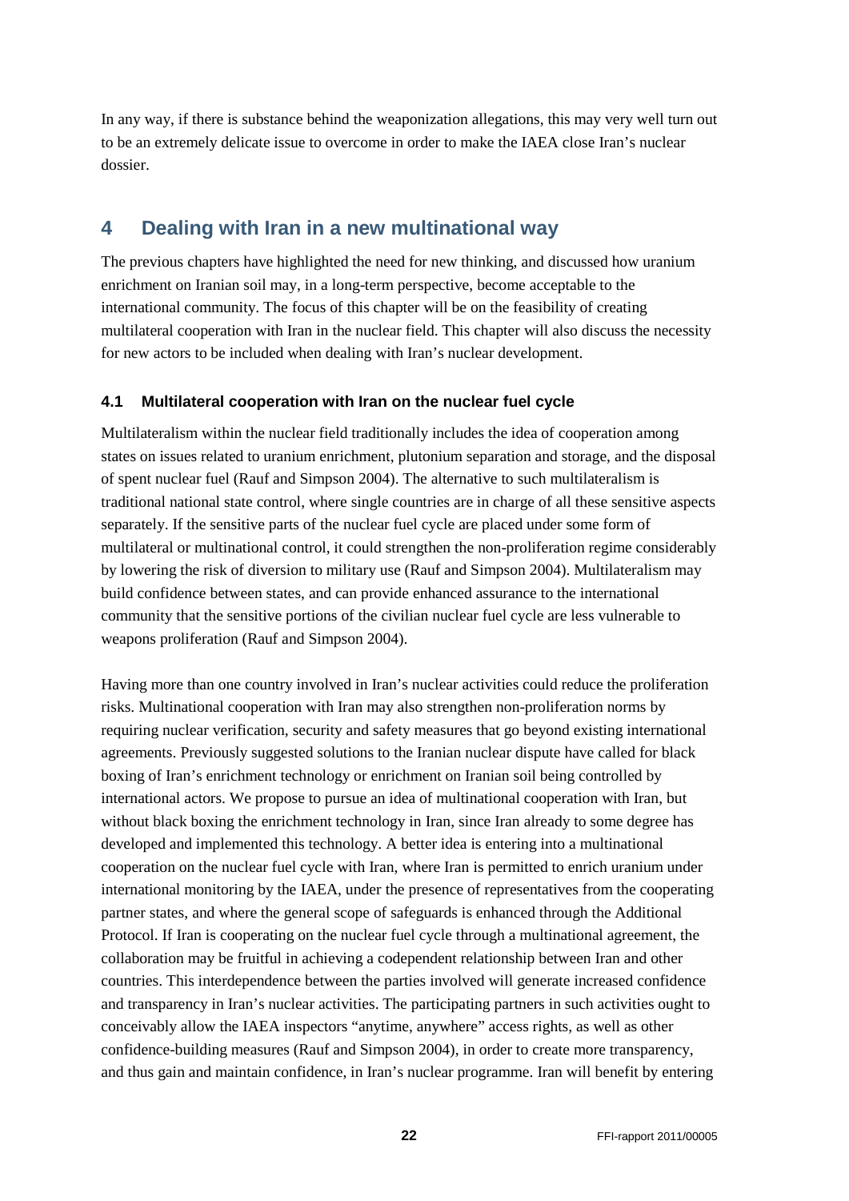In any way, if there is substance behind the weaponization allegations, this may very well turn out to be an extremely delicate issue to overcome in order to make the IAEA close Iran's nuclear dossier.

# 4 Dealing with Iran in a new multinational way

The previous chapters have highlighted the need for new thinking, and discussed how uranium enrichment on Iranian soil may, in a long-term perspective, become acceptable to the international community. The focus of this chapter will be on the feasibility of creating multilateral cooperation with Iran in the nuclear field. This chapter will also discuss the necessity for new actors to be included when dealing with Iran's nuclear development.

## 4.1 Multilateral cooperation with Iran on the nuclear fuel cycle

Multilateralism within the nuclear field traditionally includes the idea of cooperation among states on issues related to uranium enrichment, plutonium separation and storage, and the disposal of spent nuclear fuel (Rauf and Simpson 2004). The alternative to such multilateralism is traditional national state control, where single countries are in charge of all these sensitive aspects separately. If the sensitive parts of the nuclear fuel cycle are placed under some form of multilateral or multinational control, it could strengthen the non-proliferation regime considerably by lowering the risk of diversion to military use (Rauf and Simpson 2004). Multilateralism may build confidence between states, and can provide enhanced assurance to the international community that the sensitive portions of the civilian nuclear fuel cycle are less vulnerable to weapons proliferation (Rauf and Simpson 2004).

Having more than one country involved in Iran's nuclear activities could reduce the proliferation risks. Multinational cooperation with Iran may also strengthen non-proliferation norms by requiring nuclear verification, security and safety measures that go beyond existing international agreements. Previously suggested solutions to the Iranian nuclear dispute have called for black boxing of Iran's enrichment technology or enrichment on Iranian soil being controlled by international actors. We propose to pursue an idea of multinational cooperation with Iran, but without black boxing the enrichment technology in Iran, since Iran already to some degree has developed and implemented this technology. A better idea is entering into a multinational cooperation on the nuclear fuel cycle with Iran, where Iran is permitted to enrich uranium under international monitoring by the IAEA, under the presence of representatives from the cooperating partner states, and where the general scope of safeguards is enhanced through the Additional Protocol. If Iran is cooperating on the nuclear fuel cycle through a multinational agreement, the collaboration may be fruitful in achieving a codependent relationship between Iran and other countries. This interdependence between the parties involved will generate increased confidence and transparency in Iran's nuclear activities. The participating partners in such activities ought to conceivably allow the IAEA inspectors "anytime, anywhere" access rights, as well as other confidence-building measures (Rauf and Simpson 2004), in order to create more transparency, and thus gain and maintain confidence, in Iran's nuclear programme. Iran will benefit by entering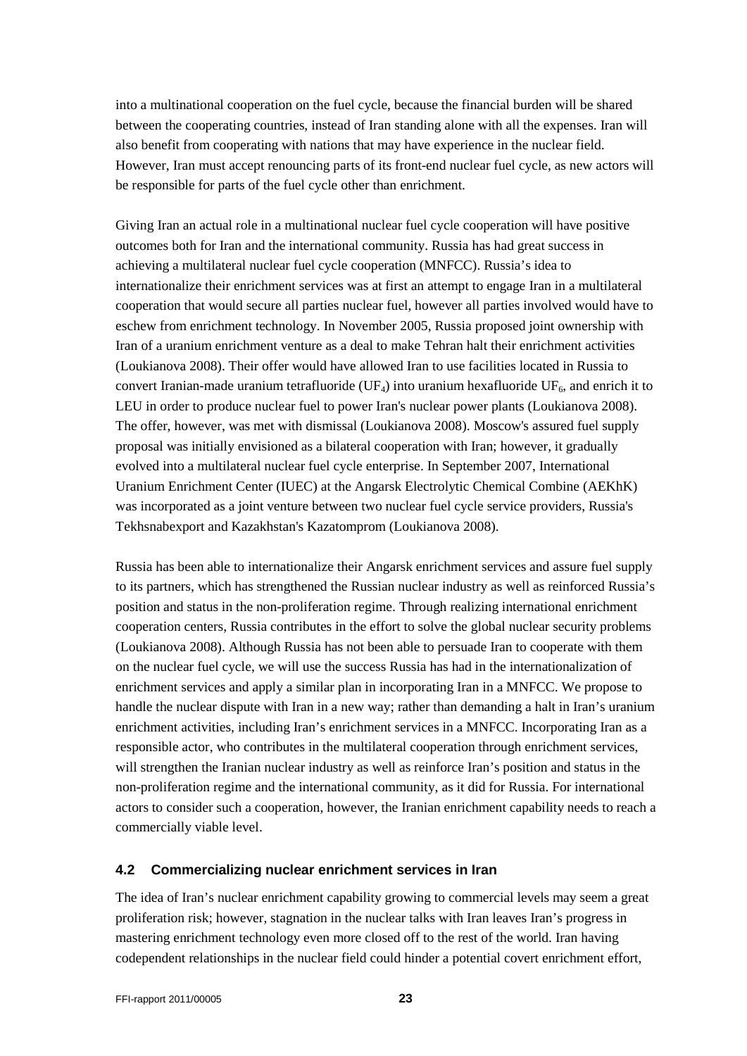into a multinational cooperation on the fuel cycle, because the financial burden will be shared between the cooperating countries, instead of Iran standing alone with all the expenses. Iran will also benefit from cooperating with nations that may have experience in the nuclear field. However, Iran must accept renouncing parts of its front-end nuclear fuel cycle, as new actors will be responsible for parts of the fuel cycle other than enrichment.

Giving Iran an actual role in a multinational nuclear fuel cycle cooperation will have positive outcomes both for Iran and the international community. Russia has had great success in achieving a multilateral nuclear fuel cycle cooperation (MNFCC). Russia's idea to internationalize their enrichment services was at first an attempt to engage Iran in a multilateral cooperation that would secure all parties nuclear fuel, however all parties involved would have to eschew from enrichment technology. In November 2005, Russia proposed joint ownership with Iran of a uranium enrichment venture as a deal to make Tehran halt their enrichment activities (Loukianova 2008). Their offer would have allowed Iran to use facilities located in Russia to convert Iranian-made uranium tetrafluoride ($UF_4$) into uranium hexafluoride $UF_6$, and enrich it to LEU in order to produce nuclear fuel to power Iran's nuclear power plants (Loukianova 2008). The offer, however, was met with dismissal (Loukianova 2008). Moscow's assured fuel supply proposal was initially envisioned as a bilateral cooperation with Iran; however, it gradually evolved into a multilateral nuclear fuel cycle enterprise. In September 2007, International Uranium Enrichment Center (IUEC) at the Angarsk Electrolytic Chemical Combine (AEKhK) was incorporated as a joint venture between two nuclear fuel cycle service providers, Russia's Tekhsnabexport and Kazakhstan's Kazatomprom (Loukianova 2008).

Russia has been able to internationalize their Angarsk enrichment services and assure fuel supply to its partners, which has strengthened the Russian nuclear industry as well as reinforced Russia's position and status in the non-proliferation regime. Through realizing international enrichment cooperation centers, Russia contributes in the effort to solve the global nuclear security problems (Loukianova 2008). Although Russia has not been able to persuade Iran to cooperate with them on the nuclear fuel cycle, we will use the success Russia has had in the internationalization of enrichment services and apply a similar plan in incorporating Iran in a MNFCC. We propose to handle the nuclear dispute with Iran in a new way; rather than demanding a halt in Iran's uranium enrichment activities, including Iran's enrichment services in a MNFCC. Incorporating Iran as a responsible actor, who contributes in the multilateral cooperation through enrichment services, will strengthen the Iranian nuclear industry as well as reinforce Iran's position and status in the non-proliferation regime and the international community, as it did for Russia. For international actors to consider such a cooperation, however, the Iranian enrichment capability needs to reach a commercially viable level.

### 4.2 Commercializing nuclear enrichment services in Iran

The idea of Iran's nuclear enrichment capability growing to commercial levels may seem a great proliferation risk; however, stagnation in the nuclear talks with Iran leaves Iran's progress in mastering enrichment technology even more closed off to the rest of the world. Iran having codependent relationships in the nuclear field could hinder a potential covert enrichment effort,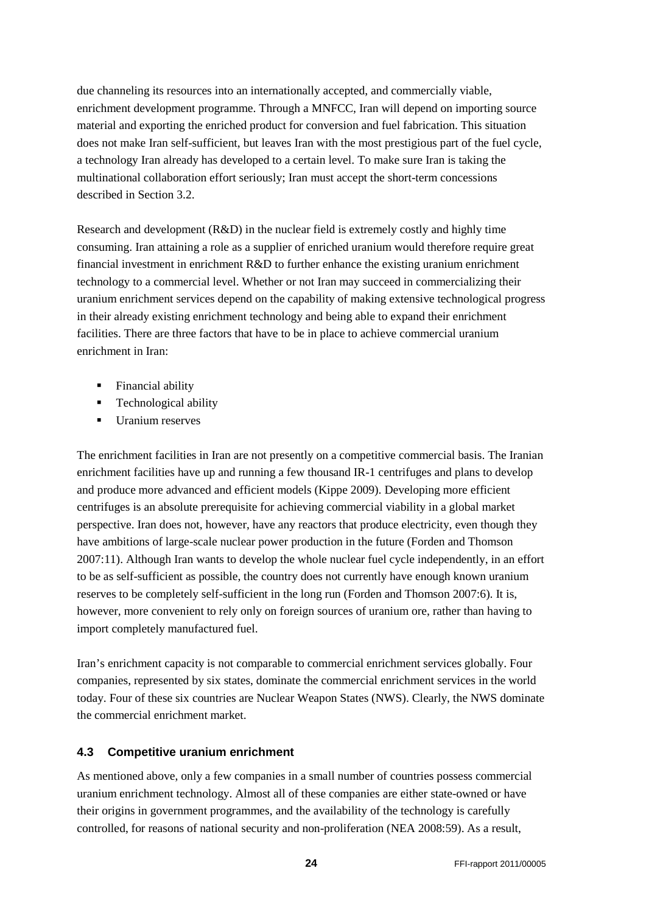due channeling its resources into an internationally accepted, and commercially viable, enrichment development programme. Through a MNFCC, Iran will depend on importing source material and exporting the enriched product for conversion and fuel fabrication. This situation does not make Iran self-sufficient, but leaves Iran with the most prestigious part of the fuel cycle, a technology Iran already has developed to a certain level. To make sure Iran is taking the multinational collaboration effort seriously; Iran must accept the short-term concessions described in Section 3.2.

Research and development (R&D) in the nuclear field is extremely costly and highly time consuming. Iran attaining a role as a supplier of enriched uranium would therefore require great financial investment in enrichment R&D to further enhance the existing uranium enrichment technology to a commercial level. Whether or not Iran may succeed in commercializing their uranium enrichment services depend on the capability of making extensive technological progress in their already existing enrichment technology and being able to expand their enrichment facilities. There are three factors that have to be in place to achieve commercial uranium enrichment in Iran:

- Financial ability
- Technological ability
- Uranium reserves

The enrichment facilities in Iran are not presently on a competitive commercial basis. The Iranian enrichment facilities have up and running a few thousand IR-1 centrifuges and plans to develop and produce more advanced and efficient models (Kippe 2009). Developing more efficient centrifuges is an absolute prerequisite for achieving commercial viability in a global market perspective. Iran does not, however, have any reactors that produce electricity, even though they have ambitions of large-scale nuclear power production in the future (Forden and Thomson 2007:11). Although Iran wants to develop the whole nuclear fuel cycle independently, in an effort to be as self-sufficient as possible, the country does not currently have enough known uranium reserves to be completely self-sufficient in the long run (Forden and Thomson 2007:6). It is, however, more convenient to rely only on foreign sources of uranium ore, rather than having to import completely manufactured fuel.

Iran's enrichment capacity is not comparable to commercial enrichment services globally. Four companies, represented by six states, dominate the commercial enrichment services in the world today. Four of these six countries are Nuclear Weapon States (NWS). Clearly, the NWS dominate the commercial enrichment market.

### 4.3 Competitive uranium enrichment

As mentioned above, only a few companies in a small number of countries possess commercial uranium enrichment technology. Almost all of these companies are either state-owned or have their origins in government programmes, and the availability of the technology is carefully controlled, for reasons of national security and non-proliferation (NEA 2008:59). As a result,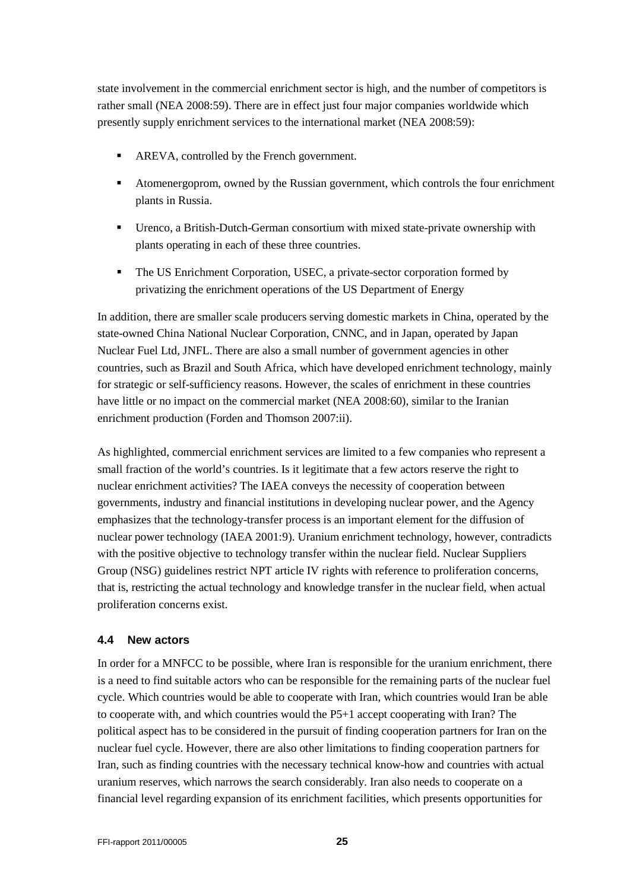state involvement in the commercial enrichment sector is high, and the number of competitors is rather small (NEA 2008:59). There are in effect just four major companies worldwide which presently supply enrichment services to the international market (NEA 2008:59):

- AREVA, controlled by the French government.
- Atomenergoprom, owned by the Russian government, which controls the four enrichment plants in Russia.
- Urenco, a British-Dutch-German consortium with mixed state-private ownership with plants operating in each of these three countries.
- The US Enrichment Corporation, USEC, a private-sector corporation formed by privatizing the enrichment operations of the US Department of Energy

In addition, there are smaller scale producers serving domestic markets in China, operated by the state-owned China National Nuclear Corporation, CNNC, and in Japan, operated by Japan Nuclear Fuel Ltd, JNFL. There are also a small number of government agencies in other countries, such as Brazil and South Africa, which have developed enrichment technology, mainly for strategic or self-sufficiency reasons. However, the scales of enrichment in these countries have little or no impact on the commercial market (NEA 2008:60), similar to the Iranian enrichment production (Forden and Thomson 2007:ii).

As highlighted, commercial enrichment services are limited to a few companies who represent a small fraction of the world's countries. Is it legitimate that a few actors reserve the right to nuclear enrichment activities? The IAEA conveys the necessity of cooperation between governments, industry and financial institutions in developing nuclear power, and the Agency emphasizes that the technology-transfer process is an important element for the diffusion of nuclear power technology (IAEA 2001:9). Uranium enrichment technology, however, contradicts with the positive objective to technology transfer within the nuclear field. Nuclear Suppliers Group (NSG) guidelines restrict NPT article IV rights with reference to proliferation concerns, that is, restricting the actual technology and knowledge transfer in the nuclear field, when actual proliferation concerns exist.

### 4.4 New actors

In order for a MNFCC to be possible, where Iran is responsible for the uranium enrichment, there is a need to find suitable actors who can be responsible for the remaining parts of the nuclear fuel cycle. Which countries would be able to cooperate with Iran, which countries would Iran be able to cooperate with, and which countries would the P5+1 accept cooperating with Iran? The political aspect has to be considered in the pursuit of finding cooperation partners for Iran on the nuclear fuel cycle. However, there are also other limitations to finding cooperation partners for Iran, such as finding countries with the necessary technical know-how and countries with actual uranium reserves, which narrows the search considerably. Iran also needs to cooperate on a financial level regarding expansion of its enrichment facilities, which presents opportunities for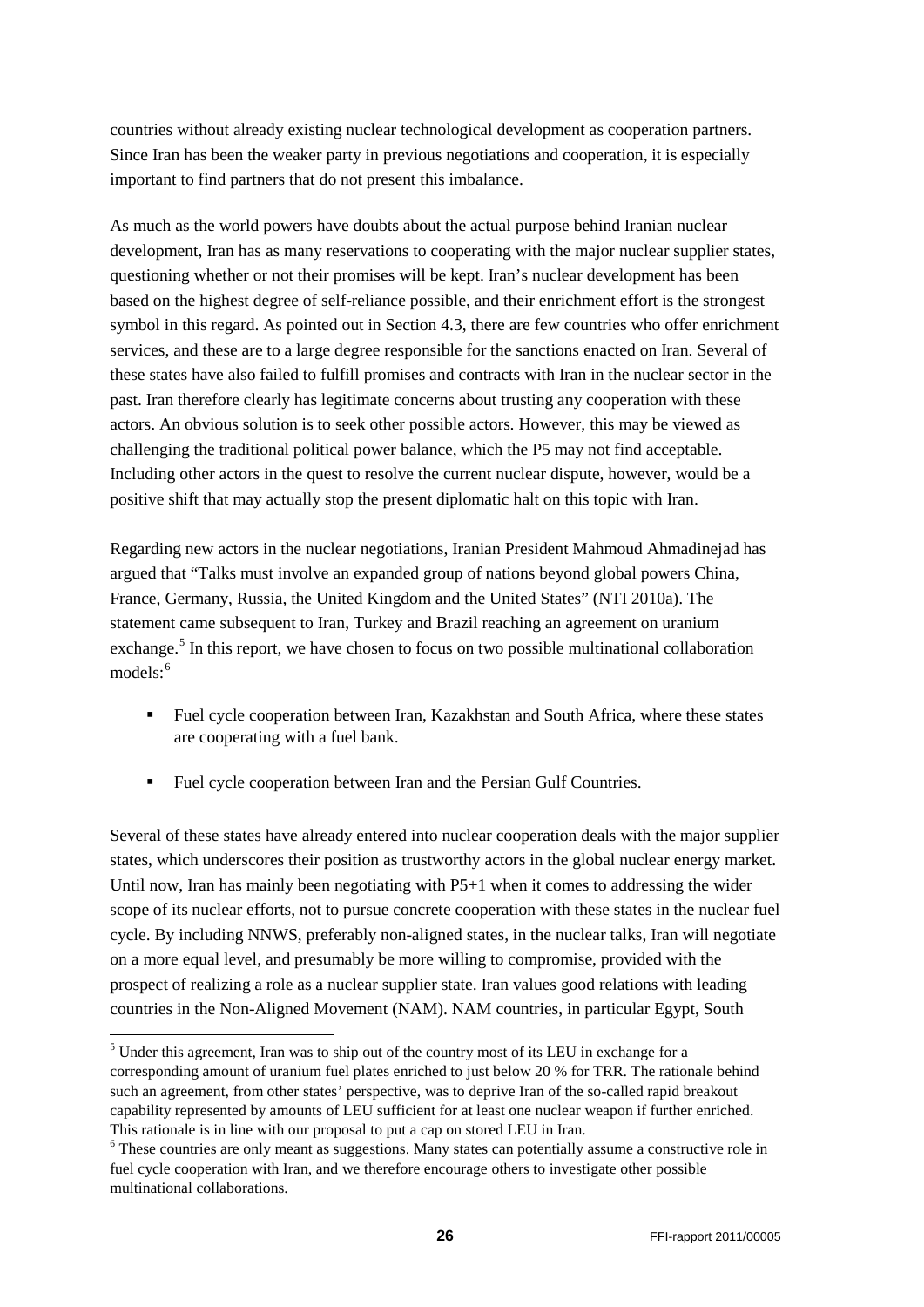countries without already existing nuclear technological development as cooperation partners. Since Iran has been the weaker party in previous negotiations and cooperation, it is especially important to find partners that do not present this imbalance.

As much as the world powers have doubts about the actual purpose behind Iranian nuclear development, Iran has as many reservations to cooperating with the major nuclear supplier states, questioning whether or not their promises will be kept. Iran's nuclear development has been based on the highest degree of self-reliance possible, and their enrichment effort is the strongest symbol in this regard. As pointed out in Section 4.3, there are few countries who offer enrichment services, and these are to a large degree responsible for the sanctions enacted on Iran. Several of these states have also failed to fulfill promises and contracts with Iran in the nuclear sector in the past. Iran therefore clearly has legitimate concerns about trusting any cooperation with these actors. An obvious solution is to seek other possible actors. However, this may be viewed as challenging the traditional political power balance, which the P5 may not find acceptable. Including other actors in the quest to resolve the current nuclear dispute, however, would be a positive shift that may actually stop the present diplomatic halt on this topic with Iran.

Regarding new actors in the nuclear negotiations, Iranian President Mahmoud Ahmadinejad has argued that "Talks must involve an expanded group of nations beyond global powers China, France, Germany, Russia, the United Kingdom and the United States" (NTI 2010a). The statement came subsequent to Iran, Turkey and Brazil reaching an agreement on uranium exchange.[5] In this report, we have chosen to focus on two possible multinational collaboration models:[6]

- Fuel cycle cooperation between Iran, Kazakhstan and South Africa, where these states are cooperating with a fuel bank.
- Fuel cycle cooperation between Iran and the Persian Gulf Countries.

Several of these states have already entered into nuclear cooperation deals with the major supplier states, which underscores their position as trustworthy actors in the global nuclear energy market. Until now, Iran has mainly been negotiating with P5+1 when it comes to addressing the wider scope of its nuclear efforts, not to pursue concrete cooperation with these states in the nuclear fuel cycle. By including NNWS, preferably non-aligned states, in the nuclear talks, Iran will negotiate on a more equal level, and presumably be more willing to compromise, provided with the prospect of realizing a role as a nuclear supplier state. Iran values good relations with leading countries in the Non-Aligned Movement (NAM). NAM countries, in particular Egypt, South

---

[5] Under this agreement, Iran was to ship out of the country most of its LEU in exchange for a corresponding amount of uranium fuel plates enriched to just below 20 % for TRR. The rationale behind such an agreement, from other states' perspective, was to deprive Iran of the so-called rapid breakout capability represented by amounts of LEU sufficient for at least one nuclear weapon if further enriched. This rationale is in line with our proposal to put a cap on stored LEU in Iran.

[6] These countries are only meant as suggestions. Many states can potentially assume a constructive role in fuel cycle cooperation with Iran, and we therefore encourage others to investigate other possible multinational collaborations.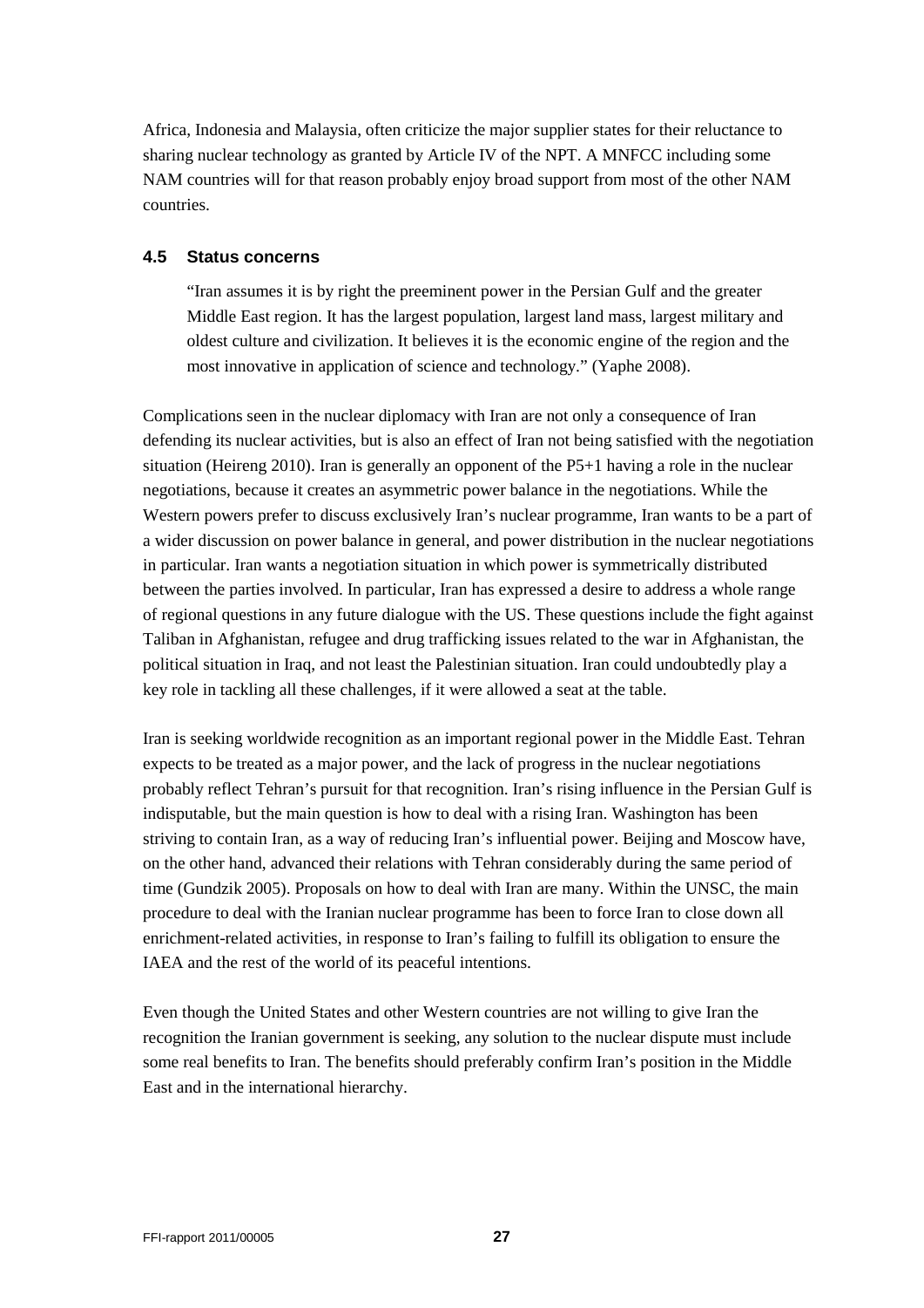Africa, Indonesia and Malaysia, often criticize the major supplier states for their reluctance to sharing nuclear technology as granted by Article IV of the NPT. A MNFCC including some NAM countries will for that reason probably enjoy broad support from most of the other NAM countries.

### 4.5 Status concerns

> "Iran assumes it is by right the preeminent power in the Persian Gulf and the greater Middle East region. It has the largest population, largest land mass, largest military and oldest culture and civilization. It believes it is the economic engine of the region and the most innovative in application of science and technology." (Yaphe 2008).

Complications seen in the nuclear diplomacy with Iran are not only a consequence of Iran defending its nuclear activities, but is also an effect of Iran not being satisfied with the negotiation situation (Heireng 2010). Iran is generally an opponent of the P5+1 having a role in the nuclear negotiations, because it creates an asymmetric power balance in the negotiations. While the Western powers prefer to discuss exclusively Iran's nuclear programme, Iran wants to be a part of a wider discussion on power balance in general, and power distribution in the nuclear negotiations in particular. Iran wants a negotiation situation in which power is symmetrically distributed between the parties involved. In particular, Iran has expressed a desire to address a whole range of regional questions in any future dialogue with the US. These questions include the fight against Taliban in Afghanistan, refugee and drug trafficking issues related to the war in Afghanistan, the political situation in Iraq, and not least the Palestinian situation. Iran could undoubtedly play a key role in tackling all these challenges, if it were allowed a seat at the table.

Iran is seeking worldwide recognition as an important regional power in the Middle East. Tehran expects to be treated as a major power, and the lack of progress in the nuclear negotiations probably reflect Tehran's pursuit for that recognition. Iran's rising influence in the Persian Gulf is indisputable, but the main question is how to deal with a rising Iran. Washington has been striving to contain Iran, as a way of reducing Iran's influential power. Beijing and Moscow have, on the other hand, advanced their relations with Tehran considerably during the same period of time (Gundzik 2005). Proposals on how to deal with Iran are many. Within the UNSC, the main procedure to deal with the Iranian nuclear programme has been to force Iran to close down all enrichment-related activities, in response to Iran's failing to fulfill its obligation to ensure the IAEA and the rest of the world of its peaceful intentions.

Even though the United States and other Western countries are not willing to give Iran the recognition the Iranian government is seeking, any solution to the nuclear dispute must include some real benefits to Iran. The benefits should preferably confirm Iran's position in the Middle East and in the international hierarchy.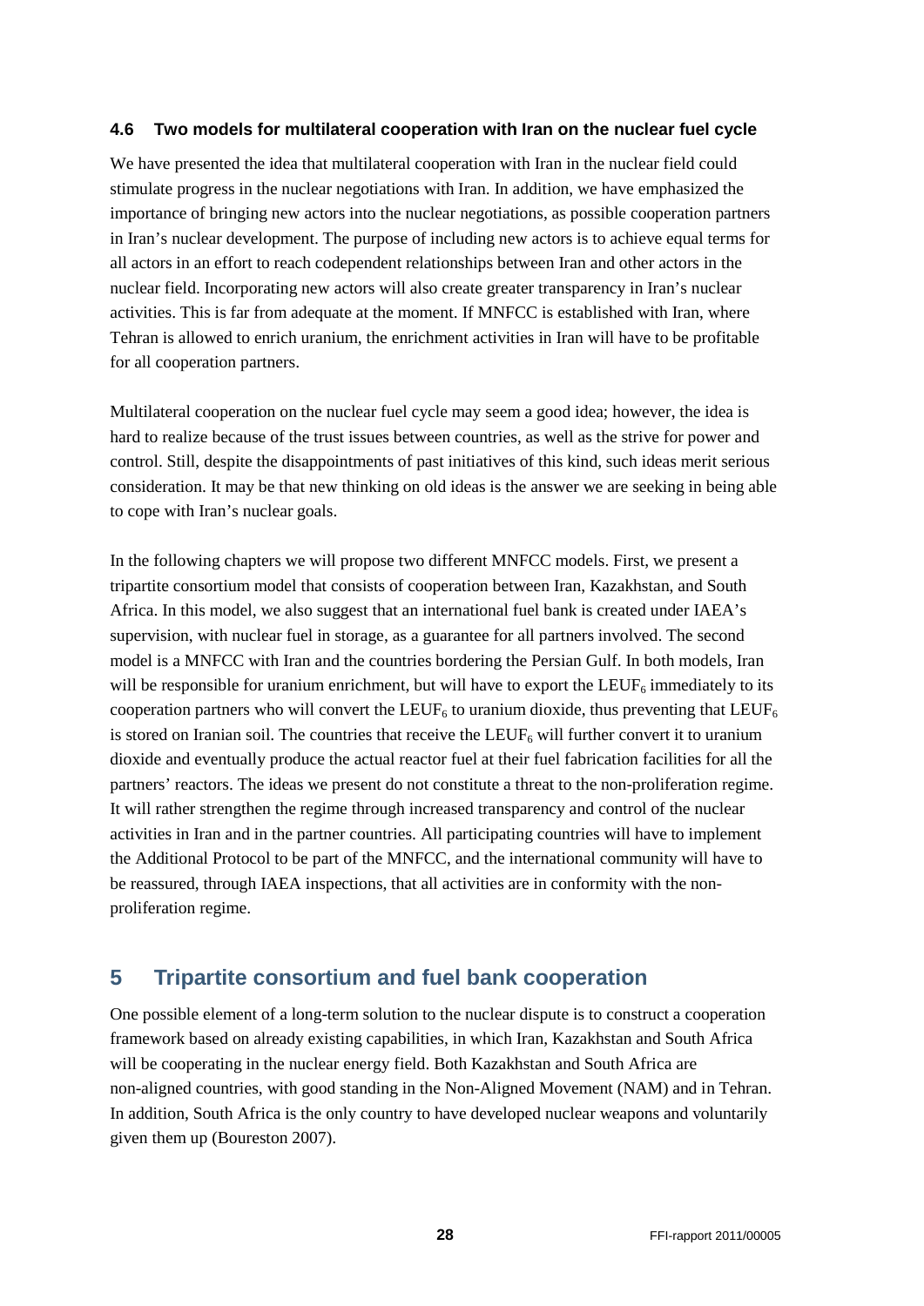### 4.6 Two models for multilateral cooperation with Iran on the nuclear fuel cycle

We have presented the idea that multilateral cooperation with Iran in the nuclear field could stimulate progress in the nuclear negotiations with Iran. In addition, we have emphasized the importance of bringing new actors into the nuclear negotiations, as possible cooperation partners in Iran's nuclear development. The purpose of including new actors is to achieve equal terms for all actors in an effort to reach codependent relationships between Iran and other actors in the nuclear field. Incorporating new actors will also create greater transparency in Iran's nuclear activities. This is far from adequate at the moment. If MNFCC is established with Iran, where Tehran is allowed to enrich uranium, the enrichment activities in Iran will have to be profitable for all cooperation partners.

Multilateral cooperation on the nuclear fuel cycle may seem a good idea; however, the idea is hard to realize because of the trust issues between countries, as well as the strive for power and control. Still, despite the disappointments of past initiatives of this kind, such ideas merit serious consideration. It may be that new thinking on old ideas is the answer we are seeking in being able to cope with Iran's nuclear goals.

In the following chapters we will propose two different MNFCC models. First, we present a tripartite consortium model that consists of cooperation between Iran, Kazakhstan, and South Africa. In this model, we also suggest that an international fuel bank is created under IAEA's supervision, with nuclear fuel in storage, as a guarantee for all partners involved. The second model is a MNFCC with Iran and the countries bordering the Persian Gulf. In both models, Iran will be responsible for uranium enrichment, but will have to export the $LEUF_6$ immediately to its cooperation partners who will convert the $LEUF_6$ to uranium dioxide, thus preventing that $LEUF_6$ is stored on Iranian soil. The countries that receive the $LEUF_6$ will further convert it to uranium dioxide and eventually produce the actual reactor fuel at their fuel fabrication facilities for all the partners' reactors. The ideas we present do not constitute a threat to the non-proliferation regime. It will rather strengthen the regime through increased transparency and control of the nuclear activities in Iran and in the partner countries. All participating countries will have to implement the Additional Protocol to be part of the MNFCC, and the international community will have to be reassured, through IAEA inspections, that all activities are in conformity with the non-proliferation regime.

## 5 Tripartite consortium and fuel bank cooperation

One possible element of a long-term solution to the nuclear dispute is to construct a cooperation framework based on already existing capabilities, in which Iran, Kazakhstan and South Africa will be cooperating in the nuclear energy field. Both Kazakhstan and South Africa are non-aligned countries, with good standing in the Non-Aligned Movement (NAM) and in Tehran. In addition, South Africa is the only country to have developed nuclear weapons and voluntarily given them up (Boureston 2007).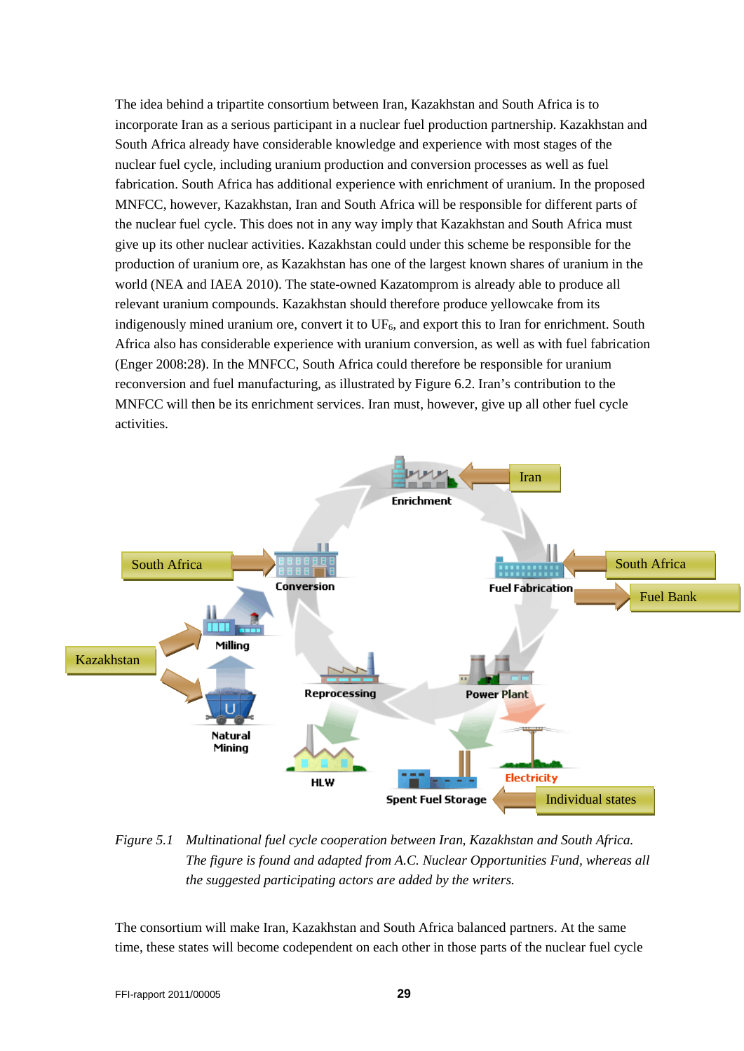The idea behind a tripartite consortium between Iran, Kazakhstan and South Africa is to incorporate Iran as a serious participant in a nuclear fuel production partnership. Kazakhstan and South Africa already have considerable knowledge and experience with most stages of the nuclear fuel cycle, including uranium production and conversion processes as well as fuel fabrication. South Africa has additional experience with enrichment of uranium. In the proposed MNFCC, however, Kazakhstan, Iran and South Africa will be responsible for different parts of the nuclear fuel cycle. This does not in any way imply that Kazakhstan and South Africa must give up its other nuclear activities. Kazakhstan could under this scheme be responsible for the production of uranium ore, as Kazakhstan has one of the largest known shares of uranium in the world (NEA and IAEA 2010). The state-owned Kazatomprom is already able to produce all relevant uranium compounds. Kazakhstan should therefore produce yellowcake from its indigenously mined uranium ore, convert it to $UF_6$, and export this to Iran for enrichment. South Africa also has considerable experience with uranium conversion, as well as with fuel fabrication (Enger 2008:28). In the MNFCC, South Africa could therefore be responsible for uranium reconversion and fuel manufacturing, as illustrated by Figure 6.2. Iran's contribution to the MNFCC will then be its enrichment services. Iran must, however, give up all other fuel cycle activities.

*Figure 5.1 Multinational fuel cycle cooperation between Iran, Kazakhstan and South Africa. The figure is found and adapted from A.C. Nuclear Opportunities Fund, whereas all the suggested participating actors are added by the writers.*

The consortium will make Iran, Kazakhstan and South Africa balanced partners. At the same time, these states will become codependent on each other in those parts of the nuclear fuel cycle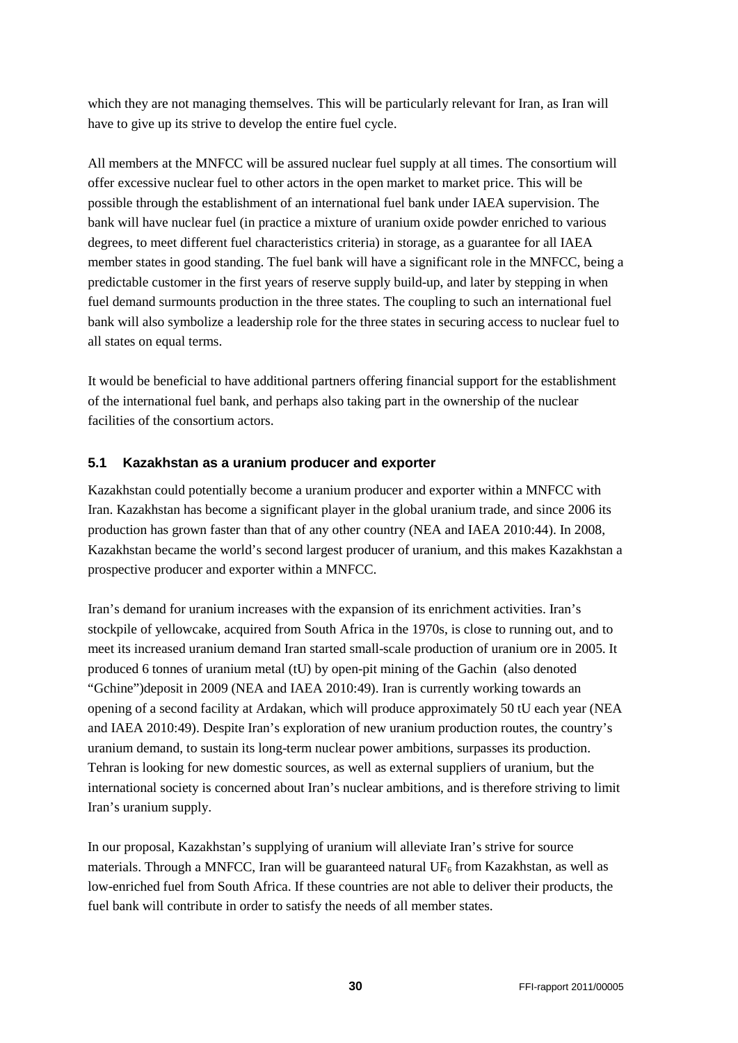which they are not managing themselves. This will be particularly relevant for Iran, as Iran will have to give up its strive to develop the entire fuel cycle.

All members at the MNFCC will be assured nuclear fuel supply at all times. The consortium will offer excessive nuclear fuel to other actors in the open market to market price. This will be possible through the establishment of an international fuel bank under IAEA supervision. The bank will have nuclear fuel (in practice a mixture of uranium oxide powder enriched to various degrees, to meet different fuel characteristics criteria) in storage, as a guarantee for all IAEA member states in good standing. The fuel bank will have a significant role in the MNFCC, being a predictable customer in the first years of reserve supply build-up, and later by stepping in when fuel demand surmounts production in the three states. The coupling to such an international fuel bank will also symbolize a leadership role for the three states in securing access to nuclear fuel to all states on equal terms.

It would be beneficial to have additional partners offering financial support for the establishment of the international fuel bank, and perhaps also taking part in the ownership of the nuclear facilities of the consortium actors.

## 5.1 Kazakhstan as a uranium producer and exporter

Kazakhstan could potentially become a uranium producer and exporter within a MNFCC with Iran. Kazakhstan has become a significant player in the global uranium trade, and since 2006 its production has grown faster than that of any other country (NEA and IAEA 2010:44). In 2008, Kazakhstan became the world's second largest producer of uranium, and this makes Kazakhstan a prospective producer and exporter within a MNFCC.

Iran's demand for uranium increases with the expansion of its enrichment activities. Iran's stockpile of yellowcake, acquired from South Africa in the 1970s, is close to running out, and to meet its increased uranium demand Iran started small-scale production of uranium ore in 2005. It produced 6 tonnes of uranium metal (tU) by open-pit mining of the Gachin (also denoted "Gchine")deposit in 2009 (NEA and IAEA 2010:49). Iran is currently working towards an opening of a second facility at Ardakan, which will produce approximately 50 tU each year (NEA and IAEA 2010:49). Despite Iran's exploration of new uranium production routes, the country's uranium demand, to sustain its long-term nuclear power ambitions, surpasses its production. Tehran is looking for new domestic sources, as well as external suppliers of uranium, but the international society is concerned about Iran's nuclear ambitions, and is therefore striving to limit Iran's uranium supply.

In our proposal, Kazakhstan's supplying of uranium will alleviate Iran's strive for source materials. Through a MNFCC, Iran will be guaranteed natural $UF_6$ from Kazakhstan, as well as low-enriched fuel from South Africa. If these countries are not able to deliver their products, the fuel bank will contribute in order to satisfy the needs of all member states.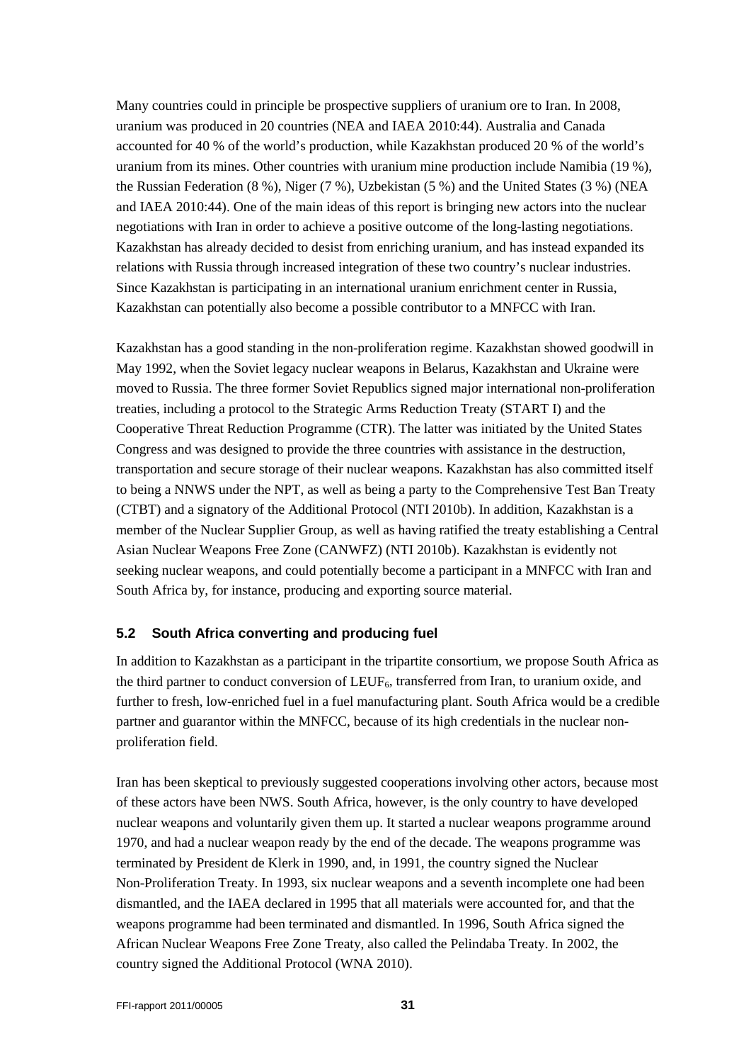Many countries could in principle be prospective suppliers of uranium ore to Iran. In 2008, uranium was produced in 20 countries (NEA and IAEA 2010:44). Australia and Canada accounted for 40 % of the world's production, while Kazakhstan produced 20 % of the world's uranium from its mines. Other countries with uranium mine production include Namibia (19 %), the Russian Federation (8 %), Niger (7 %), Uzbekistan (5 %) and the United States (3 %) (NEA and IAEA 2010:44). One of the main ideas of this report is bringing new actors into the nuclear negotiations with Iran in order to achieve a positive outcome of the long-lasting negotiations. Kazakhstan has already decided to desist from enriching uranium, and has instead expanded its relations with Russia through increased integration of these two country's nuclear industries. Since Kazakhstan is participating in an international uranium enrichment center in Russia, Kazakhstan can potentially also become a possible contributor to a MNFCC with Iran.

Kazakhstan has a good standing in the non-proliferation regime. Kazakhstan showed goodwill in May 1992, when the Soviet legacy nuclear weapons in Belarus, Kazakhstan and Ukraine were moved to Russia. The three former Soviet Republics signed major international non-proliferation treaties, including a protocol to the Strategic Arms Reduction Treaty (START I) and the Cooperative Threat Reduction Programme (CTR). The latter was initiated by the United States Congress and was designed to provide the three countries with assistance in the destruction, transportation and secure storage of their nuclear weapons. Kazakhstan has also committed itself to being a NNWS under the NPT, as well as being a party to the Comprehensive Test Ban Treaty (CTBT) and a signatory of the Additional Protocol (NTI 2010b). In addition, Kazakhstan is a member of the Nuclear Supplier Group, as well as having ratified the treaty establishing a Central Asian Nuclear Weapons Free Zone (CANWFZ) (NTI 2010b). Kazakhstan is evidently not seeking nuclear weapons, and could potentially become a participant in a MNFCC with Iran and South Africa by, for instance, producing and exporting source material.

### 5.2 South Africa converting and producing fuel

In addition to Kazakhstan as a participant in the tripartite consortium, we propose South Africa as the third partner to conduct conversion of $LEUF_6$, transferred from Iran, to uranium oxide, and further to fresh, low-enriched fuel in a fuel manufacturing plant. South Africa would be a credible partner and guarantor within the MNFCC, because of its high credentials in the nuclear non-proliferation field.

Iran has been skeptical to previously suggested cooperations involving other actors, because most of these actors have been NWS. South Africa, however, is the only country to have developed nuclear weapons and voluntarily given them up. It started a nuclear weapons programme around 1970, and had a nuclear weapon ready by the end of the decade. The weapons programme was terminated by President de Klerk in 1990, and, in 1991, the country signed the Nuclear Non-Proliferation Treaty. In 1993, six nuclear weapons and a seventh incomplete one had been dismantled, and the IAEA declared in 1995 that all materials were accounted for, and that the weapons programme had been terminated and dismantled. In 1996, South Africa signed the African Nuclear Weapons Free Zone Treaty, also called the Pelindaba Treaty. In 2002, the country signed the Additional Protocol (WNA 2010).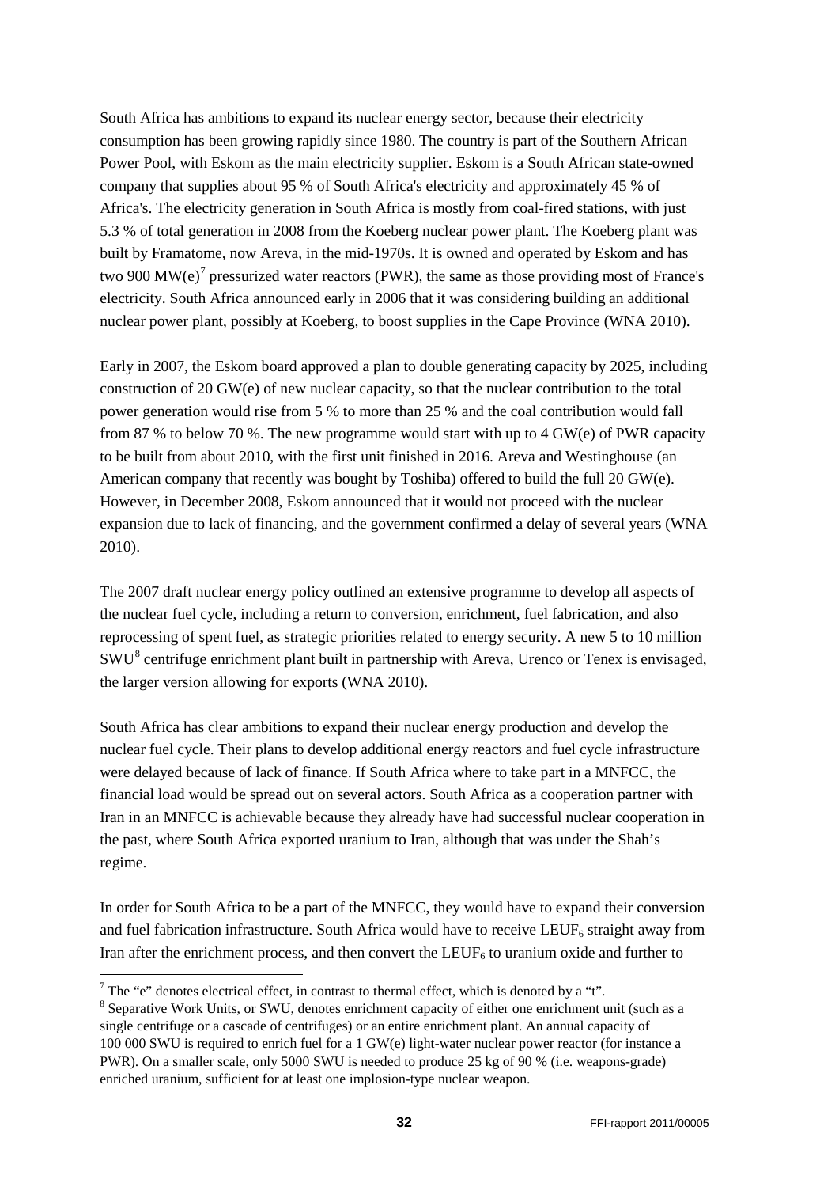South Africa has ambitions to expand its nuclear energy sector, because their electricity consumption has been growing rapidly since 1980. The country is part of the Southern African Power Pool, with Eskom as the main electricity supplier. Eskom is a South African state-owned company that supplies about 95 % of South Africa's electricity and approximately 45 % of Africa's. The electricity generation in South Africa is mostly from coal-fired stations, with just 5.3 % of total generation in 2008 from the Koeberg nuclear power plant. The Koeberg plant was built by Framatome, now Areva, in the mid-1970s. It is owned and operated by Eskom and has two 900 MW(e)[7] pressurized water reactors (PWR), the same as those providing most of France's electricity. South Africa announced early in 2006 that it was considering building an additional nuclear power plant, possibly at Koeberg, to boost supplies in the Cape Province (WNA 2010).

Early in 2007, the Eskom board approved a plan to double generating capacity by 2025, including construction of 20 GW(e) of new nuclear capacity, so that the nuclear contribution to the total power generation would rise from 5 % to more than 25 % and the coal contribution would fall from 87 % to below 70 %. The new programme would start with up to 4 GW(e) of PWR capacity to be built from about 2010, with the first unit finished in 2016. Areva and Westinghouse (an American company that recently was bought by Toshiba) offered to build the full 20 GW(e). However, in December 2008, Eskom announced that it would not proceed with the nuclear expansion due to lack of financing, and the government confirmed a delay of several years (WNA 2010).

The 2007 draft nuclear energy policy outlined an extensive programme to develop all aspects of the nuclear fuel cycle, including a return to conversion, enrichment, fuel fabrication, and also reprocessing of spent fuel, as strategic priorities related to energy security. A new 5 to 10 million SWU[8] centrifuge enrichment plant built in partnership with Areva, Urenco or Tenex is envisaged, the larger version allowing for exports (WNA 2010).

South Africa has clear ambitions to expand their nuclear energy production and develop the nuclear fuel cycle. Their plans to develop additional energy reactors and fuel cycle infrastructure were delayed because of lack of finance. If South Africa where to take part in a MNFCC, the financial load would be spread out on several actors. South Africa as a cooperation partner with Iran in an MNFCC is achievable because they already have had successful nuclear cooperation in the past, where South Africa exported uranium to Iran, although that was under the Shah's regime.

In order for South Africa to be a part of the MNFCC, they would have to expand their conversion and fuel fabrication infrastructure. South Africa would have to receive $LEUF_6$ straight away from Iran after the enrichment process, and then convert the $LEUF_6$ to uranium oxide and further to

---

[7] The "e" denotes electrical effect, in contrast to thermal effect, which is denoted by a "t".

[8] Separative Work Units, or SWU, denotes enrichment capacity of either one enrichment unit (such as a single centrifuge or a cascade of centrifuges) or an entire enrichment plant. An annual capacity of 100 000 SWU is required to enrich fuel for a 1 GW(e) light-water nuclear power reactor (for instance a PWR). On a smaller scale, only 5000 SWU is needed to produce 25 kg of 90 % (i.e. weapons-grade) enriched uranium, sufficient for at least one implosion-type nuclear weapon.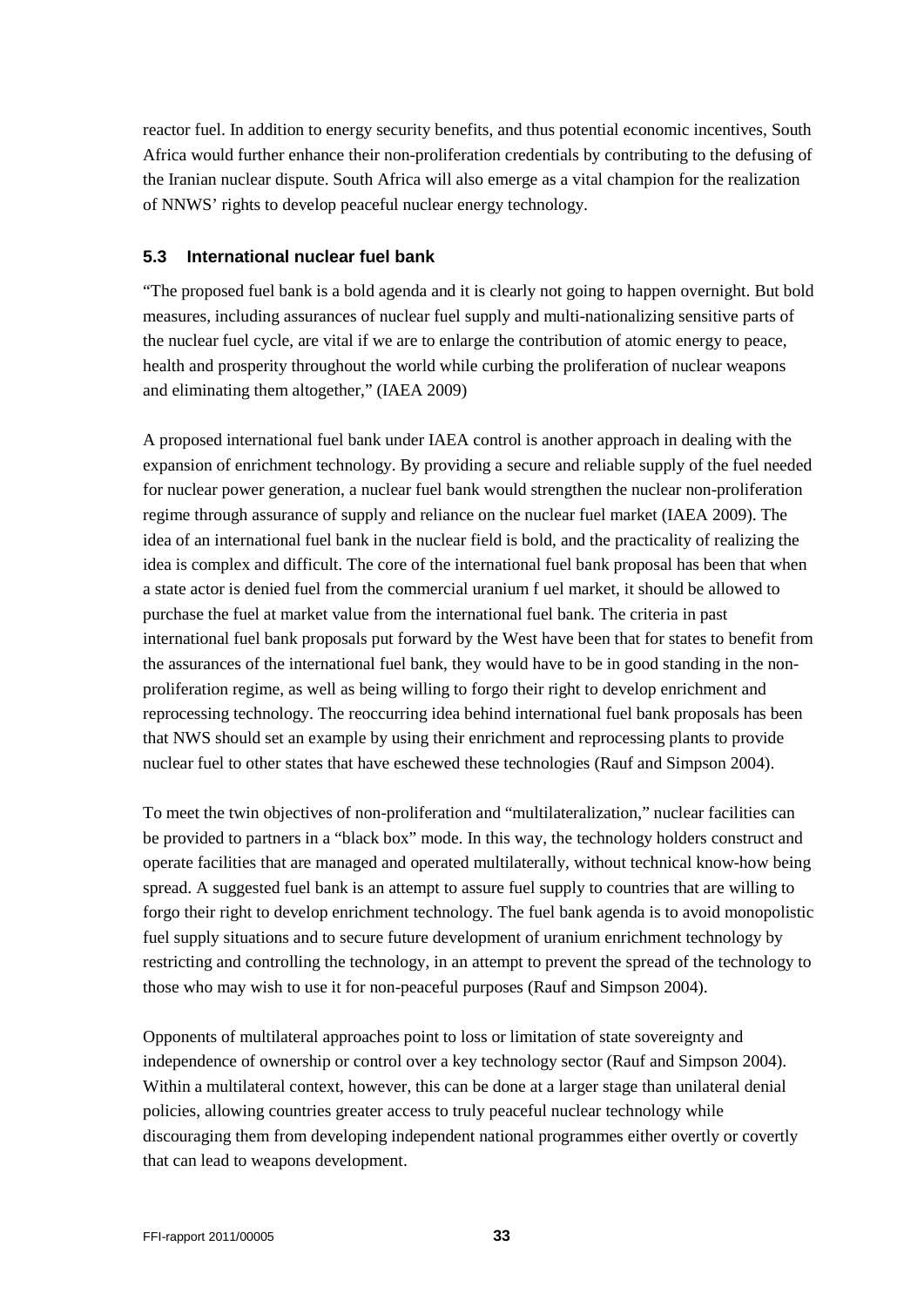reactor fuel. In addition to energy security benefits, and thus potential economic incentives, South Africa would further enhance their non-proliferation credentials by contributing to the defusing of the Iranian nuclear dispute. South Africa will also emerge as a vital champion for the realization of NNWS' rights to develop peaceful nuclear energy technology.

### 5.3 International nuclear fuel bank

"The proposed fuel bank is a bold agenda and it is clearly not going to happen overnight. But bold measures, including assurances of nuclear fuel supply and multi-nationalizing sensitive parts of the nuclear fuel cycle, are vital if we are to enlarge the contribution of atomic energy to peace, health and prosperity throughout the world while curbing the proliferation of nuclear weapons and eliminating them altogether," (IAEA 2009)

A proposed international fuel bank under IAEA control is another approach in dealing with the expansion of enrichment technology. By providing a secure and reliable supply of the fuel needed for nuclear power generation, a nuclear fuel bank would strengthen the nuclear non-proliferation regime through assurance of supply and reliance on the nuclear fuel market (IAEA 2009). The idea of an international fuel bank in the nuclear field is bold, and the practicality of realizing the idea is complex and difficult. The core of the international fuel bank proposal has been that when a state actor is denied fuel from the commercial uranium f uel market, it should be allowed to purchase the fuel at market value from the international fuel bank. The criteria in past international fuel bank proposals put forward by the West have been that for states to benefit from the assurances of the international fuel bank, they would have to be in good standing in the non-proliferation regime, as well as being willing to forgo their right to develop enrichment and reprocessing technology. The reoccurring idea behind international fuel bank proposals has been that NWS should set an example by using their enrichment and reprocessing plants to provide nuclear fuel to other states that have eschewed these technologies (Rauf and Simpson 2004).

To meet the twin objectives of non-proliferation and "multilateralization," nuclear facilities can be provided to partners in a "black box" mode. In this way, the technology holders construct and operate facilities that are managed and operated multilaterally, without technical know-how being spread. A suggested fuel bank is an attempt to assure fuel supply to countries that are willing to forgo their right to develop enrichment technology. The fuel bank agenda is to avoid monopolistic fuel supply situations and to secure future development of uranium enrichment technology by restricting and controlling the technology, in an attempt to prevent the spread of the technology to those who may wish to use it for non-peaceful purposes (Rauf and Simpson 2004).

Opponents of multilateral approaches point to loss or limitation of state sovereignty and independence of ownership or control over a key technology sector (Rauf and Simpson 2004). Within a multilateral context, however, this can be done at a larger stage than unilateral denial policies, allowing countries greater access to truly peaceful nuclear technology while discouraging them from developing independent national programmes either overtly or covertly that can lead to weapons development.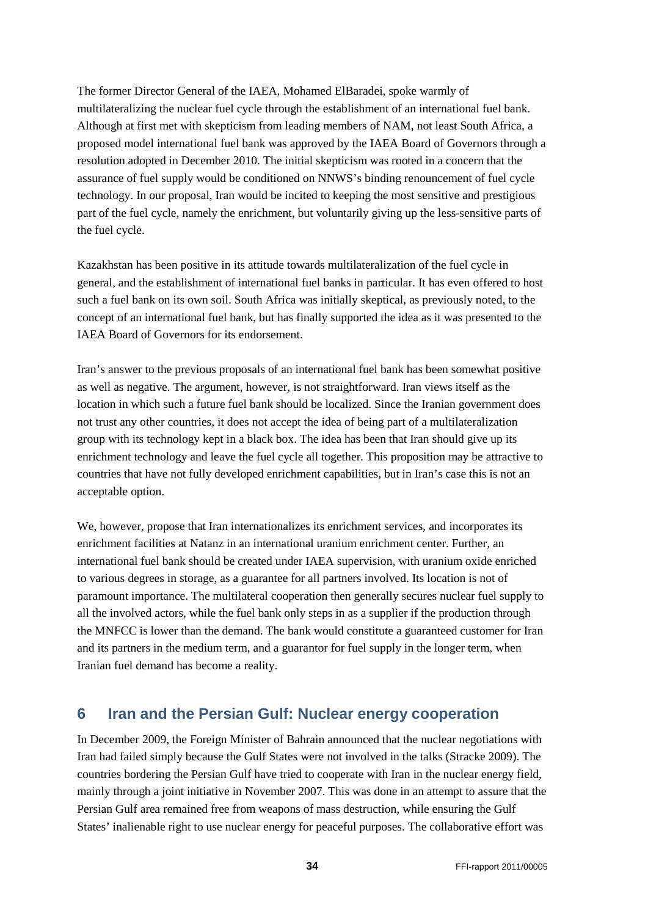The former Director General of the IAEA, Mohamed ElBaradei, spoke warmly of multilateralizing the nuclear fuel cycle through the establishment of an international fuel bank. Although at first met with skepticism from leading members of NAM, not least South Africa, a proposed model international fuel bank was approved by the IAEA Board of Governors through a resolution adopted in December 2010. The initial skepticism was rooted in a concern that the assurance of fuel supply would be conditioned on NNWS's binding renouncement of fuel cycle technology. In our proposal, Iran would be incited to keeping the most sensitive and prestigious part of the fuel cycle, namely the enrichment, but voluntarily giving up the less-sensitive parts of the fuel cycle.

Kazakhstan has been positive in its attitude towards multilateralization of the fuel cycle in general, and the establishment of international fuel banks in particular. It has even offered to host such a fuel bank on its own soil. South Africa was initially skeptical, as previously noted, to the concept of an international fuel bank, but has finally supported the idea as it was presented to the IAEA Board of Governors for its endorsement.

Iran's answer to the previous proposals of an international fuel bank has been somewhat positive as well as negative. The argument, however, is not straightforward. Iran views itself as the location in which such a future fuel bank should be localized. Since the Iranian government does not trust any other countries, it does not accept the idea of being part of a multilateralization group with its technology kept in a black box. The idea has been that Iran should give up its enrichment technology and leave the fuel cycle all together. This proposition may be attractive to countries that have not fully developed enrichment capabilities, but in Iran's case this is not an acceptable option.

We, however, propose that Iran internationalizes its enrichment services, and incorporates its enrichment facilities at Natanz in an international uranium enrichment center. Further, an international fuel bank should be created under IAEA supervision, with uranium oxide enriched to various degrees in storage, as a guarantee for all partners involved. Its location is not of paramount importance. The multilateral cooperation then generally secures nuclear fuel supply to all the involved actors, while the fuel bank only steps in as a supplier if the production through the MNFCC is lower than the demand. The bank would constitute a guaranteed customer for Iran and its partners in the medium term, and a guarantor for fuel supply in the longer term, when Iranian fuel demand has become a reality.

## 6 Iran and the Persian Gulf: Nuclear energy cooperation

In December 2009, the Foreign Minister of Bahrain announced that the nuclear negotiations with Iran had failed simply because the Gulf States were not involved in the talks (Stracke 2009). The countries bordering the Persian Gulf have tried to cooperate with Iran in the nuclear energy field, mainly through a joint initiative in November 2007. This was done in an attempt to assure that the Persian Gulf area remained free from weapons of mass destruction, while ensuring the Gulf States' inalienable right to use nuclear energy for peaceful purposes. The collaborative effort was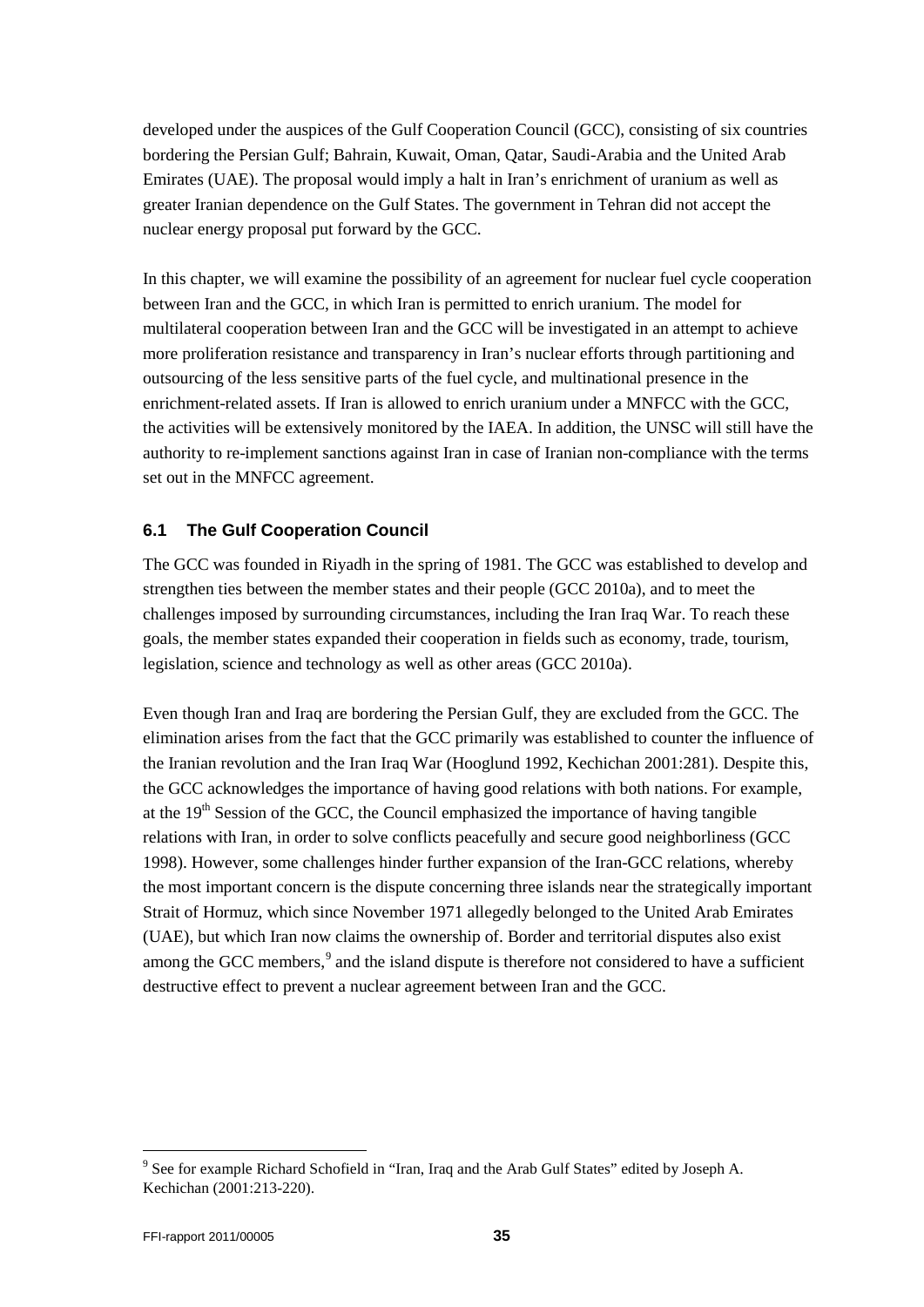developed under the auspices of the Gulf Cooperation Council (GCC), consisting of six countries bordering the Persian Gulf; Bahrain, Kuwait, Oman, Qatar, Saudi-Arabia and the United Arab Emirates (UAE). The proposal would imply a halt in Iran's enrichment of uranium as well as greater Iranian dependence on the Gulf States. The government in Tehran did not accept the nuclear energy proposal put forward by the GCC.

In this chapter, we will examine the possibility of an agreement for nuclear fuel cycle cooperation between Iran and the GCC, in which Iran is permitted to enrich uranium. The model for multilateral cooperation between Iran and the GCC will be investigated in an attempt to achieve more proliferation resistance and transparency in Iran's nuclear efforts through partitioning and outsourcing of the less sensitive parts of the fuel cycle, and multinational presence in the enrichment-related assets. If Iran is allowed to enrich uranium under a MNFCC with the GCC, the activities will be extensively monitored by the IAEA. In addition, the UNSC will still have the authority to re-implement sanctions against Iran in case of Iranian non-compliance with the terms set out in the MNFCC agreement.

### 6.1 The Gulf Cooperation Council

The GCC was founded in Riyadh in the spring of 1981. The GCC was established to develop and strengthen ties between the member states and their people (GCC 2010a), and to meet the challenges imposed by surrounding circumstances, including the Iran Iraq War. To reach these goals, the member states expanded their cooperation in fields such as economy, trade, tourism, legislation, science and technology as well as other areas (GCC 2010a).

Even though Iran and Iraq are bordering the Persian Gulf, they are excluded from the GCC. The elimination arises from the fact that the GCC primarily was established to counter the influence of the Iranian revolution and the Iran Iraq War (Hooglund 1992, Kechichan 2001:281). Despite this, the GCC acknowledges the importance of having good relations with both nations. For example, at the 19th Session of the GCC, the Council emphasized the importance of having tangible relations with Iran, in order to solve conflicts peacefully and secure good neighborliness (GCC 1998). However, some challenges hinder further expansion of the Iran-GCC relations, whereby the most important concern is the dispute concerning three islands near the strategically important Strait of Hormuz, which since November 1971 allegedly belonged to the United Arab Emirates (UAE), but which Iran now claims the ownership of. Border and territorial disputes also exist among the GCC members,[9] and the island dispute is therefore not considered to have a sufficient destructive effect to prevent a nuclear agreement between Iran and the GCC.

[9] See for example Richard Schofield in "Iran, Iraq and the Arab Gulf States" edited by Joseph A. Kechichan (2001:213-220).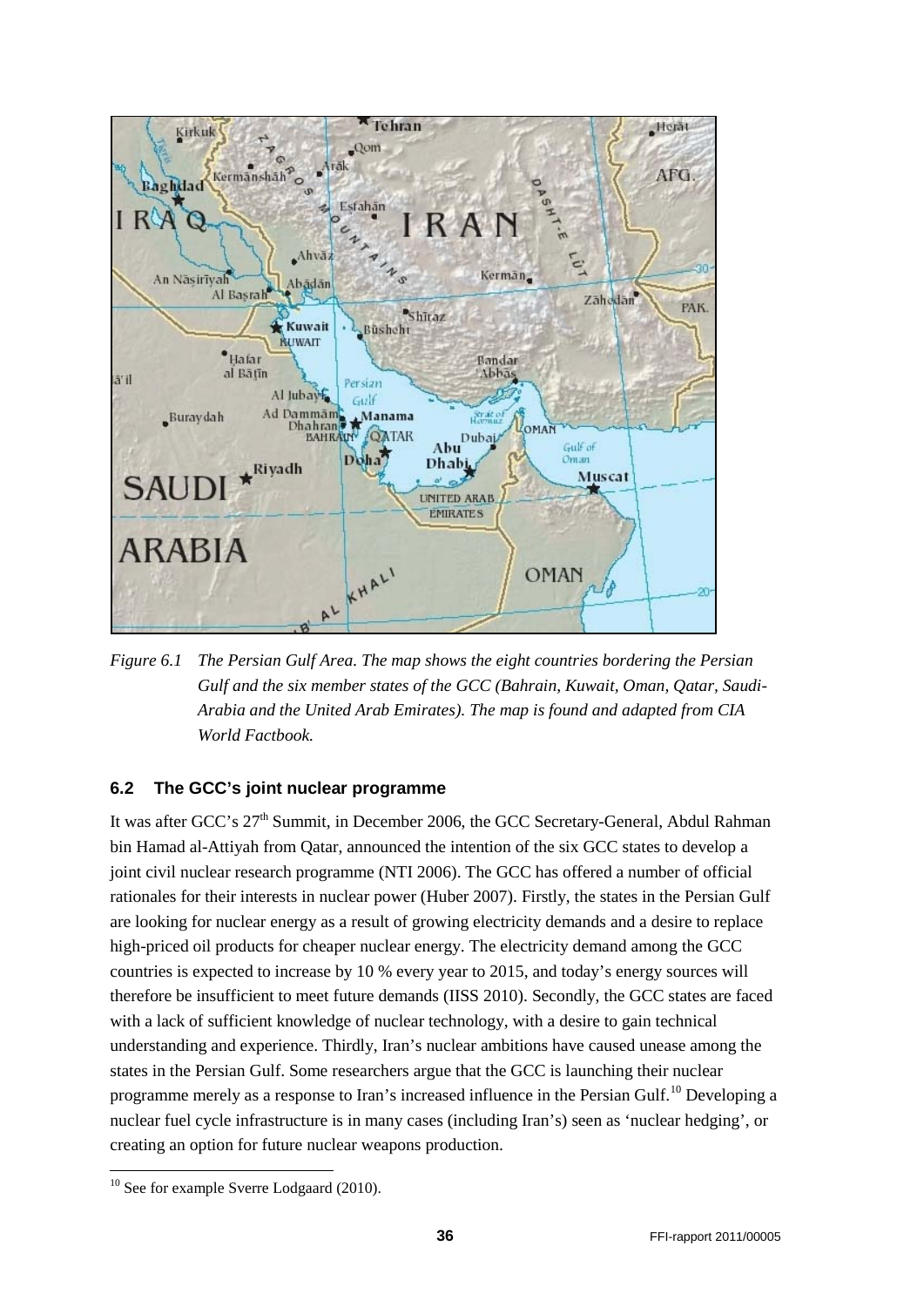*Figure 6.1 The Persian Gulf Area. The map shows the eight countries bordering the Persian Gulf and the six member states of the GCC (Bahrain, Kuwait, Oman, Qatar, Saudi-Arabia and the United Arab Emirates). The map is found and adapted from CIA World Factbook.*

### 6.2 The GCC's joint nuclear programme

It was after GCC's 27th Summit, in December 2006, the GCC Secretary-General, Abdul Rahman bin Hamad al-Attiyah from Qatar, announced the intention of the six GCC states to develop a joint civil nuclear research programme (NTI 2006). The GCC has offered a number of official rationales for their interests in nuclear power (Huber 2007). Firstly, the states in the Persian Gulf are looking for nuclear energy as a result of growing electricity demands and a desire to replace high-priced oil products for cheaper nuclear energy. The electricity demand among the GCC countries is expected to increase by 10 % every year to 2015, and today's energy sources will therefore be insufficient to meet future demands (IISS 2010). Secondly, the GCC states are faced with a lack of sufficient knowledge of nuclear technology, with a desire to gain technical understanding and experience. Thirdly, Iran's nuclear ambitions have caused unease among the states in the Persian Gulf. Some researchers argue that the GCC is launching their nuclear programme merely as a response to Iran's increased influence in the Persian Gulf.[10] Developing a nuclear fuel cycle infrastructure is in many cases (including Iran's) seen as 'nuclear hedging', or creating an option for future nuclear weapons production.

[10] See for example Sverre Lodgaard (2010).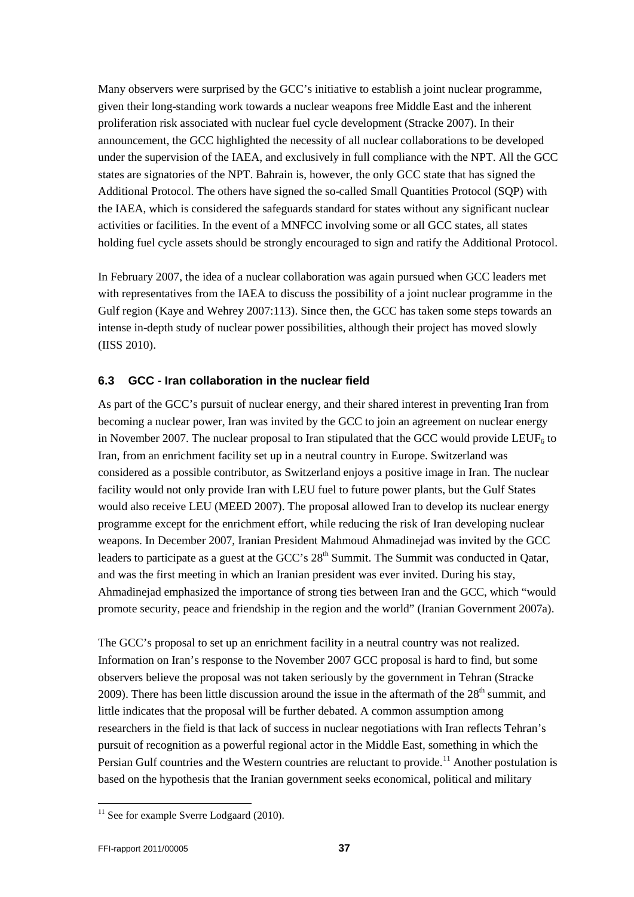Many observers were surprised by the GCC's initiative to establish a joint nuclear programme, given their long-standing work towards a nuclear weapons free Middle East and the inherent proliferation risk associated with nuclear fuel cycle development (Stracke 2007). In their announcement, the GCC highlighted the necessity of all nuclear collaborations to be developed under the supervision of the IAEA, and exclusively in full compliance with the NPT. All the GCC states are signatories of the NPT. Bahrain is, however, the only GCC state that has signed the Additional Protocol. The others have signed the so-called Small Quantities Protocol (SQP) with the IAEA, which is considered the safeguards standard for states without any significant nuclear activities or facilities. In the event of a MNFCC involving some or all GCC states, all states holding fuel cycle assets should be strongly encouraged to sign and ratify the Additional Protocol.

In February 2007, the idea of a nuclear collaboration was again pursued when GCC leaders met with representatives from the IAEA to discuss the possibility of a joint nuclear programme in the Gulf region (Kaye and Wehrey 2007:113). Since then, the GCC has taken some steps towards an intense in-depth study of nuclear power possibilities, although their project has moved slowly (IISS 2010).

### 6.3 GCC - Iran collaboration in the nuclear field

As part of the GCC's pursuit of nuclear energy, and their shared interest in preventing Iran from becoming a nuclear power, Iran was invited by the GCC to join an agreement on nuclear energy in November 2007. The nuclear proposal to Iran stipulated that the GCC would provide $LEUF_6$ to Iran, from an enrichment facility set up in a neutral country in Europe. Switzerland was considered as a possible contributor, as Switzerland enjoys a positive image in Iran. The nuclear facility would not only provide Iran with LEU fuel to future power plants, but the Gulf States would also receive LEU (MEED 2007). The proposal allowed Iran to develop its nuclear energy programme except for the enrichment effort, while reducing the risk of Iran developing nuclear weapons. In December 2007, Iranian President Mahmoud Ahmadinejad was invited by the GCC leaders to participate as a guest at the GCC's 28th Summit. The Summit was conducted in Qatar, and was the first meeting in which an Iranian president was ever invited. During his stay, Ahmadinejad emphasized the importance of strong ties between Iran and the GCC, which "would promote security, peace and friendship in the region and the world" (Iranian Government 2007a).

The GCC's proposal to set up an enrichment facility in a neutral country was not realized. Information on Iran's response to the November 2007 GCC proposal is hard to find, but some observers believe the proposal was not taken seriously by the government in Tehran (Stracke 2009). There has been little discussion around the issue in the aftermath of the 28th summit, and little indicates that the proposal will be further debated. A common assumption among researchers in the field is that lack of success in nuclear negotiations with Iran reflects Tehran's pursuit of recognition as a powerful regional actor in the Middle East, something in which the Persian Gulf countries and the Western countries are reluctant to provide.[11] Another postulation is based on the hypothesis that the Iranian government seeks economical, political and military

[11] See for example Sverre Lodgaard (2010).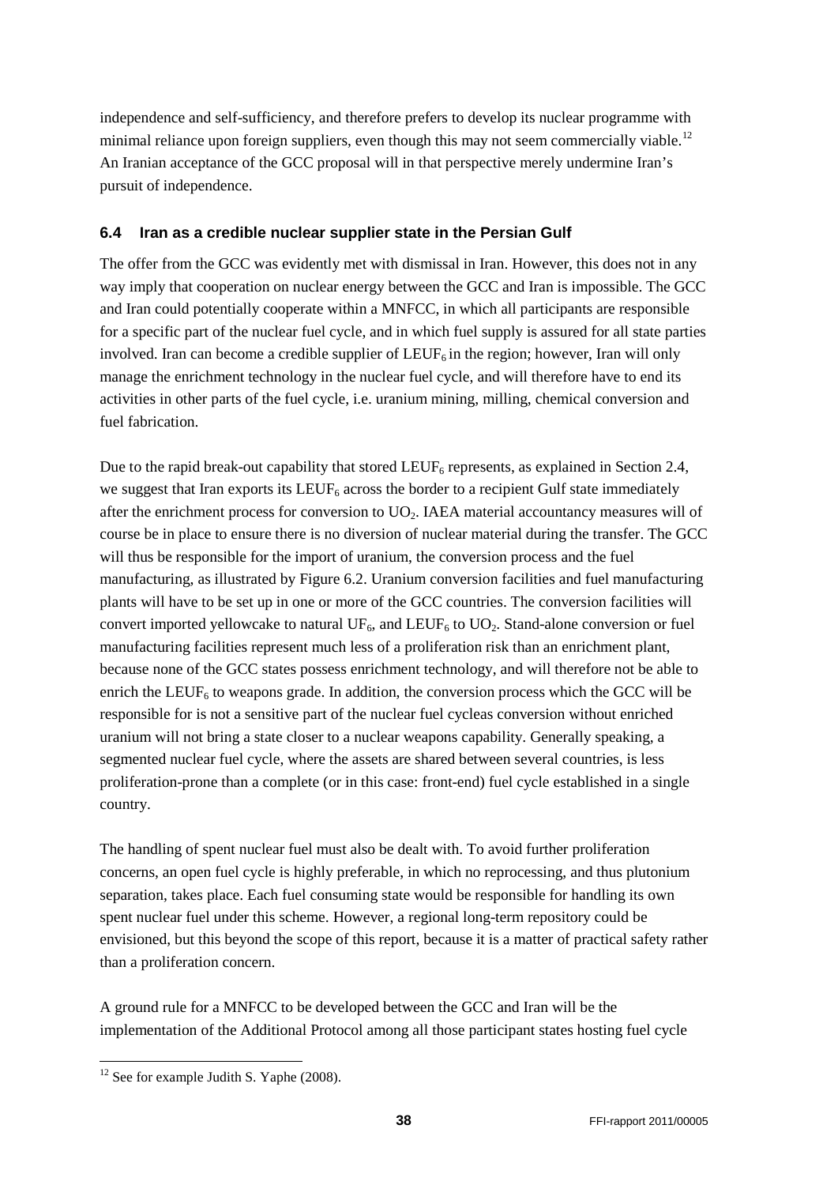independence and self-sufficiency, and therefore prefers to develop its nuclear programme with minimal reliance upon foreign suppliers, even though this may not seem commercially viable.[12] An Iranian acceptance of the GCC proposal will in that perspective merely undermine Iran's pursuit of independence.

### 6.4 Iran as a credible nuclear supplier state in the Persian Gulf

The offer from the GCC was evidently met with dismissal in Iran. However, this does not in any way imply that cooperation on nuclear energy between the GCC and Iran is impossible. The GCC and Iran could potentially cooperate within a MNFCC, in which all participants are responsible for a specific part of the nuclear fuel cycle, and in which fuel supply is assured for all state parties involved. Iran can become a credible supplier of $LEUF_6$ in the region; however, Iran will only manage the enrichment technology in the nuclear fuel cycle, and will therefore have to end its activities in other parts of the fuel cycle, i.e. uranium mining, milling, chemical conversion and fuel fabrication.

Due to the rapid break-out capability that stored $LEUF_6$ represents, as explained in Section 2.4, we suggest that Iran exports its $LEUF_6$ across the border to a recipient Gulf state immediately after the enrichment process for conversion to $UO_2$. IAEA material accountancy measures will of course be in place to ensure there is no diversion of nuclear material during the transfer. The GCC will thus be responsible for the import of uranium, the conversion process and the fuel manufacturing, as illustrated by Figure 6.2. Uranium conversion facilities and fuel manufacturing plants will have to be set up in one or more of the GCC countries. The conversion facilities will convert imported yellowcake to natural $UF_6$, and $LEUF_6$ to $UO_2$. Stand-alone conversion or fuel manufacturing facilities represent much less of a proliferation risk than an enrichment plant, because none of the GCC states possess enrichment technology, and will therefore not be able to enrich the $LEUF_6$ to weapons grade. In addition, the conversion process which the GCC will be responsible for is not a sensitive part of the nuclear fuel cycleas conversion without enriched uranium will not bring a state closer to a nuclear weapons capability. Generally speaking, a segmented nuclear fuel cycle, where the assets are shared between several countries, is less proliferation-prone than a complete (or in this case: front-end) fuel cycle established in a single country.

The handling of spent nuclear fuel must also be dealt with. To avoid further proliferation concerns, an open fuel cycle is highly preferable, in which no reprocessing, and thus plutonium separation, takes place. Each fuel consuming state would be responsible for handling its own spent nuclear fuel under this scheme. However, a regional long-term repository could be envisioned, but this beyond the scope of this report, because it is a matter of practical safety rather than a proliferation concern.

A ground rule for a MNFCC to be developed between the GCC and Iran will be the implementation of the Additional Protocol among all those participant states hosting fuel cycle

---

[12] See for example Judith S. Yaphe (2008).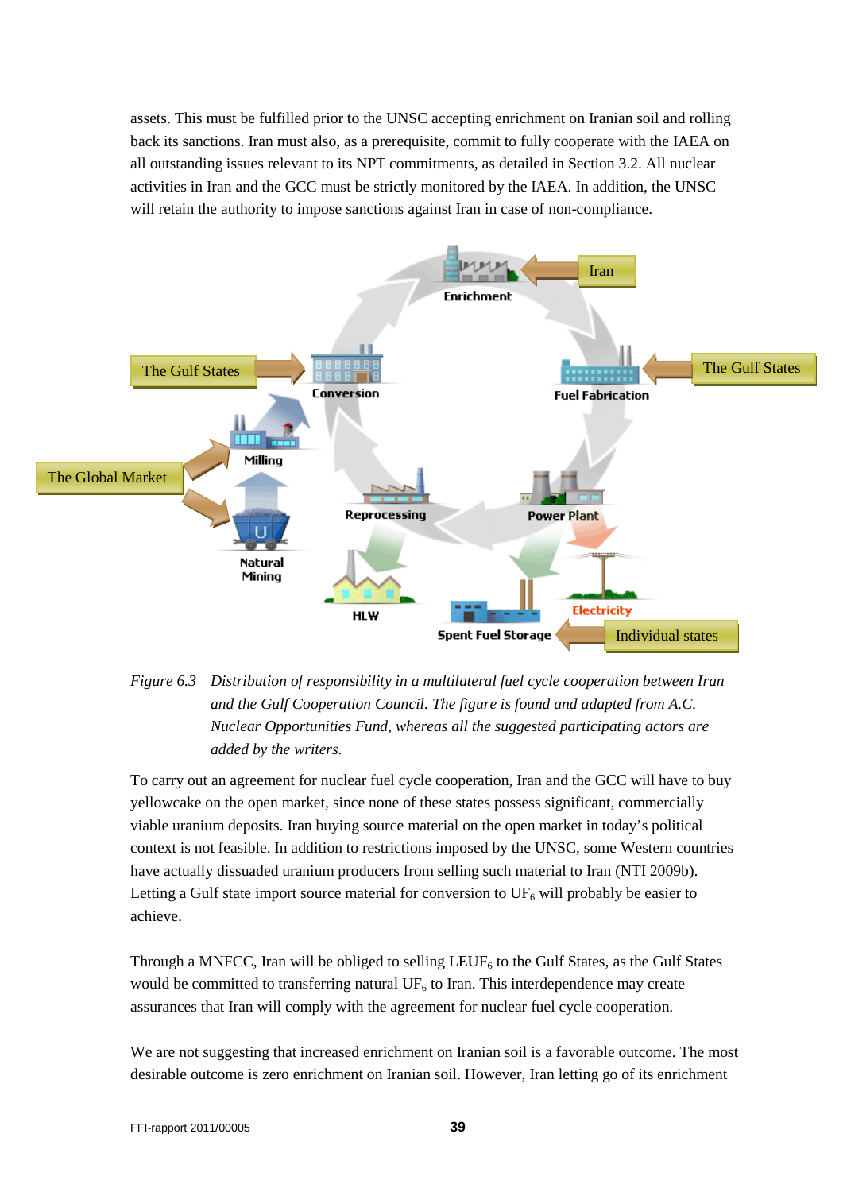assets. This must be fulfilled prior to the UNSC accepting enrichment on Iranian soil and rolling back its sanctions. Iran must also, as a prerequisite, commit to fully cooperate with the IAEA on all outstanding issues relevant to its NPT commitments, as detailed in Section 3.2. All nuclear activities in Iran and the GCC must be strictly monitored by the IAEA. In addition, the UNSC will retain the authority to impose sanctions against Iran in case of non-compliance.

*Figure 6.3 Distribution of responsibility in a multilateral fuel cycle cooperation between Iran and the Gulf Cooperation Council. The figure is found and adapted from A.C. Nuclear Opportunities Fund, whereas all the suggested participating actors are added by the writers.*

To carry out an agreement for nuclear fuel cycle cooperation, Iran and the GCC will have to buy yellowcake on the open market, since none of these states possess significant, commercially viable uranium deposits. Iran buying source material on the open market in today's political context is not feasible. In addition to restrictions imposed by the UNSC, some Western countries have actually dissuaded uranium producers from selling such material to Iran (NTI 2009b). Letting a Gulf state import source material for conversion to $UF_6$ will probably be easier to achieve.

Through a MNFCC, Iran will be obliged to selling $LEUF_6$ to the Gulf States, as the Gulf States would be committed to transferring natural $UF_6$ to Iran. This interdependence may create assurances that Iran will comply with the agreement for nuclear fuel cycle cooperation.

We are not suggesting that increased enrichment on Iranian soil is a favorable outcome. The most desirable outcome is zero enrichment on Iranian soil. However, Iran letting go of its enrichment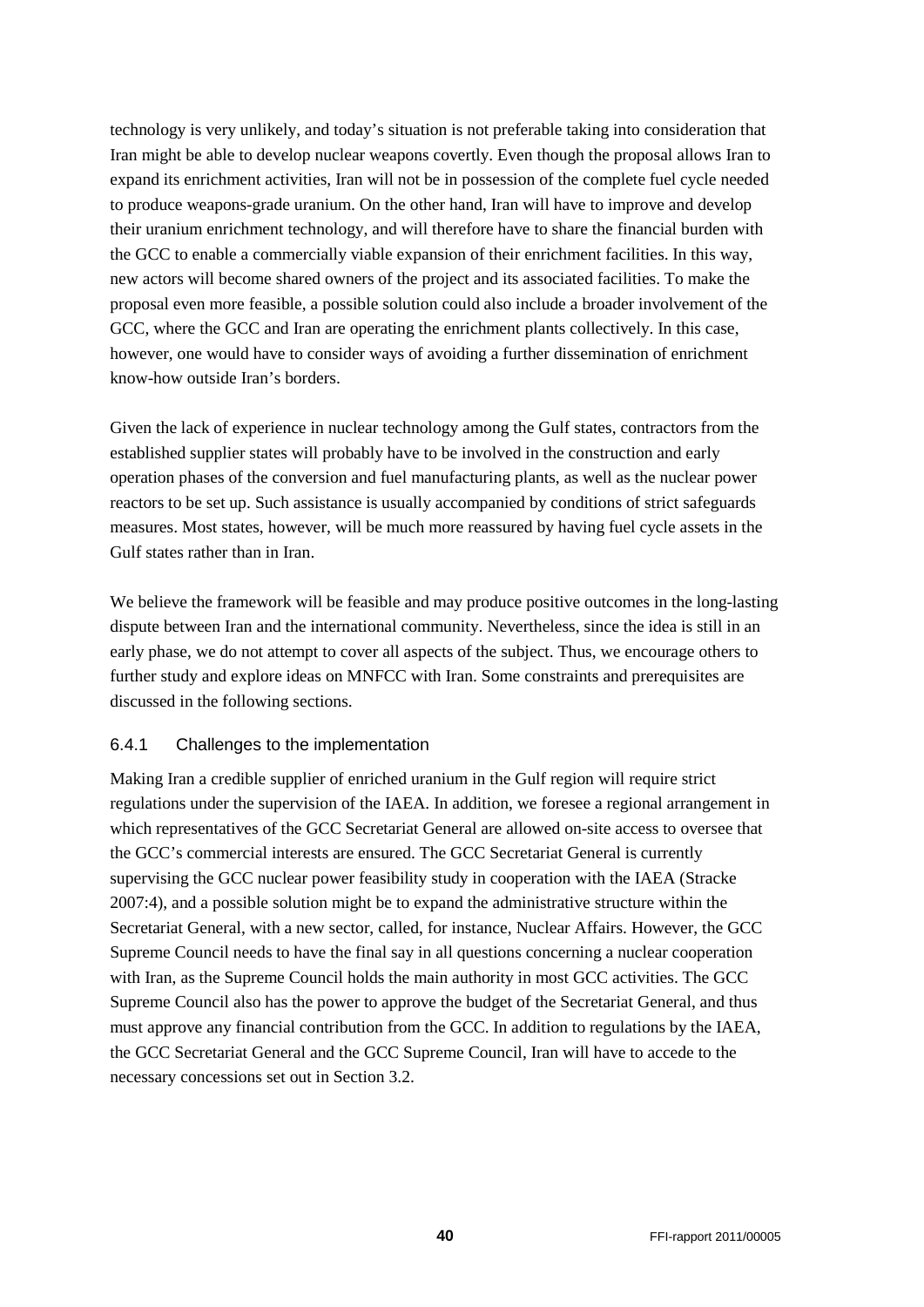technology is very unlikely, and today's situation is not preferable taking into consideration that Iran might be able to develop nuclear weapons covertly. Even though the proposal allows Iran to expand its enrichment activities, Iran will not be in possession of the complete fuel cycle needed to produce weapons-grade uranium. On the other hand, Iran will have to improve and develop their uranium enrichment technology, and will therefore have to share the financial burden with the GCC to enable a commercially viable expansion of their enrichment facilities. In this way, new actors will become shared owners of the project and its associated facilities. To make the proposal even more feasible, a possible solution could also include a broader involvement of the GCC, where the GCC and Iran are operating the enrichment plants collectively. In this case, however, one would have to consider ways of avoiding a further dissemination of enrichment know-how outside Iran's borders.

Given the lack of experience in nuclear technology among the Gulf states, contractors from the established supplier states will probably have to be involved in the construction and early operation phases of the conversion and fuel manufacturing plants, as well as the nuclear power reactors to be set up. Such assistance is usually accompanied by conditions of strict safeguards measures. Most states, however, will be much more reassured by having fuel cycle assets in the Gulf states rather than in Iran.

We believe the framework will be feasible and may produce positive outcomes in the long-lasting dispute between Iran and the international community. Nevertheless, since the idea is still in an early phase, we do not attempt to cover all aspects of the subject. Thus, we encourage others to further study and explore ideas on MNFCC with Iran. Some constraints and prerequisites are discussed in the following sections.

### 6.4.1 Challenges to the implementation

Making Iran a credible supplier of enriched uranium in the Gulf region will require strict regulations under the supervision of the IAEA. In addition, we foresee a regional arrangement in which representatives of the GCC Secretariat General are allowed on-site access to oversee that the GCC's commercial interests are ensured. The GCC Secretariat General is currently supervising the GCC nuclear power feasibility study in cooperation with the IAEA (Stracke 2007:4), and a possible solution might be to expand the administrative structure within the Secretariat General, with a new sector, called, for instance, Nuclear Affairs. However, the GCC Supreme Council needs to have the final say in all questions concerning a nuclear cooperation with Iran, as the Supreme Council holds the main authority in most GCC activities. The GCC Supreme Council also has the power to approve the budget of the Secretariat General, and thus must approve any financial contribution from the GCC. In addition to regulations by the IAEA, the GCC Secretariat General and the GCC Supreme Council, Iran will have to accede to the necessary concessions set out in Section 3.2.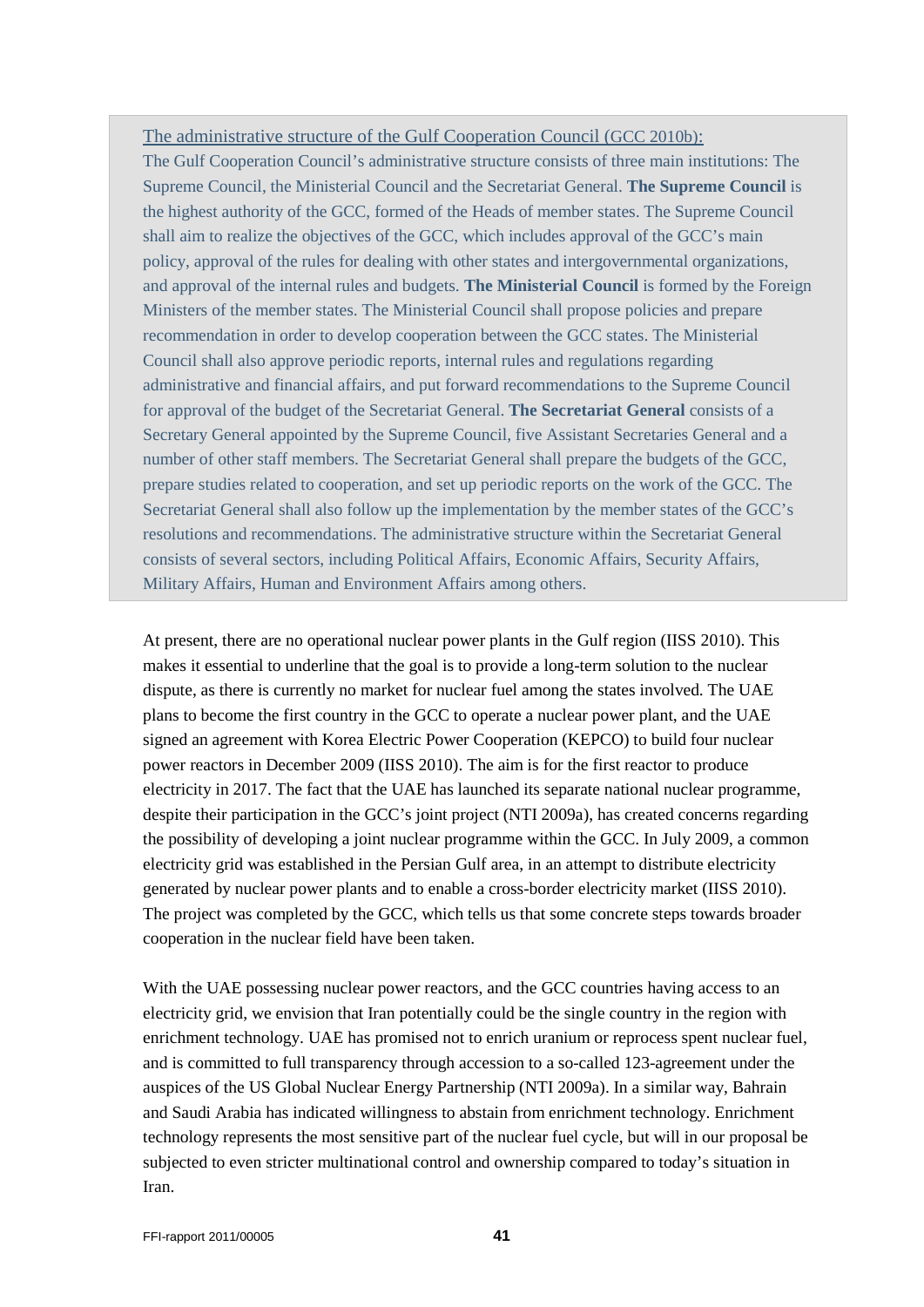The administrative structure of the Gulf Cooperation Council (GCC 2010b):
The Gulf Cooperation Council's administrative structure consists of three main institutions: The Supreme Council, the Ministerial Council and the Secretariat General. **The Supreme Council** is the highest authority of the GCC, formed of the Heads of member states. The Supreme Council shall aim to realize the objectives of the GCC, which includes approval of the GCC's main policy, approval of the rules for dealing with other states and intergovernmental organizations, and approval of the internal rules and budgets. **The Ministerial Council** is formed by the Foreign Ministers of the member states. The Ministerial Council shall propose policies and prepare recommendation in order to develop cooperation between the GCC states. The Ministerial Council shall also approve periodic reports, internal rules and regulations regarding administrative and financial affairs, and put forward recommendations to the Supreme Council for approval of the budget of the Secretariat General. **The Secretariat General** consists of a Secretary General appointed by the Supreme Council, five Assistant Secretaries General and a number of other staff members. The Secretariat General shall prepare the budgets of the GCC, prepare studies related to cooperation, and set up periodic reports on the work of the GCC. The Secretariat General shall also follow up the implementation by the member states of the GCC's resolutions and recommendations. The administrative structure within the Secretariat General consists of several sectors, including Political Affairs, Economic Affairs, Security Affairs, Military Affairs, Human and Environment Affairs among others.

At present, there are no operational nuclear power plants in the Gulf region (IISS 2010). This makes it essential to underline that the goal is to provide a long-term solution to the nuclear dispute, as there is currently no market for nuclear fuel among the states involved. The UAE plans to become the first country in the GCC to operate a nuclear power plant, and the UAE signed an agreement with Korea Electric Power Cooperation (KEPCO) to build four nuclear power reactors in December 2009 (IISS 2010). The aim is for the first reactor to produce electricity in 2017. The fact that the UAE has launched its separate national nuclear programme, despite their participation in the GCC's joint project (NTI 2009a), has created concerns regarding the possibility of developing a joint nuclear programme within the GCC. In July 2009, a common electricity grid was established in the Persian Gulf area, in an attempt to distribute electricity generated by nuclear power plants and to enable a cross-border electricity market (IISS 2010). The project was completed by the GCC, which tells us that some concrete steps towards broader cooperation in the nuclear field have been taken.

With the UAE possessing nuclear power reactors, and the GCC countries having access to an electricity grid, we envision that Iran potentially could be the single country in the region with enrichment technology. UAE has promised not to enrich uranium or reprocess spent nuclear fuel, and is committed to full transparency through accession to a so-called 123-agreement under the auspices of the US Global Nuclear Energy Partnership (NTI 2009a). In a similar way, Bahrain and Saudi Arabia has indicated willingness to abstain from enrichment technology. Enrichment technology represents the most sensitive part of the nuclear fuel cycle, but will in our proposal be subjected to even stricter multinational control and ownership compared to today's situation in Iran.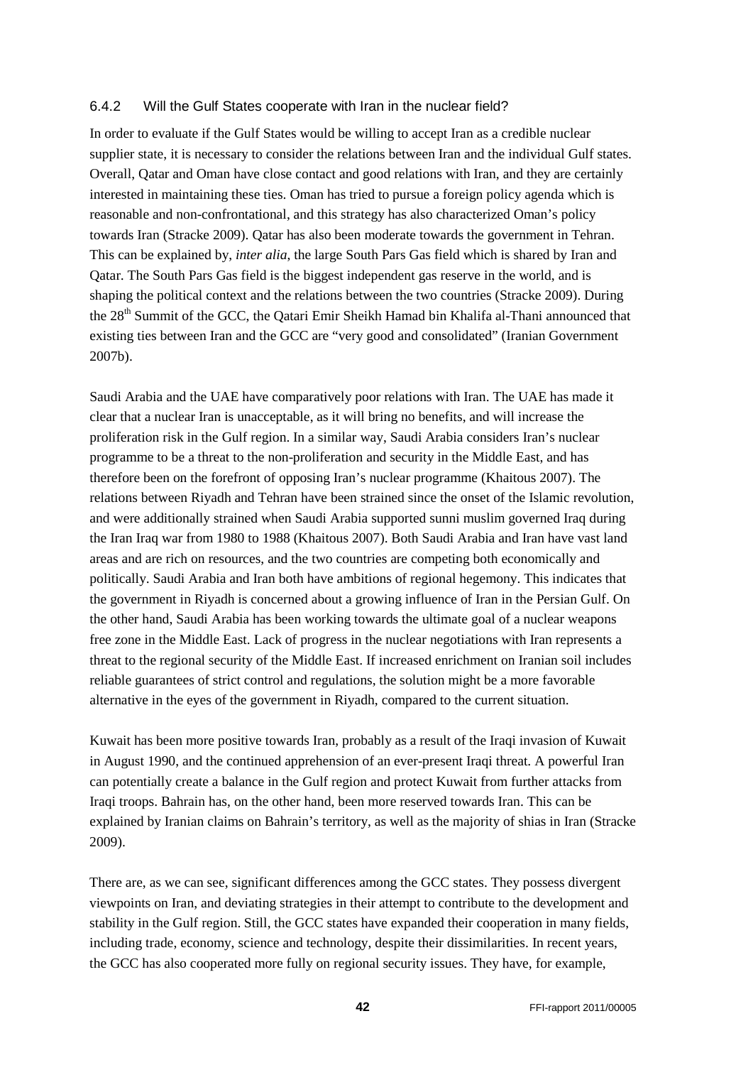### 6.4.2 Will the Gulf States cooperate with Iran in the nuclear field?

In order to evaluate if the Gulf States would be willing to accept Iran as a credible nuclear supplier state, it is necessary to consider the relations between Iran and the individual Gulf states. Overall, Qatar and Oman have close contact and good relations with Iran, and they are certainly interested in maintaining these ties. Oman has tried to pursue a foreign policy agenda which is reasonable and non-confrontational, and this strategy has also characterized Oman's policy towards Iran (Stracke 2009). Qatar has also been moderate towards the government in Tehran. This can be explained by, *inter alia*, the large South Pars Gas field which is shared by Iran and Qatar. The South Pars Gas field is the biggest independent gas reserve in the world, and is shaping the political context and the relations between the two countries (Stracke 2009). During the 28th Summit of the GCC, the Qatari Emir Sheikh Hamad bin Khalifa al-Thani announced that existing ties between Iran and the GCC are "very good and consolidated" (Iranian Government 2007b).

Saudi Arabia and the UAE have comparatively poor relations with Iran. The UAE has made it clear that a nuclear Iran is unacceptable, as it will bring no benefits, and will increase the proliferation risk in the Gulf region. In a similar way, Saudi Arabia considers Iran's nuclear programme to be a threat to the non-proliferation and security in the Middle East, and has therefore been on the forefront of opposing Iran's nuclear programme (Khaitous 2007). The relations between Riyadh and Tehran have been strained since the onset of the Islamic revolution, and were additionally strained when Saudi Arabia supported sunni muslim governed Iraq during the Iran Iraq war from 1980 to 1988 (Khaitous 2007). Both Saudi Arabia and Iran have vast land areas and are rich on resources, and the two countries are competing both economically and politically. Saudi Arabia and Iran both have ambitions of regional hegemony. This indicates that the government in Riyadh is concerned about a growing influence of Iran in the Persian Gulf. On the other hand, Saudi Arabia has been working towards the ultimate goal of a nuclear weapons free zone in the Middle East. Lack of progress in the nuclear negotiations with Iran represents a threat to the regional security of the Middle East. If increased enrichment on Iranian soil includes reliable guarantees of strict control and regulations, the solution might be a more favorable alternative in the eyes of the government in Riyadh, compared to the current situation.

Kuwait has been more positive towards Iran, probably as a result of the Iraqi invasion of Kuwait in August 1990, and the continued apprehension of an ever-present Iraqi threat. A powerful Iran can potentially create a balance in the Gulf region and protect Kuwait from further attacks from Iraqi troops. Bahrain has, on the other hand, been more reserved towards Iran. This can be explained by Iranian claims on Bahrain's territory, as well as the majority of shias in Iran (Stracke 2009).

There are, as we can see, significant differences among the GCC states. They possess divergent viewpoints on Iran, and deviating strategies in their attempt to contribute to the development and stability in the Gulf region. Still, the GCC states have expanded their cooperation in many fields, including trade, economy, science and technology, despite their dissimilarities. In recent years, the GCC has also cooperated more fully on regional security issues. They have, for example,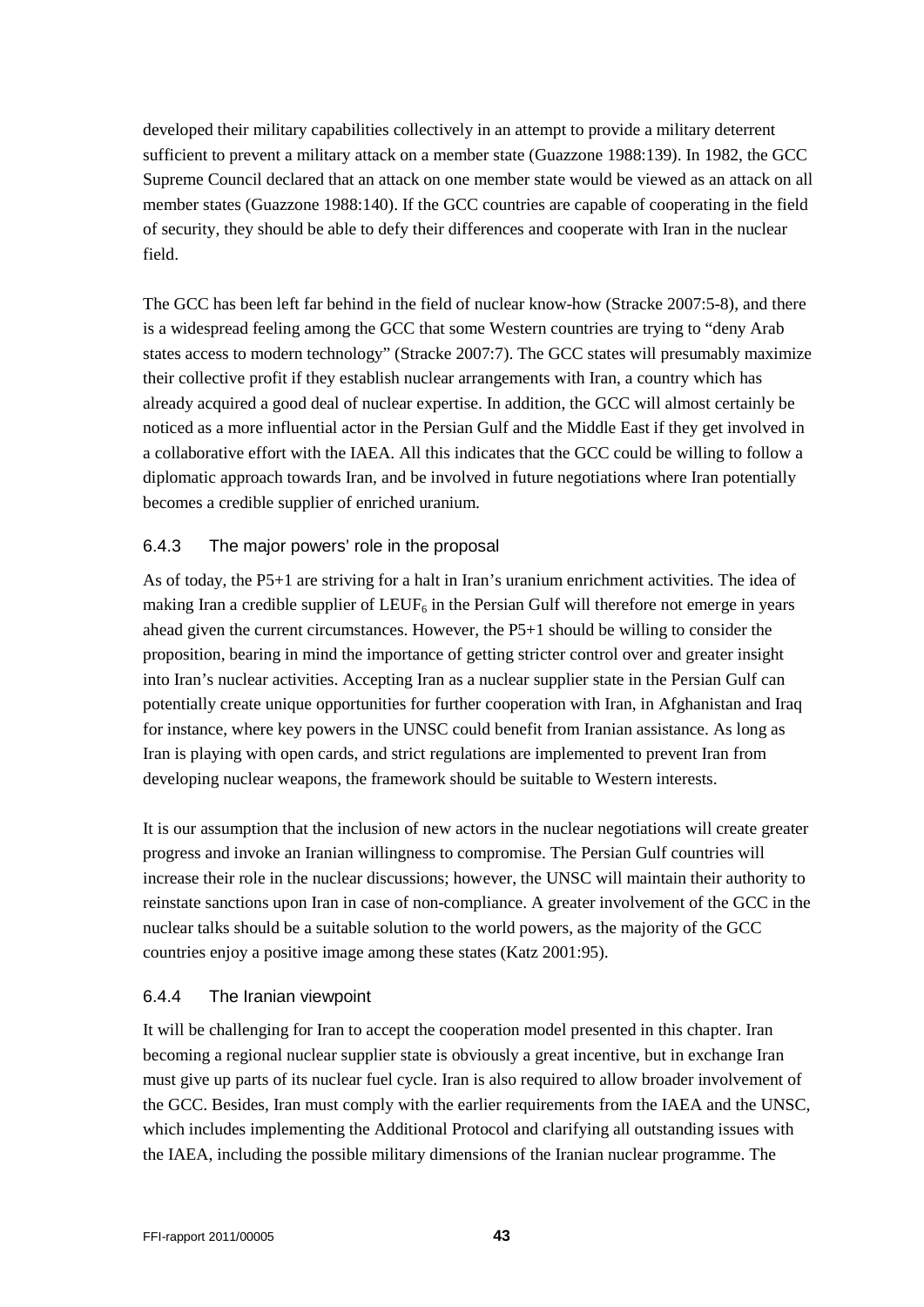developed their military capabilities collectively in an attempt to provide a military deterrent sufficient to prevent a military attack on a member state (Guazzone 1988:139). In 1982, the GCC Supreme Council declared that an attack on one member state would be viewed as an attack on all member states (Guazzone 1988:140). If the GCC countries are capable of cooperating in the field of security, they should be able to defy their differences and cooperate with Iran in the nuclear field.

The GCC has been left far behind in the field of nuclear know-how (Stracke 2007:5-8), and there is a widespread feeling among the GCC that some Western countries are trying to "deny Arab states access to modern technology" (Stracke 2007:7). The GCC states will presumably maximize their collective profit if they establish nuclear arrangements with Iran, a country which has already acquired a good deal of nuclear expertise. In addition, the GCC will almost certainly be noticed as a more influential actor in the Persian Gulf and the Middle East if they get involved in a collaborative effort with the IAEA. All this indicates that the GCC could be willing to follow a diplomatic approach towards Iran, and be involved in future negotiations where Iran potentially becomes a credible supplier of enriched uranium.

### 6.4.3 The major powers' role in the proposal

As of today, the P5+1 are striving for a halt in Iran's uranium enrichment activities. The idea of making Iran a credible supplier of $LEUF_6$ in the Persian Gulf will therefore not emerge in years ahead given the current circumstances. However, the P5+1 should be willing to consider the proposition, bearing in mind the importance of getting stricter control over and greater insight into Iran's nuclear activities. Accepting Iran as a nuclear supplier state in the Persian Gulf can potentially create unique opportunities for further cooperation with Iran, in Afghanistan and Iraq for instance, where key powers in the UNSC could benefit from Iranian assistance. As long as Iran is playing with open cards, and strict regulations are implemented to prevent Iran from developing nuclear weapons, the framework should be suitable to Western interests.

It is our assumption that the inclusion of new actors in the nuclear negotiations will create greater progress and invoke an Iranian willingness to compromise. The Persian Gulf countries will increase their role in the nuclear discussions; however, the UNSC will maintain their authority to reinstate sanctions upon Iran in case of non-compliance. A greater involvement of the GCC in the nuclear talks should be a suitable solution to the world powers, as the majority of the GCC countries enjoy a positive image among these states (Katz 2001:95).

### 6.4.4 The Iranian viewpoint

It will be challenging for Iran to accept the cooperation model presented in this chapter. Iran becoming a regional nuclear supplier state is obviously a great incentive, but in exchange Iran must give up parts of its nuclear fuel cycle. Iran is also required to allow broader involvement of the GCC. Besides, Iran must comply with the earlier requirements from the IAEA and the UNSC, which includes implementing the Additional Protocol and clarifying all outstanding issues with the IAEA, including the possible military dimensions of the Iranian nuclear programme. The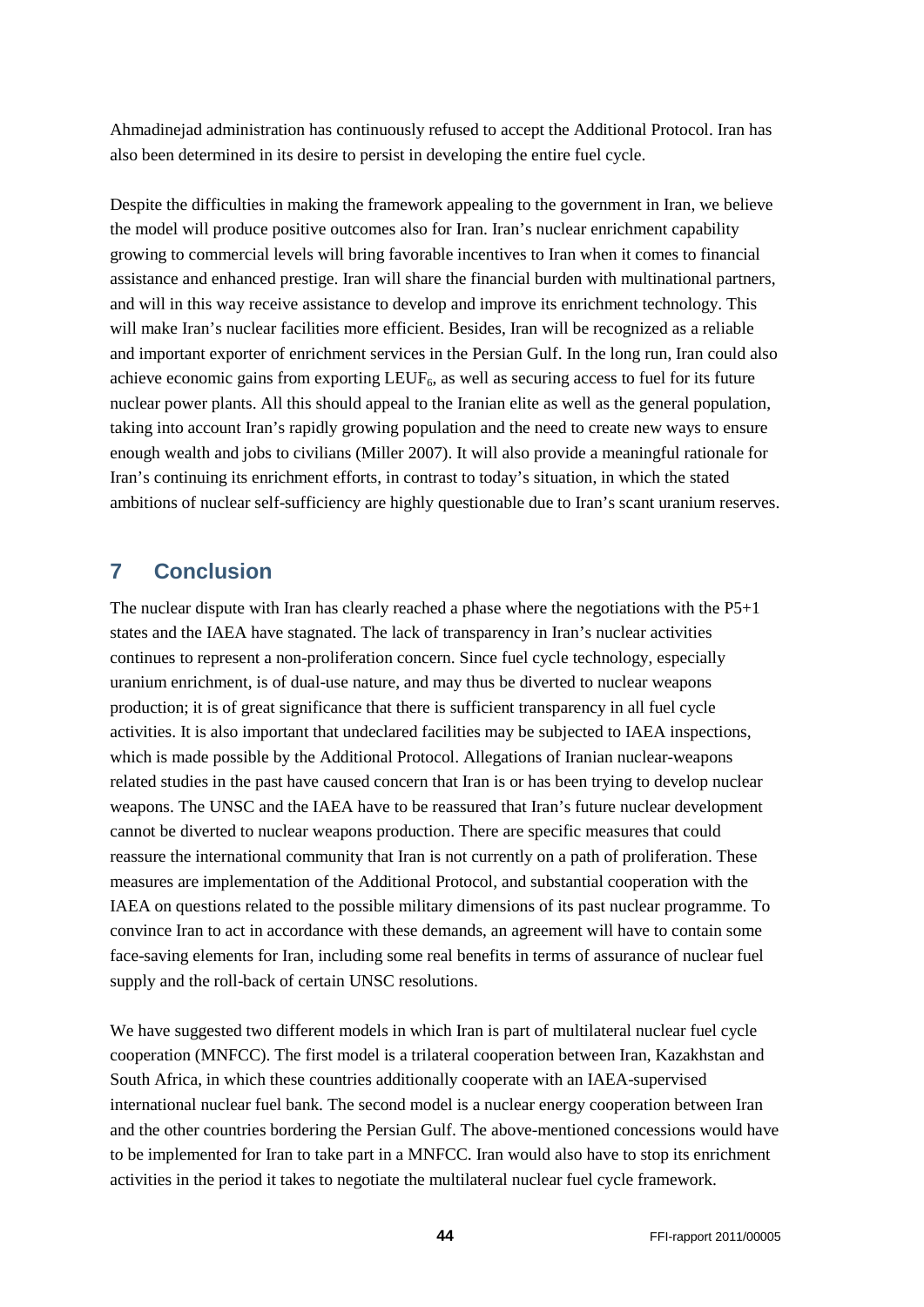Ahmadinejad administration has continuously refused to accept the Additional Protocol. Iran has also been determined in its desire to persist in developing the entire fuel cycle.

Despite the difficulties in making the framework appealing to the government in Iran, we believe the model will produce positive outcomes also for Iran. Iran's nuclear enrichment capability growing to commercial levels will bring favorable incentives to Iran when it comes to financial assistance and enhanced prestige. Iran will share the financial burden with multinational partners, and will in this way receive assistance to develop and improve its enrichment technology. This will make Iran's nuclear facilities more efficient. Besides, Iran will be recognized as a reliable and important exporter of enrichment services in the Persian Gulf. In the long run, Iran could also achieve economic gains from exporting $LEUF_6$, as well as securing access to fuel for its future nuclear power plants. All this should appeal to the Iranian elite as well as the general population, taking into account Iran's rapidly growing population and the need to create new ways to ensure enough wealth and jobs to civilians (Miller 2007). It will also provide a meaningful rationale for Iran's continuing its enrichment efforts, in contrast to today's situation, in which the stated ambitions of nuclear self-sufficiency are highly questionable due to Iran's scant uranium reserves.

# 7 Conclusion

The nuclear dispute with Iran has clearly reached a phase where the negotiations with the P5+1 states and the IAEA have stagnated. The lack of transparency in Iran's nuclear activities continues to represent a non-proliferation concern. Since fuel cycle technology, especially uranium enrichment, is of dual-use nature, and may thus be diverted to nuclear weapons production; it is of great significance that there is sufficient transparency in all fuel cycle activities. It is also important that undeclared facilities may be subjected to IAEA inspections, which is made possible by the Additional Protocol. Allegations of Iranian nuclear-weapons related studies in the past have caused concern that Iran is or has been trying to develop nuclear weapons. The UNSC and the IAEA have to be reassured that Iran's future nuclear development cannot be diverted to nuclear weapons production. There are specific measures that could reassure the international community that Iran is not currently on a path of proliferation. These measures are implementation of the Additional Protocol, and substantial cooperation with the IAEA on questions related to the possible military dimensions of its past nuclear programme. To convince Iran to act in accordance with these demands, an agreement will have to contain some face-saving elements for Iran, including some real benefits in terms of assurance of nuclear fuel supply and the roll-back of certain UNSC resolutions.

We have suggested two different models in which Iran is part of multilateral nuclear fuel cycle cooperation (MNFCC). The first model is a trilateral cooperation between Iran, Kazakhstan and South Africa, in which these countries additionally cooperate with an IAEA-supervised international nuclear fuel bank. The second model is a nuclear energy cooperation between Iran and the other countries bordering the Persian Gulf. The above-mentioned concessions would have to be implemented for Iran to take part in a MNFCC. Iran would also have to stop its enrichment activities in the period it takes to negotiate the multilateral nuclear fuel cycle framework.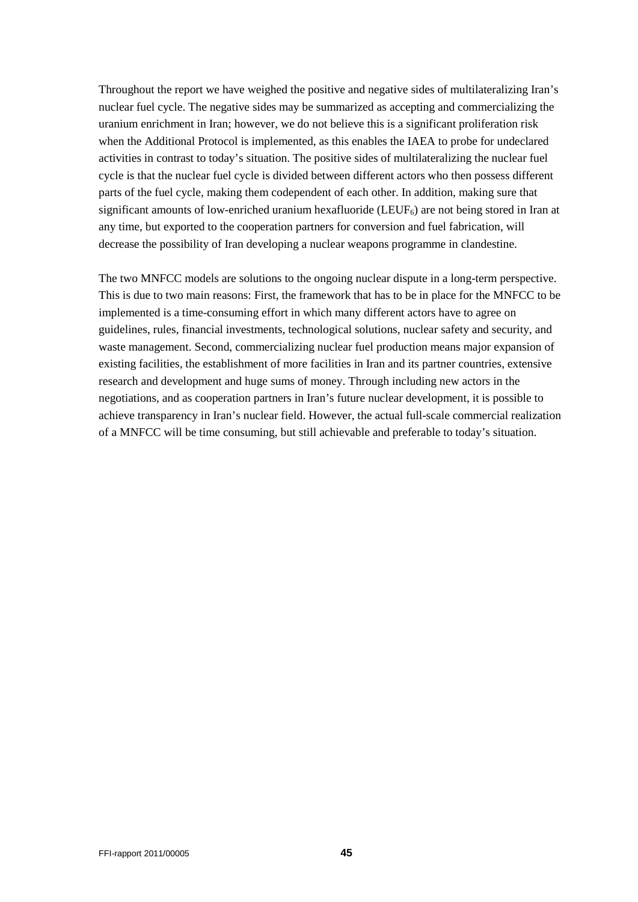Throughout the report we have weighed the positive and negative sides of multilateralizing Iran's nuclear fuel cycle. The negative sides may be summarized as accepting and commercializing the uranium enrichment in Iran; however, we do not believe this is a significant proliferation risk when the Additional Protocol is implemented, as this enables the IAEA to probe for undeclared activities in contrast to today's situation. The positive sides of multilateralizing the nuclear fuel cycle is that the nuclear fuel cycle is divided between different actors who then possess different parts of the fuel cycle, making them codependent of each other. In addition, making sure that significant amounts of low-enriched uranium hexafluoride ($LEUF_6$) are not being stored in Iran at any time, but exported to the cooperation partners for conversion and fuel fabrication, will decrease the possibility of Iran developing a nuclear weapons programme in clandestine.

The two MNFCC models are solutions to the ongoing nuclear dispute in a long-term perspective. This is due to two main reasons: First, the framework that has to be in place for the MNFCC to be implemented is a time-consuming effort in which many different actors have to agree on guidelines, rules, financial investments, technological solutions, nuclear safety and security, and waste management. Second, commercializing nuclear fuel production means major expansion of existing facilities, the establishment of more facilities in Iran and its partner countries, extensive research and development and huge sums of money. Through including new actors in the negotiations, and as cooperation partners in Iran's future nuclear development, it is possible to achieve transparency in Iran's nuclear field. However, the actual full-scale commercial realization of a MNFCC will be time consuming, but still achievable and preferable to today's situation.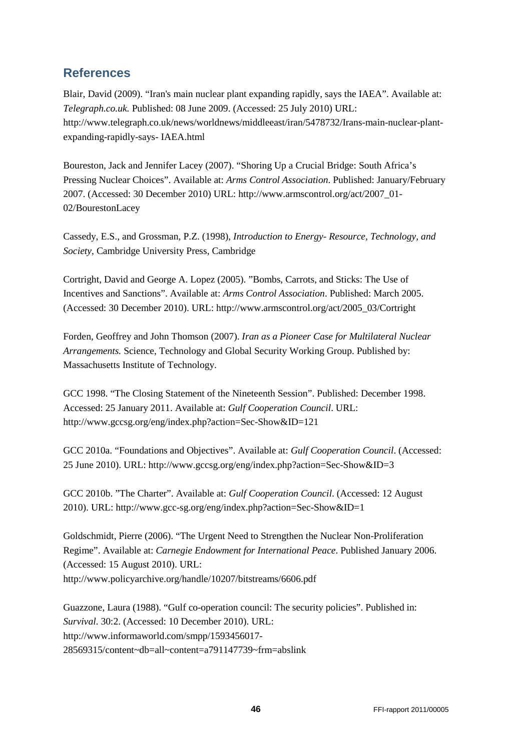## References

Blair, David (2009). "Iran's main nuclear plant expanding rapidly, says the IAEA". Available at: *Telegraph.co.uk.* Published: 08 June 2009. (Accessed: 25 July 2010) URL: http://www.telegraph.co.uk/news/worldnews/middleeast/iran/5478732/Irans-main-nuclear-plant-expanding-rapidly-says- IAEA.html

Boureston, Jack and Jennifer Lacey (2007). "Shoring Up a Crucial Bridge: South Africa's Pressing Nuclear Choices". Available at: *Arms Control Association*. Published: January/February 2007. (Accessed: 30 December 2010) URL: http://www.armscontrol.org/act/2007_01-02/BourestonLacey

Cassedy, E.S., and Grossman, P.Z. (1998), *Introduction to Energy- Resource, Technology, and Society*, Cambridge University Press, Cambridge

Cortright, David and George A. Lopez (2005). "Bombs, Carrots, and Sticks: The Use of Incentives and Sanctions". Available at: *Arms Control Association*. Published: March 2005. (Accessed: 30 December 2010). URL: http://www.armscontrol.org/act/2005_03/Cortright

Forden, Geoffrey and John Thomson (2007). *Iran as a Pioneer Case for Multilateral Nuclear Arrangements.* Science, Technology and Global Security Working Group. Published by: Massachusetts Institute of Technology.

GCC 1998. "The Closing Statement of the Nineteenth Session". Published: December 1998. Accessed: 25 January 2011. Available at: *Gulf Cooperation Council*. URL: http://www.gccsg.org/eng/index.php?action=Sec-Show&ID=121

GCC 2010a. "Foundations and Objectives". Available at: *Gulf Cooperation Council*. (Accessed: 25 June 2010). URL: http://www.gccsg.org/eng/index.php?action=Sec-Show&ID=3

GCC 2010b. "The Charter". Available at: *Gulf Cooperation Council*. (Accessed: 12 August 2010). URL: http://www.gcc-sg.org/eng/index.php?action=Sec-Show&ID=1

Goldschmidt, Pierre (2006). "The Urgent Need to Strengthen the Nuclear Non-Proliferation Regime". Available at: *Carnegie Endowment for International Peace*. Published January 2006. (Accessed: 15 August 2010). URL: http://www.policyarchive.org/handle/10207/bitstreams/6606.pdf

Guazzone, Laura (1988). "Gulf co-operation council: The security policies". Published in: *Survival*. 30:2. (Accessed: 10 December 2010). URL: http://www.informaworld.com/smpp/1593456017-28569315/content~db=all~content=a791147739~frm=abslink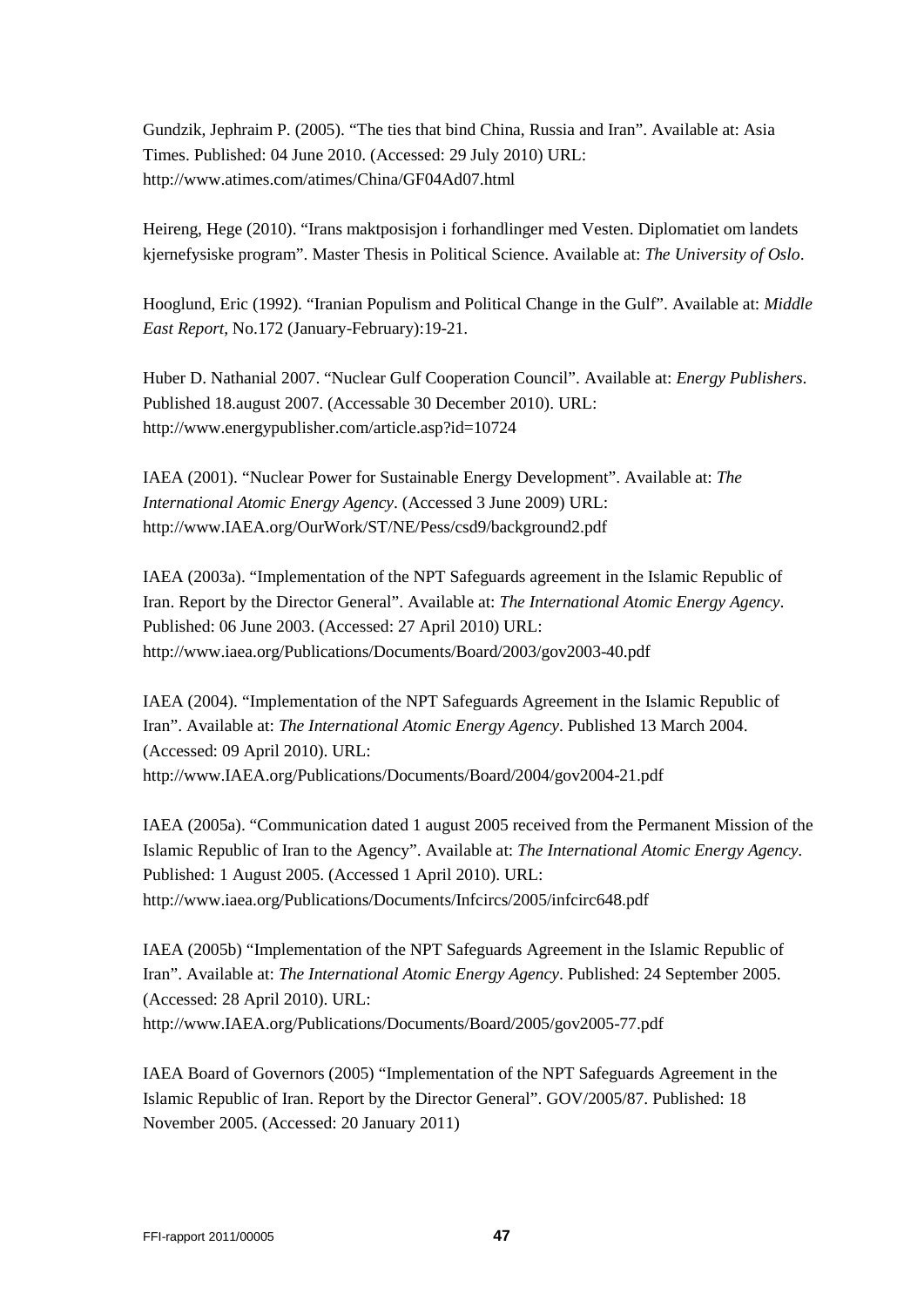Gundzik, Jephraim P. (2005). "The ties that bind China, Russia and Iran". Available at: Asia Times. Published: 04 June 2010. (Accessed: 29 July 2010) URL: http://www.atimes.com/atimes/China/GF04Ad07.html

Heireng, Hege (2010). "Irans maktposisjon i forhandlinger med Vesten. Diplomatiet om landets kjernefysiske program". Master Thesis in Political Science. Available at: *The University of Oslo*.

Hooglund, Eric (1992). "Iranian Populism and Political Change in the Gulf". Available at: *Middle East Report*, No.172 (January-February):19-21.

Huber D. Nathanial 2007. "Nuclear Gulf Cooperation Council". Available at: *Energy Publishers*. Published 18.august 2007. (Accessable 30 December 2010). URL: http://www.energypublisher.com/article.asp?id=10724

IAEA (2001). "Nuclear Power for Sustainable Energy Development". Available at: *The International Atomic Energy Agency*. (Accessed 3 June 2009) URL: http://www.IAEA.org/OurWork/ST/NE/Pess/csd9/background2.pdf

IAEA (2003a). "Implementation of the NPT Safeguards agreement in the Islamic Republic of Iran. Report by the Director General". Available at: *The International Atomic Energy Agency*. Published: 06 June 2003. (Accessed: 27 April 2010) URL: http://www.iaea.org/Publications/Documents/Board/2003/gov2003-40.pdf

IAEA (2004). "Implementation of the NPT Safeguards Agreement in the Islamic Republic of Iran". Available at: *The International Atomic Energy Agency*. Published 13 March 2004. (Accessed: 09 April 2010). URL: http://www.IAEA.org/Publications/Documents/Board/2004/gov2004-21.pdf

IAEA (2005a). "Communication dated 1 august 2005 received from the Permanent Mission of the Islamic Republic of Iran to the Agency". Available at: *The International Atomic Energy Agency*. Published: 1 August 2005. (Accessed 1 April 2010). URL: http://www.iaea.org/Publications/Documents/Infcircs/2005/infcirc648.pdf

IAEA (2005b) "Implementation of the NPT Safeguards Agreement in the Islamic Republic of Iran". Available at: *The International Atomic Energy Agency*. Published: 24 September 2005. (Accessed: 28 April 2010). URL: http://www.IAEA.org/Publications/Documents/Board/2005/gov2005-77.pdf

IAEA Board of Governors (2005) "Implementation of the NPT Safeguards Agreement in the Islamic Republic of Iran. Report by the Director General". GOV/2005/87. Published: 18 November 2005. (Accessed: 20 January 2011)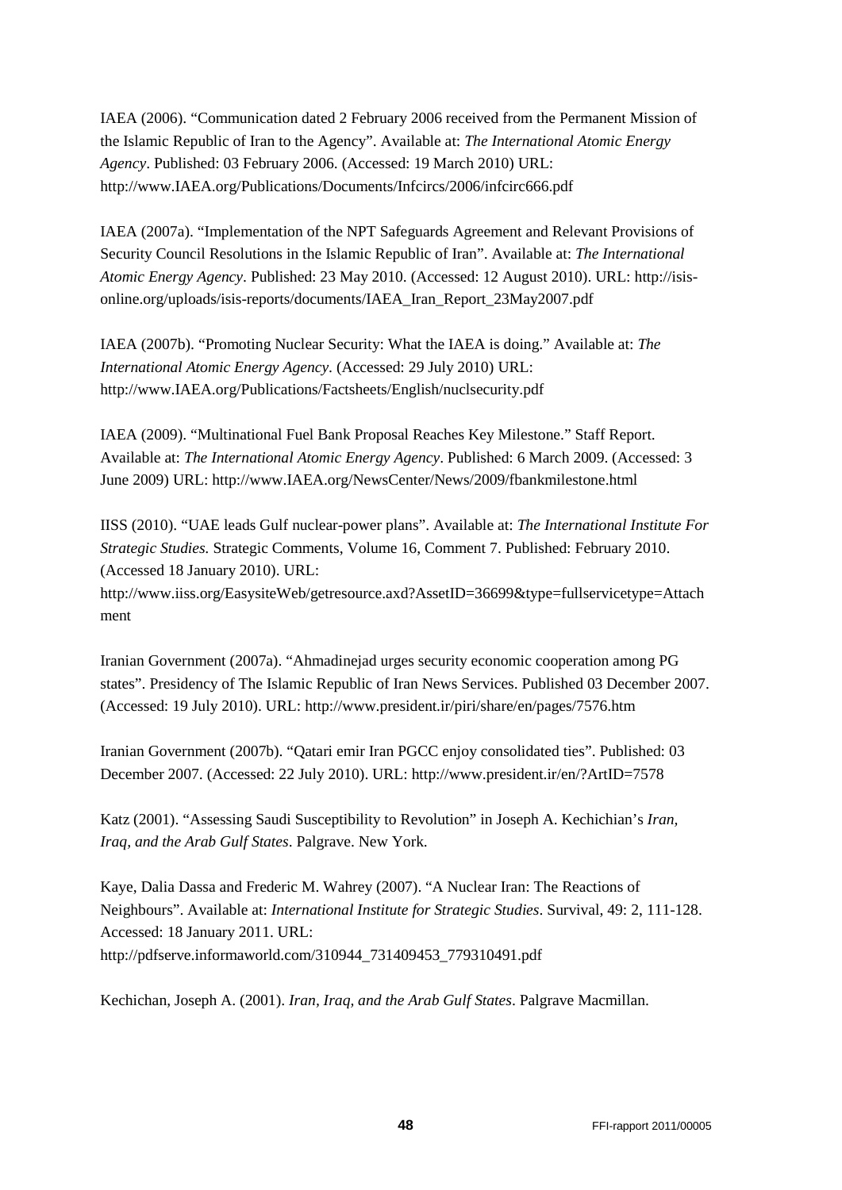IAEA (2006). "Communication dated 2 February 2006 received from the Permanent Mission of the Islamic Republic of Iran to the Agency". Available at: *The International Atomic Energy Agency*. Published: 03 February 2006. (Accessed: 19 March 2010) URL: http://www.IAEA.org/Publications/Documents/Infcircs/2006/infcirc666.pdf

IAEA (2007a). "Implementation of the NPT Safeguards Agreement and Relevant Provisions of Security Council Resolutions in the Islamic Republic of Iran". Available at: *The International Atomic Energy Agency*. Published: 23 May 2010. (Accessed: 12 August 2010). URL: http://isis-online.org/uploads/isis-reports/documents/IAEA_Iran_Report_23May2007.pdf

IAEA (2007b). "Promoting Nuclear Security: What the IAEA is doing." Available at: *The International Atomic Energy Agency*. (Accessed: 29 July 2010) URL: http://www.IAEA.org/Publications/Factsheets/English/nuclsecurity.pdf

IAEA (2009). "Multinational Fuel Bank Proposal Reaches Key Milestone." Staff Report. Available at: *The International Atomic Energy Agency*. Published: 6 March 2009. (Accessed: 3 June 2009) URL: http://www.IAEA.org/NewsCenter/News/2009/fbankmilestone.html

IISS (2010). "UAE leads Gulf nuclear-power plans". Available at: *The International Institute For Strategic Studies.* Strategic Comments, Volume 16, Comment 7. Published: February 2010. (Accessed 18 January 2010). URL: http://www.iiss.org/EasysiteWeb/getresource.axd?AssetID=36699&type=fullservicetype=Attachment

Iranian Government (2007a). "Ahmadinejad urges security economic cooperation among PG states". Presidency of The Islamic Republic of Iran News Services. Published 03 December 2007. (Accessed: 19 July 2010). URL: http://www.president.ir/piri/share/en/pages/7576.htm

Iranian Government (2007b). "Qatari emir Iran PGCC enjoy consolidated ties". Published: 03 December 2007. (Accessed: 22 July 2010). URL: http://www.president.ir/en/?ArtID=7578

Katz (2001). "Assessing Saudi Susceptibility to Revolution" in Joseph A. Kechichian's *Iran, Iraq, and the Arab Gulf States*. Palgrave. New York.

Kaye, Dalia Dassa and Frederic M. Wahrey (2007). "A Nuclear Iran: The Reactions of Neighbours". Available at: *International Institute for Strategic Studies*. Survival, 49: 2, 111-128. Accessed: 18 January 2011. URL: http://pdfserve.informaworld.com/310944_731409453_779310491.pdf

Kechichan, Joseph A. (2001). *Iran, Iraq, and the Arab Gulf States*. Palgrave Macmillan.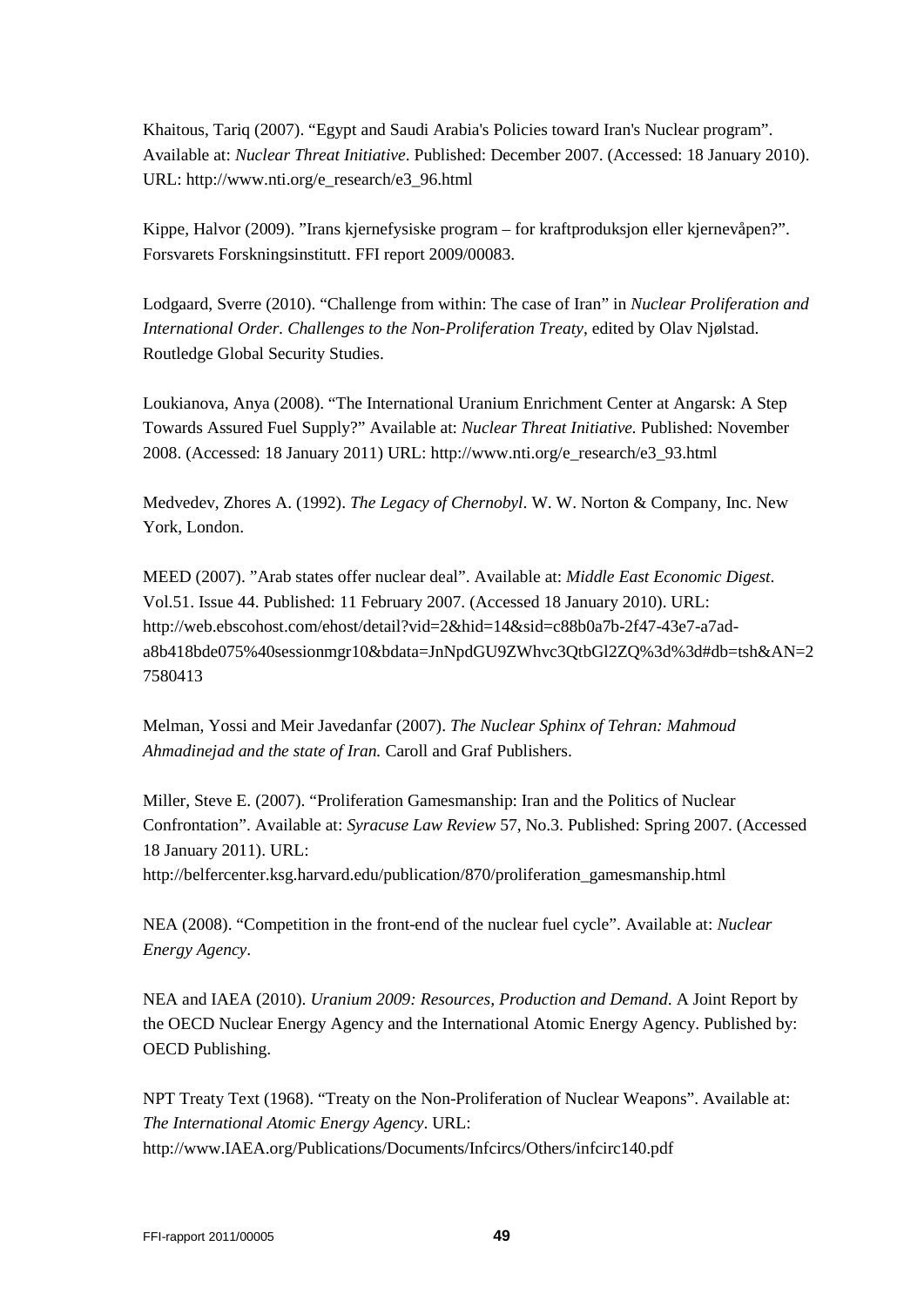Khaitous, Tariq (2007). “Egypt and Saudi Arabia's Policies toward Iran's Nuclear program”. Available at: *Nuclear Threat Initiative*. Published: December 2007. (Accessed: 18 January 2010). URL: http://www.nti.org/e_research/e3_96.html

Kippe, Halvor (2009). ”Irans kjernefysiske program – for kraftproduksjon eller kjernevåpen?”. Forsvarets Forskningsinstitutt. FFI report 2009/00083.

Lodgaard, Sverre (2010). “Challenge from within: The case of Iran” in *Nuclear Proliferation and International Order. Challenges to the Non-Proliferation Treaty*, edited by Olav Njølstad. Routledge Global Security Studies.

Loukianova, Anya (2008). “The International Uranium Enrichment Center at Angarsk: A Step Towards Assured Fuel Supply?” Available at: *Nuclear Threat Initiative.* Published: November 2008. (Accessed: 18 January 2011) URL: http://www.nti.org/e_research/e3_93.html

Medvedev, Zhores A. (1992). *The Legacy of Chernobyl*. W. W. Norton & Company, Inc. New York, London.

MEED (2007). ”Arab states offer nuclear deal”. Available at: *Middle East Economic Digest*. Vol.51. Issue 44. Published: 11 February 2007. (Accessed 18 January 2010). URL: http://web.ebscohost.com/ehost/detail?vid=2&hid=14&sid=c88b0a7b-2f47-43e7-a7ad-a8b418bde075%40sessionmgr10&bdata=JnNpdGU9ZWhvc3QtbGl2ZQ%3d%3d#db=tsh&AN=27580413

Melman, Yossi and Meir Javedanfar (2007). *The Nuclear Sphinx of Tehran: Mahmoud Ahmadinejad and the state of Iran.* Caroll and Graf Publishers.

Miller, Steve E. (2007). “Proliferation Gamesmanship: Iran and the Politics of Nuclear Confrontation”. Available at: *Syracuse Law Review* 57, No.3. Published: Spring 2007. (Accessed 18 January 2011). URL: http://belfercenter.ksg.harvard.edu/publication/870/proliferation_gamesmanship.html

NEA (2008). “Competition in the front-end of the nuclear fuel cycle”. Available at: *Nuclear Energy Agency*.

NEA and IAEA (2010). *Uranium 2009: Resources, Production and Demand*. A Joint Report by the OECD Nuclear Energy Agency and the International Atomic Energy Agency. Published by: OECD Publishing.

NPT Treaty Text (1968). “Treaty on the Non-Proliferation of Nuclear Weapons”. Available at: *The International Atomic Energy Agency*. URL: http://www.IAEA.org/Publications/Documents/Infcircs/Others/infcirc140.pdf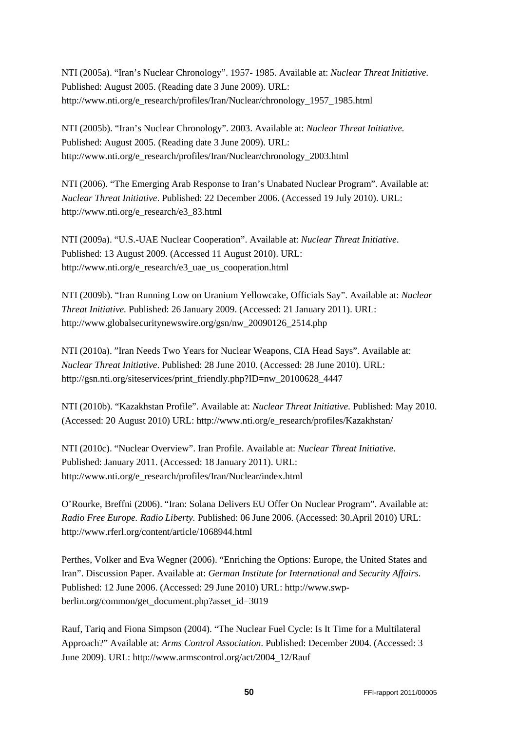NTI (2005a). “Iran’s Nuclear Chronology”. 1957- 1985. Available at: *Nuclear Threat Initiative*. Published: August 2005. (Reading date 3 June 2009). URL: http://www.nti.org/e_research/profiles/Iran/Nuclear/chronology_1957_1985.html

NTI (2005b). “Iran’s Nuclear Chronology”. 2003. Available at: *Nuclear Threat Initiative.* Published: August 2005. (Reading date 3 June 2009). URL: http://www.nti.org/e_research/profiles/Iran/Nuclear/chronology_2003.html

NTI (2006). “The Emerging Arab Response to Iran’s Unabated Nuclear Program”. Available at: *Nuclear Threat Initiative*. Published: 22 December 2006. (Accessed 19 July 2010). URL: http://www.nti.org/e_research/e3_83.html

NTI (2009a). “U.S.-UAE Nuclear Cooperation”. Available at: *Nuclear Threat Initiative*. Published: 13 August 2009. (Accessed 11 August 2010). URL: http://www.nti.org/e_research/e3_uae_us_cooperation.html

NTI (2009b). “Iran Running Low on Uranium Yellowcake, Officials Say”. Available at: *Nuclear Threat Initiative.* Published: 26 January 2009. (Accessed: 21 January 2011). URL: http://www.globalsecuritynewswire.org/gsn/nw_20090126_2514.php

NTI (2010a). ”Iran Needs Two Years for Nuclear Weapons, CIA Head Says”. Available at: *Nuclear Threat Initiative*. Published: 28 June 2010. (Accessed: 28 June 2010). URL: http://gsn.nti.org/siteservices/print_friendly.php?ID=nw_20100628_4447

NTI (2010b). “Kazakhstan Profile”. Available at: *Nuclear Threat Initiative.* Published: May 2010. (Accessed: 20 August 2010) URL: http://www.nti.org/e_research/profiles/Kazakhstan/

NTI (2010c). “Nuclear Overview”. Iran Profile. Available at: *Nuclear Threat Initiative.* Published: January 2011. (Accessed: 18 January 2011). URL: http://www.nti.org/e_research/profiles/Iran/Nuclear/index.html

O’Rourke, Breffni (2006). “Iran: Solana Delivers EU Offer On Nuclear Program”. Available at: *Radio Free Europe. Radio Liberty.* Published: 06 June 2006. (Accessed: 30.April 2010) URL: http://www.rferl.org/content/article/1068944.html

Perthes, Volker and Eva Wegner (2006). “Enriching the Options: Europe, the United States and Iran”. Discussion Paper. Available at: *German Institute for International and Security Affairs*. Published: 12 June 2006. (Accessed: 29 June 2010) URL: http://www.swp-berlin.org/common/get_document.php?asset_id=3019

Rauf, Tariq and Fiona Simpson (2004). “The Nuclear Fuel Cycle: Is It Time for a Multilateral Approach?” Available at: *Arms Control Association*. Published: December 2004. (Accessed: 3 June 2009). URL: http://www.armscontrol.org/act/2004_12/Rauf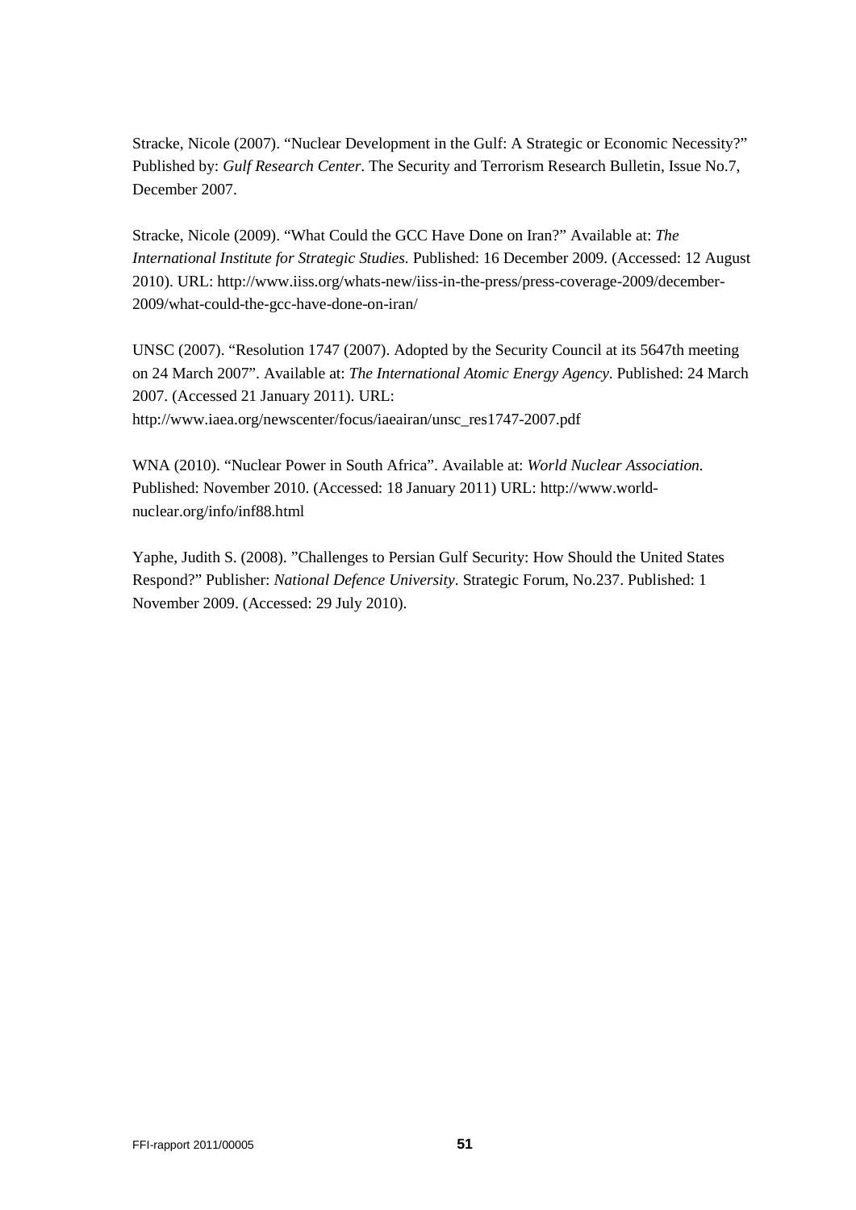Stracke, Nicole (2007). "Nuclear Development in the Gulf: A Strategic or Economic Necessity?" Published by: *Gulf Research Center*. The Security and Terrorism Research Bulletin, Issue No.7, December 2007.

Stracke, Nicole (2009). "What Could the GCC Have Done on Iran?" Available at: *The International Institute for Strategic Studies.* Published: 16 December 2009. (Accessed: 12 August 2010). URL: http://www.iiss.org/whats-new/iiss-in-the-press/press-coverage-2009/december-2009/what-could-the-gcc-have-done-on-iran/

UNSC (2007). "Resolution 1747 (2007). Adopted by the Security Council at its 5647th meeting on 24 March 2007". Available at: *The International Atomic Energy Agency*. Published: 24 March 2007. (Accessed 21 January 2011). URL: http://www.iaea.org/newscenter/focus/iaeairan/unsc_res1747-2007.pdf

WNA (2010). "Nuclear Power in South Africa". Available at: *World Nuclear Association.* Published: November 2010. (Accessed: 18 January 2011) URL: http://www.world-nuclear.org/info/inf88.html

Yaphe, Judith S. (2008). "Challenges to Persian Gulf Security: How Should the United States Respond?" Publisher: *National Defence University*. Strategic Forum, No.237. Published: 1 November 2009. (Accessed: 29 July 2010).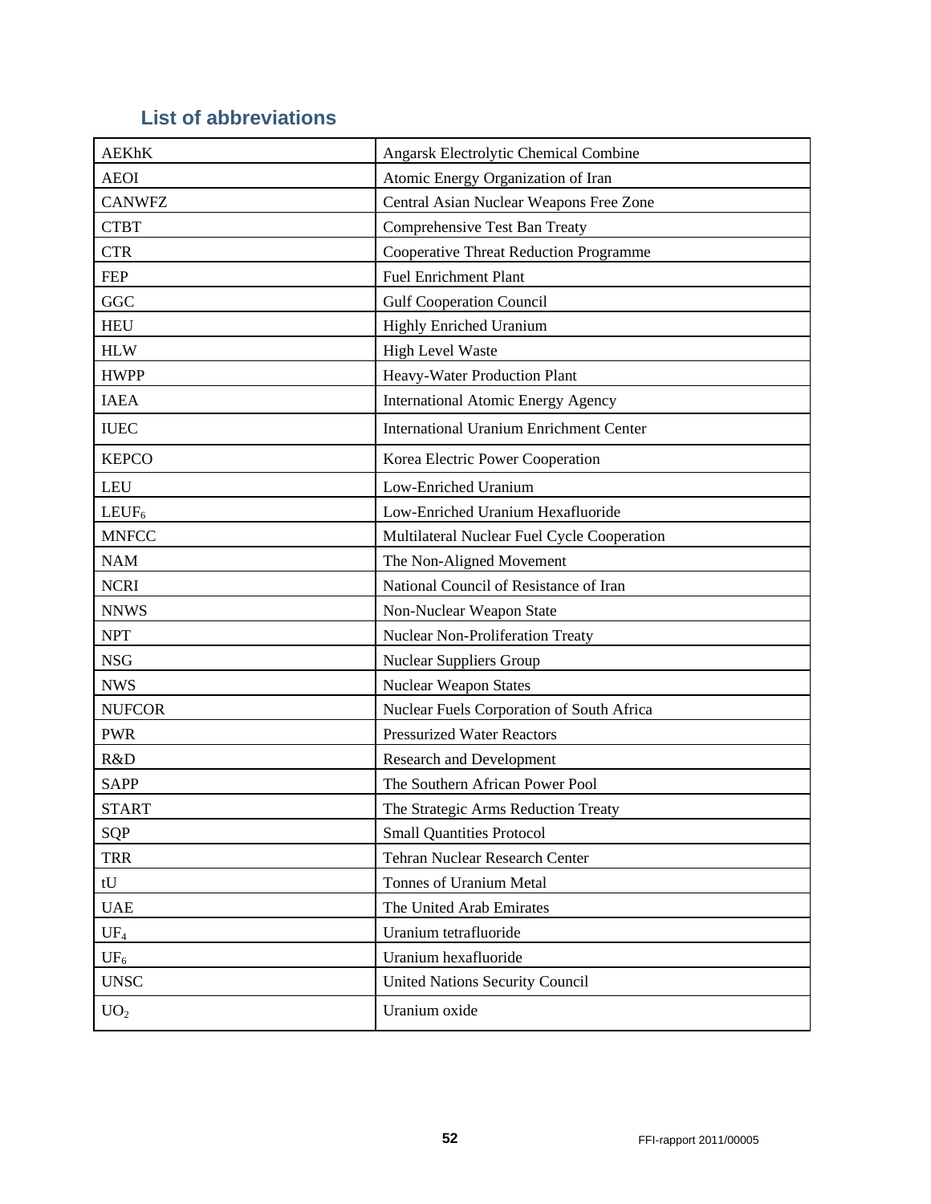## List of abbreviations

| | |
|---|---|
| AEKhK | Angarsk Electrolytic Chemical Combine |
| AEOI | Atomic Energy Organization of Iran |
| CANWFZ | Central Asian Nuclear Weapons Free Zone |
| CTBT | Comprehensive Test Ban Treaty |
| CTR | Cooperative Threat Reduction Programme |
| FEP | Fuel Enrichment Plant |
| GGC | Gulf Cooperation Council |
| HEU | Highly Enriched Uranium |
| HLW | High Level Waste |
| HWPP | Heavy-Water Production Plant |
| IAEA | International Atomic Energy Agency |
| IUEC | International Uranium Enrichment Center |
| KEPCO | Korea Electric Power Cooperation |
| LEU | Low-Enriched Uranium |
| $LEUF_6$ | Low-Enriched Uranium Hexafluoride |
| MNFCC | Multilateral Nuclear Fuel Cycle Cooperation |
| NAM | The Non-Aligned Movement |
| NCRI | National Council of Resistance of Iran |
| NNWS | Non-Nuclear Weapon State |
| NPT | Nuclear Non-Proliferation Treaty |
| NSG | Nuclear Suppliers Group |
| NWS | Nuclear Weapon States |
| NUFCOR | Nuclear Fuels Corporation of South Africa |
| PWR | Pressurized Water Reactors |
| R&D | Research and Development |
| SAPP | The Southern African Power Pool |
| START | The Strategic Arms Reduction Treaty |
| SQP | Small Quantities Protocol |
| TRR | Tehran Nuclear Research Center |
| tU | Tonnes of Uranium Metal |
| UAE | The United Arab Emirates |
| $UF_4$ | Uranium tetrafluoride |
| $UF_6$ | Uranium hexafluoride |
| UNSC | United Nations Security Council |
| $UO_2$ | Uranium oxide |